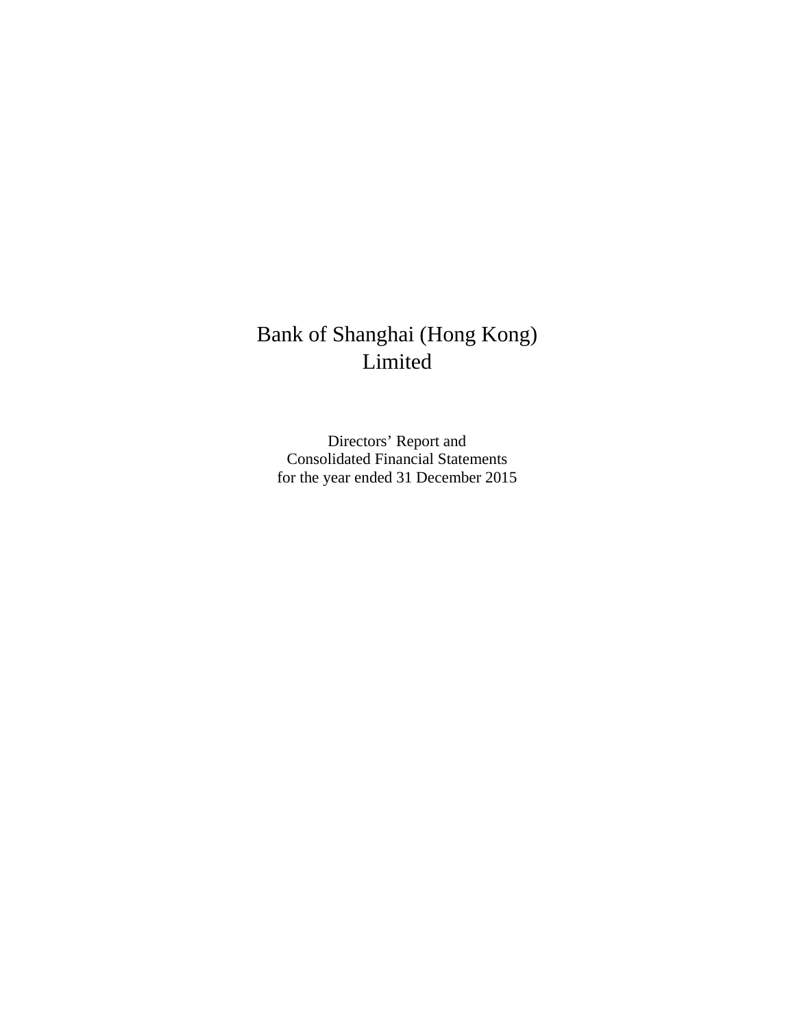# Bank of Shanghai (Hong Kong) Limited

Directors' Report and
Consolidated Financial Statements
for the year ended 31 December 2015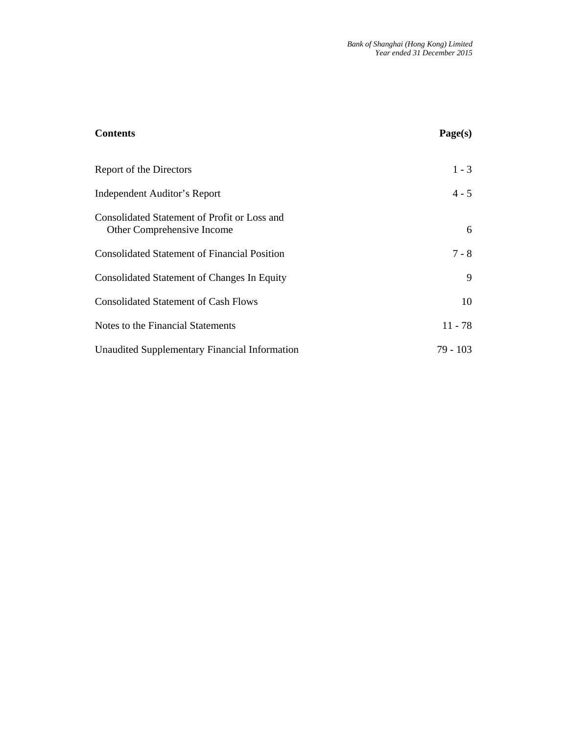| **Contents** | **Page(s)** |
|---|---|
| Report of the Directors | 1 - 3 |
| Independent Auditor's Report | 4 - 5 |
| Consolidated Statement of Profit or Loss and Other Comprehensive Income | 6 |
| Consolidated Statement of Financial Position | 7 - 8 |
| Consolidated Statement of Changes In Equity | 9 |
| Consolidated Statement of Cash Flows | 10 |
| Notes to the Financial Statements | 11 - 78 |
| Unaudited Supplementary Financial Information | 79 - 103 |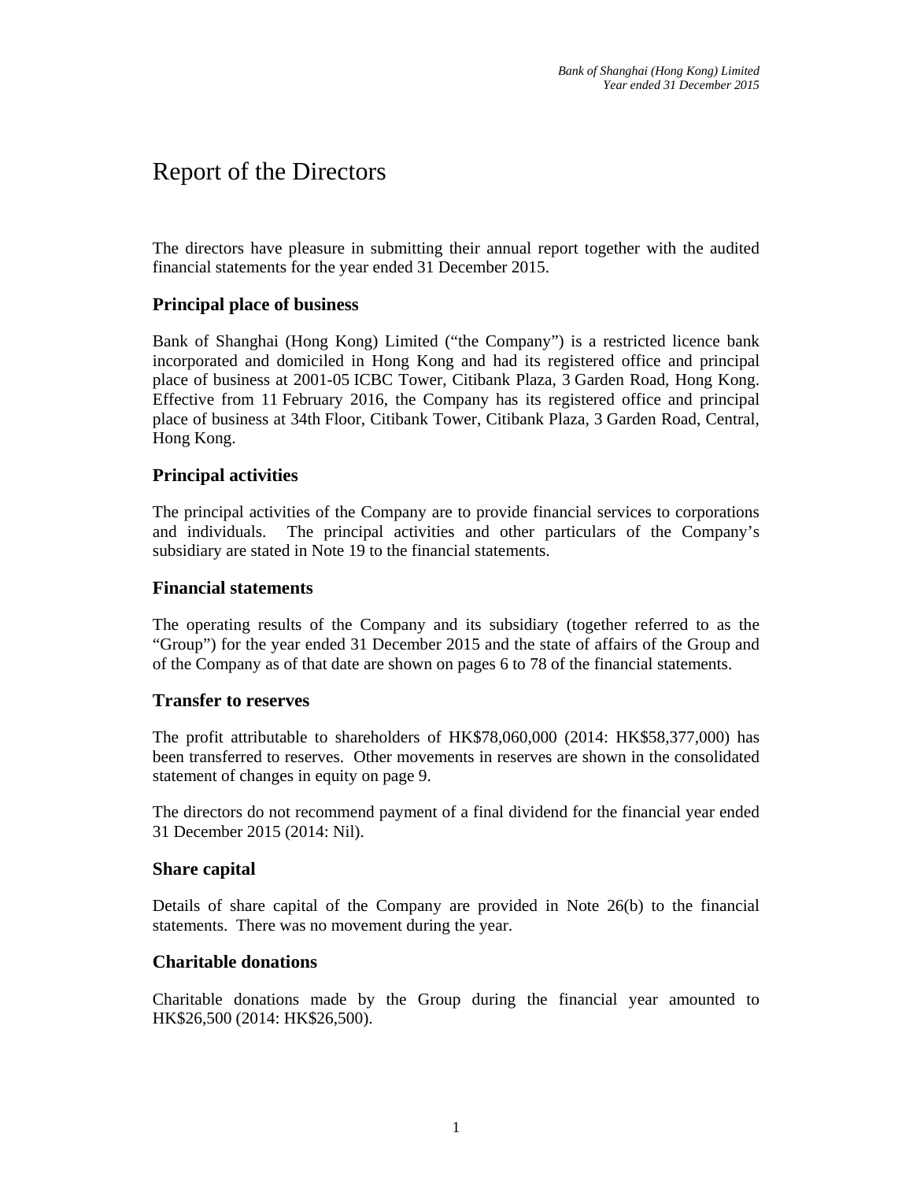# Report of the Directors

The directors have pleasure in submitting their annual report together with the audited financial statements for the year ended 31 December 2015.

## Principal place of business

Bank of Shanghai (Hong Kong) Limited ("the Company") is a restricted licence bank incorporated and domiciled in Hong Kong and had its registered office and principal place of business at 2001-05 ICBC Tower, Citibank Plaza, 3 Garden Road, Hong Kong. Effective from 11 February 2016, the Company has its registered office and principal place of business at 34th Floor, Citibank Tower, Citibank Plaza, 3 Garden Road, Central, Hong Kong.

## Principal activities

The principal activities of the Company are to provide financial services to corporations and individuals. The principal activities and other particulars of the Company's subsidiary are stated in Note 19 to the financial statements.

## Financial statements

The operating results of the Company and its subsidiary (together referred to as the "Group") for the year ended 31 December 2015 and the state of affairs of the Group and of the Company as of that date are shown on pages 6 to 78 of the financial statements.

## Transfer to reserves

The profit attributable to shareholders of HK$78,060,000 (2014: HK$58,377,000) has been transferred to reserves. Other movements in reserves are shown in the consolidated statement of changes in equity on page 9.

The directors do not recommend payment of a final dividend for the financial year ended 31 December 2015 (2014: Nil).

## Share capital

Details of share capital of the Company are provided in Note 26(b) to the financial statements. There was no movement during the year.

## Charitable donations

Charitable donations made by the Group during the financial year amounted to HK$26,500 (2014: HK$26,500).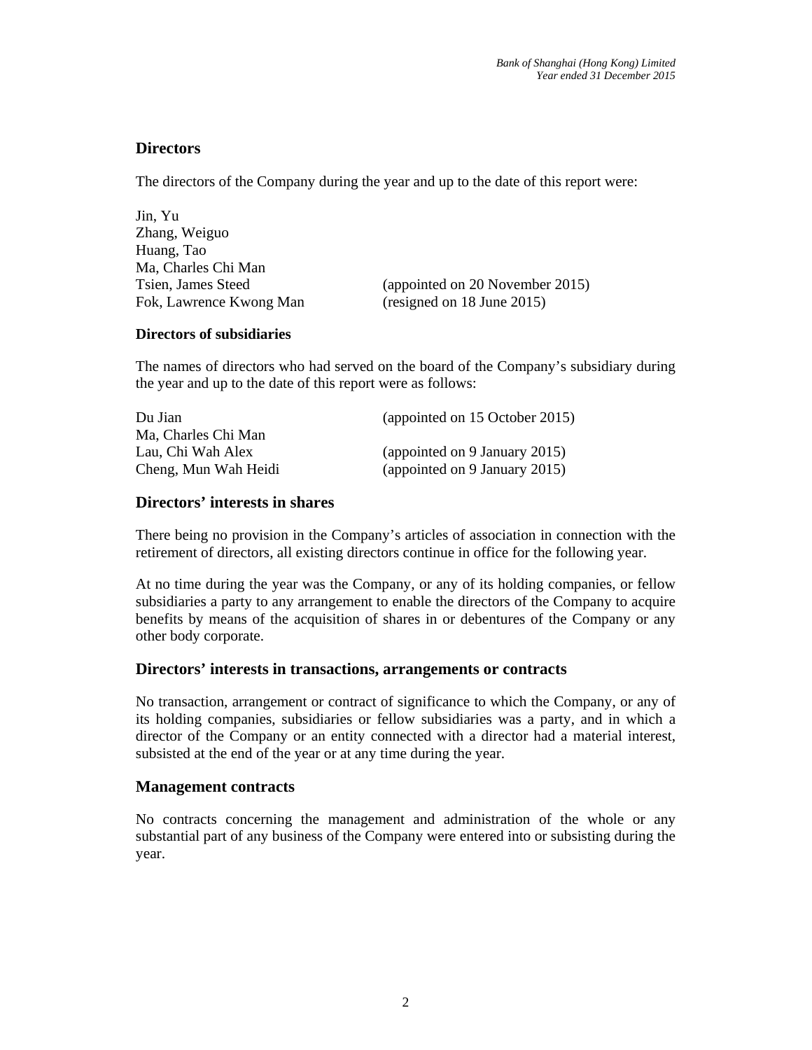## Directors

The directors of the Company during the year and up to the date of this report were:

Jin, Yu
Zhang, Weiguo
Huang, Tao
Ma, Charles Chi Man
Tsien, James Steed (appointed on 20 November 2015)
Fok, Lawrence Kwong Man (resigned on 18 June 2015)

### Directors of subsidiaries

The names of directors who had served on the board of the Company's subsidiary during the year and up to the date of this report were as follows:

Du Jian (appointed on 15 October 2015)
Ma, Charles Chi Man
Lau, Chi Wah Alex (appointed on 9 January 2015)
Cheng, Mun Wah Heidi (appointed on 9 January 2015)

## Directors' interests in shares

There being no provision in the Company's articles of association in connection with the retirement of directors, all existing directors continue in office for the following year.

At no time during the year was the Company, or any of its holding companies, or fellow subsidiaries a party to any arrangement to enable the directors of the Company to acquire benefits by means of the acquisition of shares in or debentures of the Company or any other body corporate.

## Directors' interests in transactions, arrangements or contracts

No transaction, arrangement or contract of significance to which the Company, or any of its holding companies, subsidiaries or fellow subsidiaries was a party, and in which a director of the Company or an entity connected with a director had a material interest, subsisted at the end of the year or at any time during the year.

## Management contracts

No contracts concerning the management and administration of the whole or any substantial part of any business of the Company were entered into or subsisting during the year.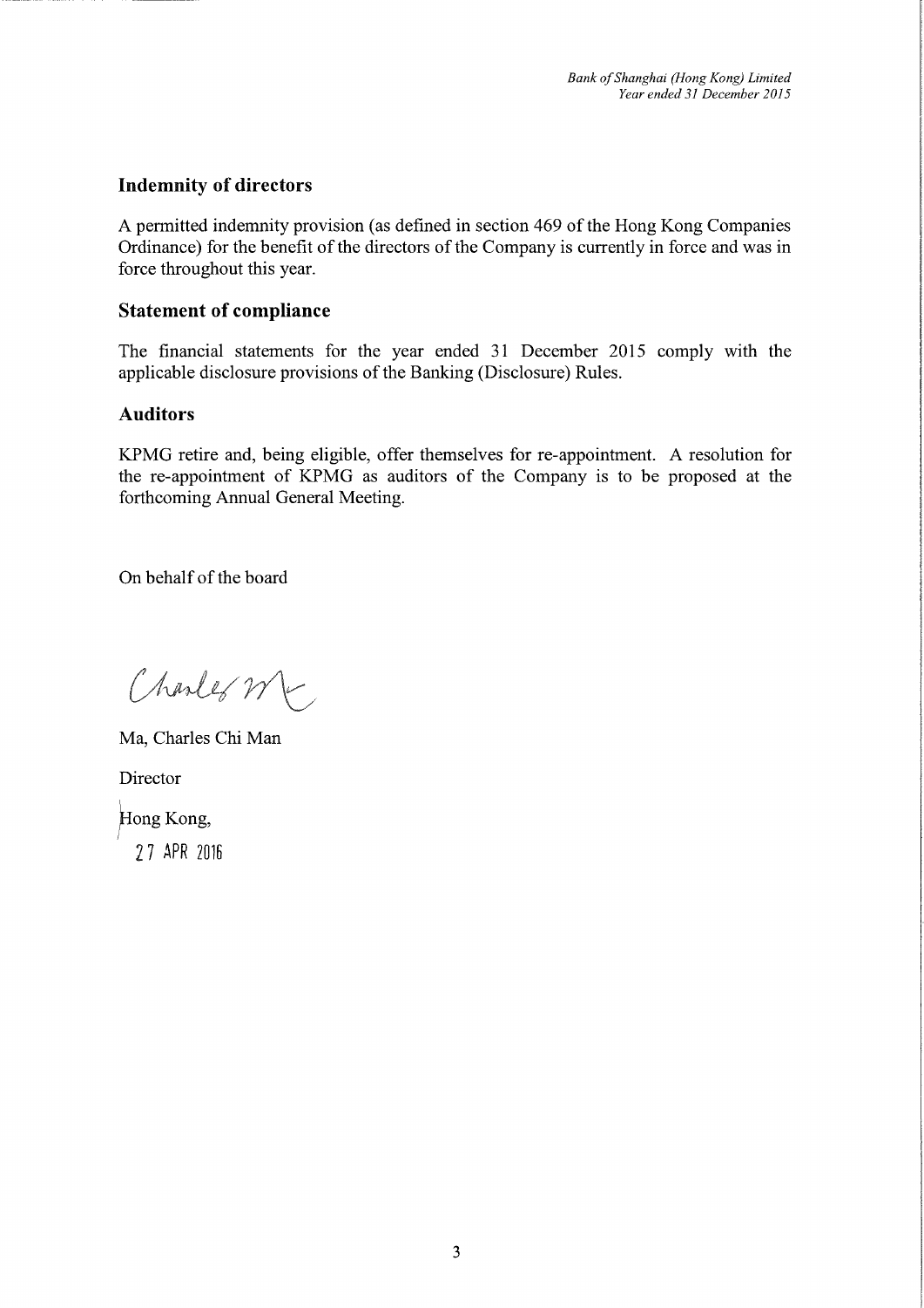## Indemnity of directors

A permitted indemnity provision (as defined in section 469 of the Hong Kong Companies Ordinance) for the benefit of the directors of the Company is currently in force and was in force throughout this year.

## Statement of compliance

The financial statements for the year ended 31 December 2015 comply with the applicable disclosure provisions of the Banking (Disclosure) Rules.

## Auditors

KPMG retire and, being eligible, offer themselves for re-appointment. A resolution for the re-appointment of KPMG as auditors of the Company is to be proposed at the forthcoming Annual General Meeting.

On behalf of the board

Ma, Charles Chi Man

Director

Hong Kong,

27 APR 2016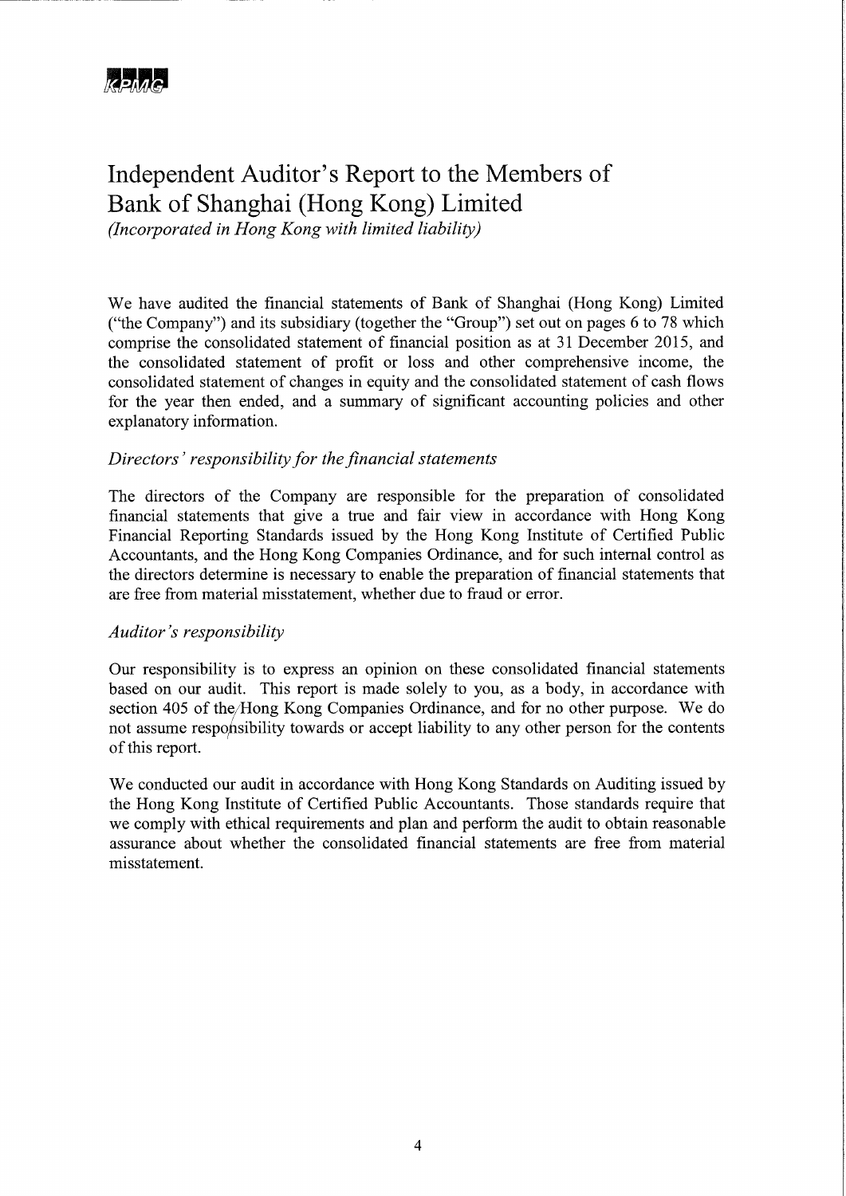KPMG

# Independent Auditor's Report to the Members of Bank of Shanghai (Hong Kong) Limited

*(Incorporated in Hong Kong with limited liability)*

We have audited the financial statements of Bank of Shanghai (Hong Kong) Limited ("the Company") and its subsidiary (together the "Group") set out on pages 6 to 78 which comprise the consolidated statement of financial position as at 31 December 2015, and the consolidated statement of profit or loss and other comprehensive income, the consolidated statement of changes in equity and the consolidated statement of cash flows for the year then ended, and a summary of significant accounting policies and other explanatory information.

### *Directors' responsibility for the financial statements*

The directors of the Company are responsible for the preparation of consolidated financial statements that give a true and fair view in accordance with Hong Kong Financial Reporting Standards issued by the Hong Kong Institute of Certified Public Accountants, and the Hong Kong Companies Ordinance, and for such internal control as the directors determine is necessary to enable the preparation of financial statements that are free from material misstatement, whether due to fraud or error.

### *Auditor's responsibility*

Our responsibility is to express an opinion on these consolidated financial statements based on our audit. This report is made solely to you, as a body, in accordance with section 405 of the Hong Kong Companies Ordinance, and for no other purpose. We do not assume responsibility towards or accept liability to any other person for the contents of this report.

We conducted our audit in accordance with Hong Kong Standards on Auditing issued by the Hong Kong Institute of Certified Public Accountants. Those standards require that we comply with ethical requirements and plan and perform the audit to obtain reasonable assurance about whether the consolidated financial statements are free from material misstatement.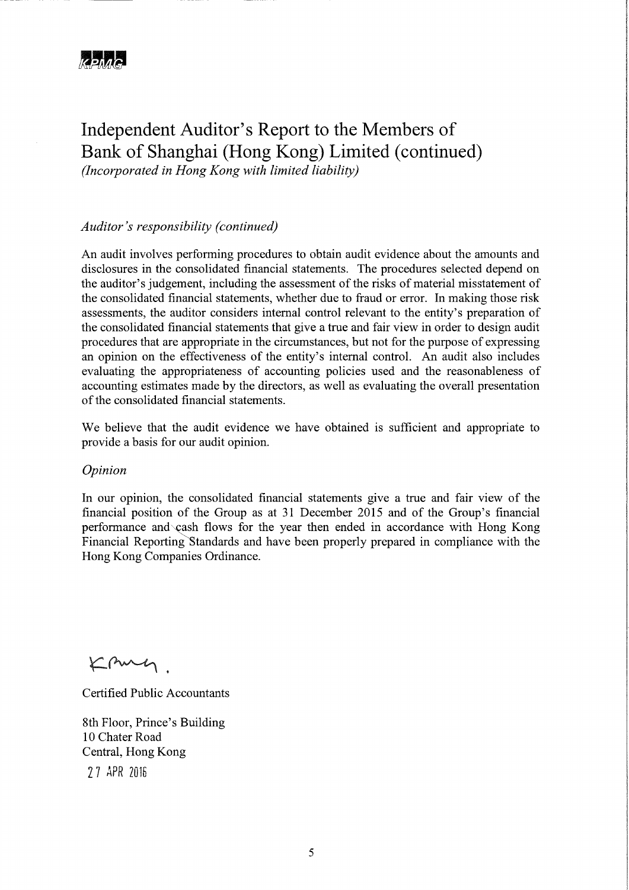# Independent Auditor's Report to the Members of Bank of Shanghai (Hong Kong) Limited (continued)

*(Incorporated in Hong Kong with limited liability)*

*Auditor's responsibility (continued)*

An audit involves performing procedures to obtain audit evidence about the amounts and disclosures in the consolidated financial statements. The procedures selected depend on the auditor's judgement, including the assessment of the risks of material misstatement of the consolidated financial statements, whether due to fraud or error. In making those risk assessments, the auditor considers internal control relevant to the entity's preparation of the consolidated financial statements that give a true and fair view in order to design audit procedures that are appropriate in the circumstances, but not for the purpose of expressing an opinion on the effectiveness of the entity's internal control. An audit also includes evaluating the appropriateness of accounting policies used and the reasonableness of accounting estimates made by the directors, as well as evaluating the overall presentation of the consolidated financial statements.

We believe that the audit evidence we have obtained is sufficient and appropriate to provide a basis for our audit opinion.

*Opinion*

In our opinion, the consolidated financial statements give a true and fair view of the financial position of the Group as at 31 December 2015 and of the Group's financial performance and cash flows for the year then ended in accordance with Hong Kong Financial Reporting Standards and have been properly prepared in compliance with the Hong Kong Companies Ordinance.

KPMG

Certified Public Accountants

8th Floor, Prince's Building
10 Chater Road
Central, Hong Kong

27 APR 2016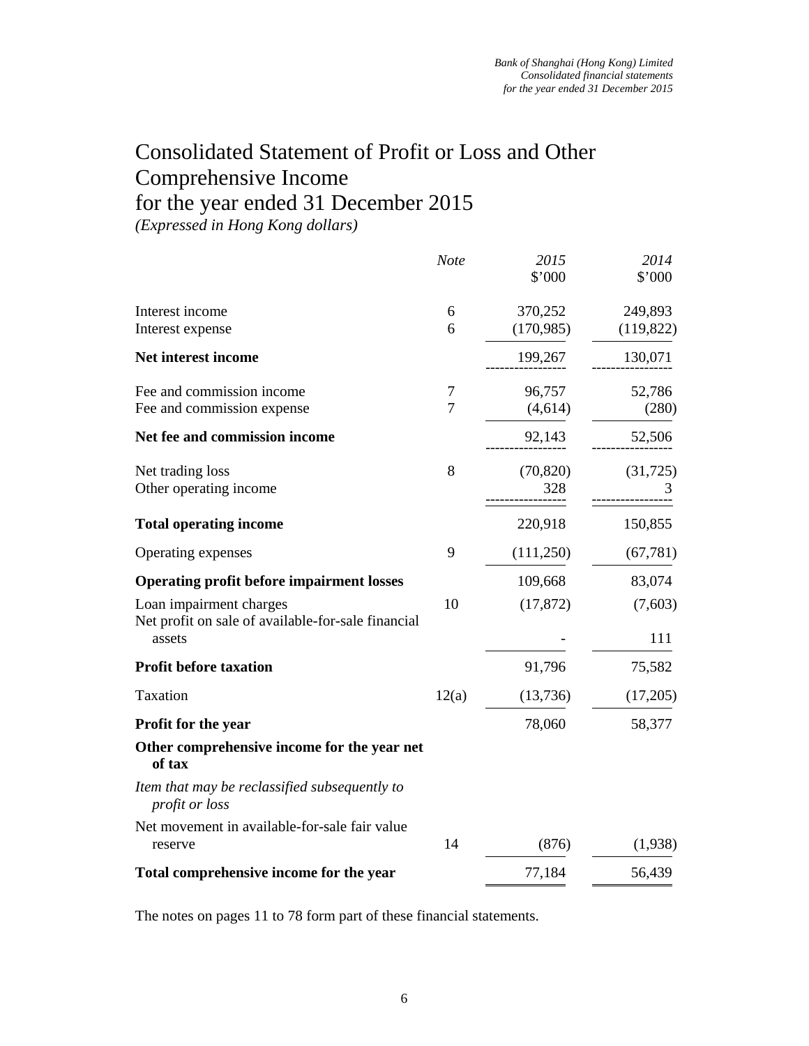# Consolidated Statement of Profit or Loss and Other Comprehensive Income for the year ended 31 December 2015

*(Expressed in Hong Kong dollars)*

| | *Note* | *2015* $'000 | *2014* $'000 |
|---|---|---|---|
| Interest income | 6 | 370,252 | 249,893 |
| Interest expense | 6 | (170,985) | (119,822) |
| **Net interest income** | | 199,267 | 130,071 |
| Fee and commission income | 7 | 96,757 | 52,786 |
| Fee and commission expense | 7 | (4,614) | (280) |
| **Net fee and commission income** | | 92,143 | 52,506 |
| Net trading loss | 8 | (70,820) | (31,725) |
| Other operating income | | 328 | 3 |
| **Total operating income** | | 220,918 | 150,855 |
| Operating expenses | 9 | (111,250) | (67,781) |
| **Operating profit before impairment losses** | | 109,668 | 83,074 |
| Loan impairment charges | 10 | (17,872) | (7,603) |
| Net profit on sale of available-for-sale financial assets | | - | 111 |
| **Profit before taxation** | | 91,796 | 75,582 |
| Taxation | 12(a) | (13,736) | (17,205) |
| **Profit for the year** | | 78,060 | 58,377 |
| **Other comprehensive income for the year net of tax** | | | |
| *Item that may be reclassified subsequently to profit or loss* | | | |
| Net movement in available-for-sale fair value reserve | 14 | (876) | (1,938) |
| **Total comprehensive income for the year** | | 77,184 | 56,439 |

The notes on pages 11 to 78 form part of these financial statements.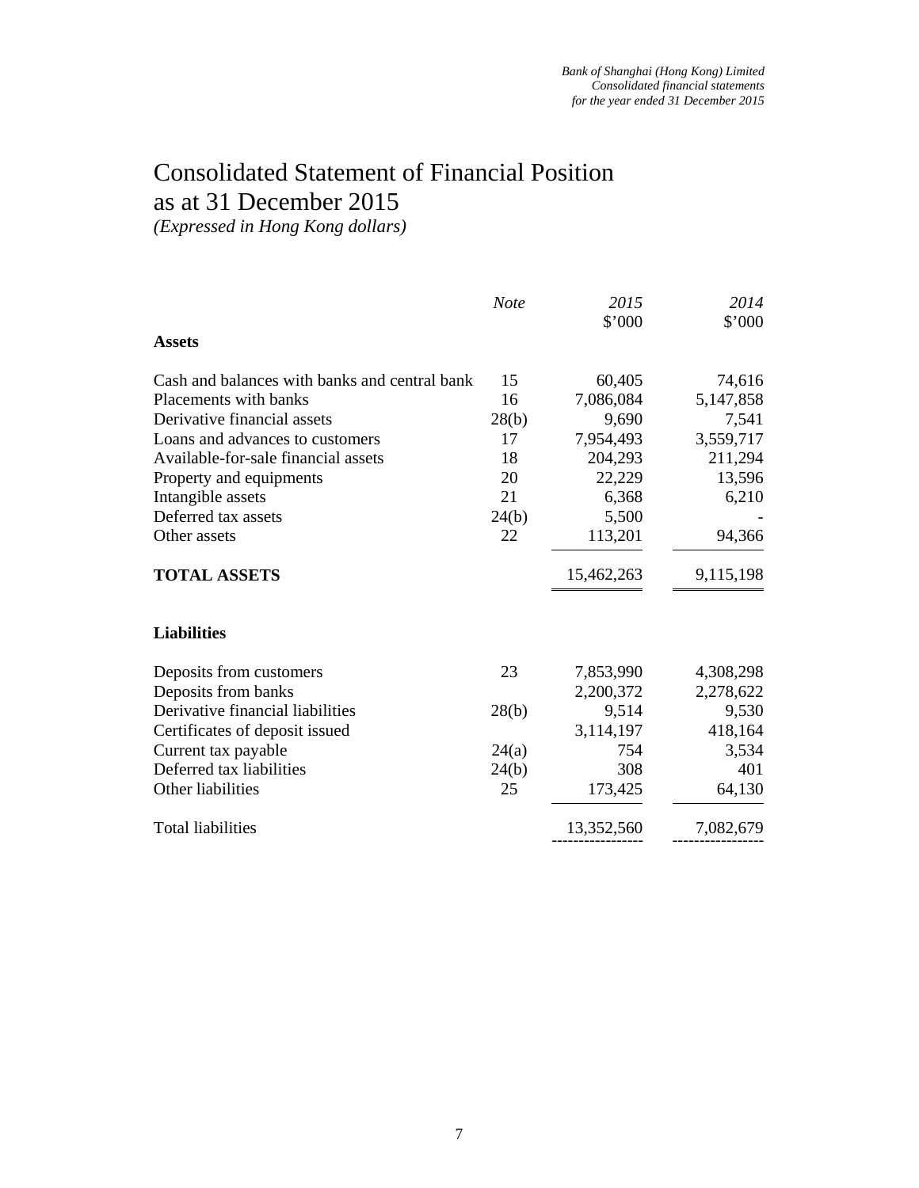# Consolidated Statement of Financial Position as at 31 December 2015

*(Expressed in Hong Kong dollars)*

| | *Note* | *2015* $'000 | *2014* $'000 |
|---|---|---|---|
| **Assets** | | | |
| Cash and balances with banks and central bank | 15 | 60,405 | 74,616 |
| Placements with banks | 16 | 7,086,084 | 5,147,858 |
| Derivative financial assets | 28(b) | 9,690 | 7,541 |
| Loans and advances to customers | 17 | 7,954,493 | 3,559,717 |
| Available-for-sale financial assets | 18 | 204,293 | 211,294 |
| Property and equipments | 20 | 22,229 | 13,596 |
| Intangible assets | 21 | 6,368 | 6,210 |
| Deferred tax assets | 24(b) | 5,500 | - |
| Other assets | 22 | 113,201 | 94,366 |
| **TOTAL ASSETS** | | 15,462,263 | 9,115,198 |
| **Liabilities** | | | |
| Deposits from customers | 23 | 7,853,990 | 4,308,298 |
| Deposits from banks | | 2,200,372 | 2,278,622 |
| Derivative financial liabilities | 28(b) | 9,514 | 9,530 |
| Certificates of deposit issued | | 3,114,197 | 418,164 |
| Current tax payable | 24(a) | 754 | 3,534 |
| Deferred tax liabilities | 24(b) | 308 | 401 |
| Other liabilities | 25 | 173,425 | 64,130 |
| Total liabilities | | 13,352,560 | 7,082,679 |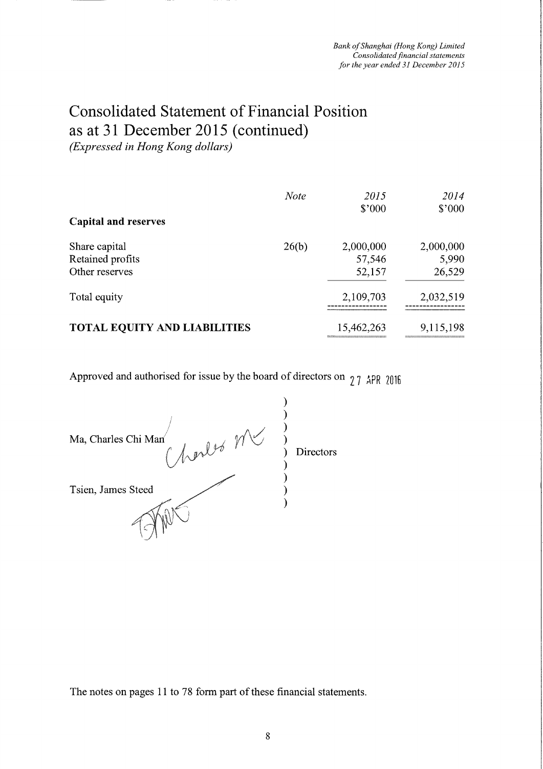# Consolidated Statement of Financial Position as at 31 December 2015 (continued)

*(Expressed in Hong Kong dollars)*

| | *Note* | *2015* $'000 | *2014* $'000 |
|---|---|---|---|
| **Capital and reserves** | | | |
| Share capital | 26(b) | 2,000,000 | 2,000,000 |
| Retained profits | | 57,546 | 5,990 |
| Other reserves | | 52,157 | 26,529 |
| Total equity | | 2,109,703 | 2,032,519 |
| **TOTAL EQUITY AND LIABILITIES** | | 15,462,263 | 9,115,198 |

Approved and authorised for issue by the board of directors on 27 APR 2016

Ma, Charles Chi Man )
Tsien, James Steed ) Directors

The notes on pages 11 to 78 form part of these financial statements.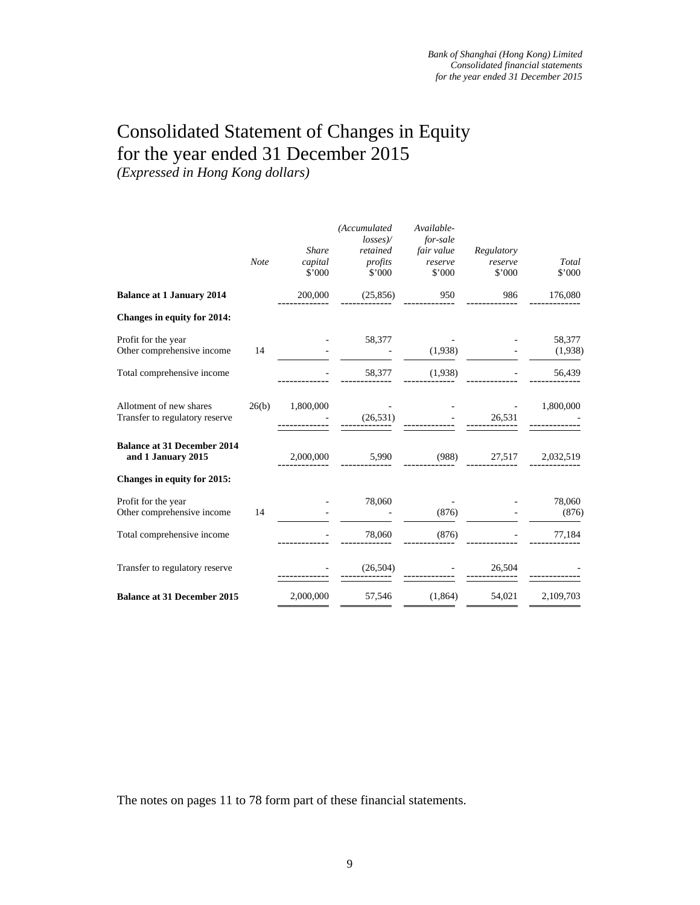# Consolidated Statement of Changes in Equity for the year ended 31 December 2015

*(Expressed in Hong Kong dollars)*

| | *Note* | *Share capital* $'000 | *(Accumulated losses)/ retained profits* $'000 | *Available-for-sale fair value reserve* $'000 | *Regulatory reserve* $'000 | *Total* $'000 |
|---|---|---|---|---|---|---|
| **Balance at 1 January 2014** | | 200,000 | (25,856) | 950 | 986 | 176,080 |
| **Changes in equity for 2014:** | | | | | | |
| Profit for the year | | - | 58,377 | - | - | 58,377 |
| Other comprehensive income | 14 | - | - | (1,938) | - | (1,938) |
| Total comprehensive income | | - | 58,377 | (1,938) | - | 56,439 |
| Allotment of new shares | 26(b) | 1,800,000 | - | - | - | 1,800,000 |
| Transfer to regulatory reserve | | - | (26,531) | - | 26,531 | - |
| **Balance at 31 December 2014 and 1 January 2015** | | 2,000,000 | 5,990 | (988) | 27,517 | 2,032,519 |
| **Changes in equity for 2015:** | | | | | | |
| Profit for the year | | - | 78,060 | - | - | 78,060 |
| Other comprehensive income | 14 | - | - | (876) | - | (876) |
| Total comprehensive income | | - | 78,060 | (876) | - | 77,184 |
| Transfer to regulatory reserve | | - | (26,504) | - | 26,504 | - |
| **Balance at 31 December 2015** | | 2,000,000 | 57,546 | (1,864) | 54,021 | 2,109,703 |

The notes on pages 11 to 78 form part of these financial statements.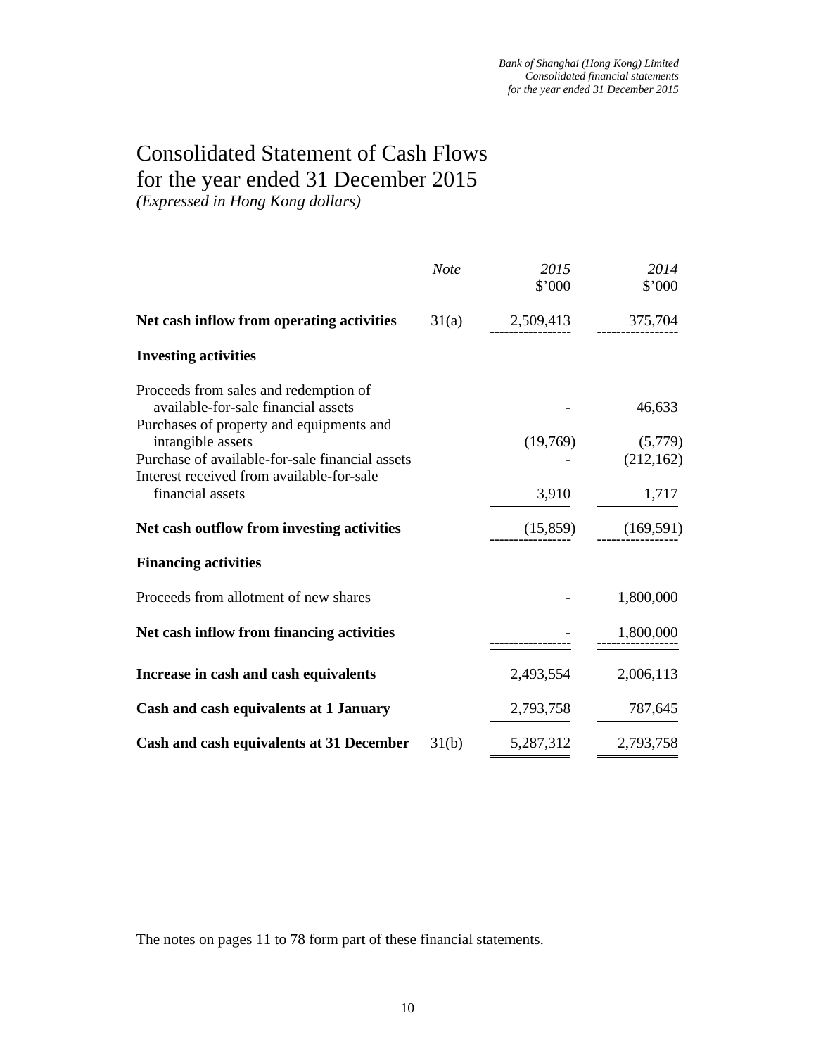# Consolidated Statement of Cash Flows for the year ended 31 December 2015

*(Expressed in Hong Kong dollars)*

| | *Note* | *2015* \$'000 | *2014* \$'000 |
|---|---|---|---|
| **Net cash inflow from operating activities** | 31(a) | 2,509,413 | 375,704 |
| **Investing activities** | | | |
| Proceeds from sales and redemption of available-for-sale financial assets | | - | 46,633 |
| Purchases of property and equipments and intangible assets | | (19,769) | (5,779) |
| Purchase of available-for-sale financial assets | | - | (212,162) |
| Interest received from available-for-sale financial assets | | 3,910 | 1,717 |
| **Net cash outflow from investing activities** | | (15,859) | (169,591) |
| **Financing activities** | | | |
| Proceeds from allotment of new shares | | - | 1,800,000 |
| **Net cash inflow from financing activities** | | - | 1,800,000 |
| **Increase in cash and cash equivalents** | | 2,493,554 | 2,006,113 |
| **Cash and cash equivalents at 1 January** | | 2,793,758 | 787,645 |
| **Cash and cash equivalents at 31 December** | 31(b) | 5,287,312 | 2,793,758 |

The notes on pages 11 to 78 form part of these financial statements.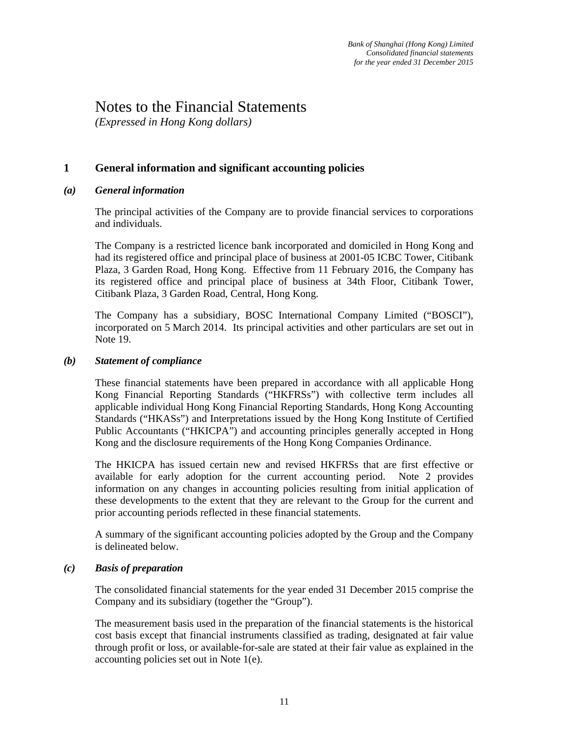# Notes to the Financial Statements

*(Expressed in Hong Kong dollars)*

## 1 General information and significant accounting policies

### *(a) General information*

The principal activities of the Company are to provide financial services to corporations and individuals.

The Company is a restricted licence bank incorporated and domiciled in Hong Kong and had its registered office and principal place of business at 2001-05 ICBC Tower, Citibank Plaza, 3 Garden Road, Hong Kong. Effective from 11 February 2016, the Company has its registered office and principal place of business at 34th Floor, Citibank Tower, Citibank Plaza, 3 Garden Road, Central, Hong Kong.

The Company has a subsidiary, BOSC International Company Limited ("BOSCI"), incorporated on 5 March 2014. Its principal activities and other particulars are set out in Note 19.

### *(b) Statement of compliance*

These financial statements have been prepared in accordance with all applicable Hong Kong Financial Reporting Standards ("HKFRSs") with collective term includes all applicable individual Hong Kong Financial Reporting Standards, Hong Kong Accounting Standards ("HKASs") and Interpretations issued by the Hong Kong Institute of Certified Public Accountants ("HKICPA") and accounting principles generally accepted in Hong Kong and the disclosure requirements of the Hong Kong Companies Ordinance.

The HKICPA has issued certain new and revised HKFRSs that are first effective or available for early adoption for the current accounting period. Note 2 provides information on any changes in accounting policies resulting from initial application of these developments to the extent that they are relevant to the Group for the current and prior accounting periods reflected in these financial statements.

A summary of the significant accounting policies adopted by the Group and the Company is delineated below.

### *(c) Basis of preparation*

The consolidated financial statements for the year ended 31 December 2015 comprise the Company and its subsidiary (together the "Group").

The measurement basis used in the preparation of the financial statements is the historical cost basis except that financial instruments classified as trading, designated at fair value through profit or loss, or available-for-sale are stated at their fair value as explained in the accounting policies set out in Note 1(e).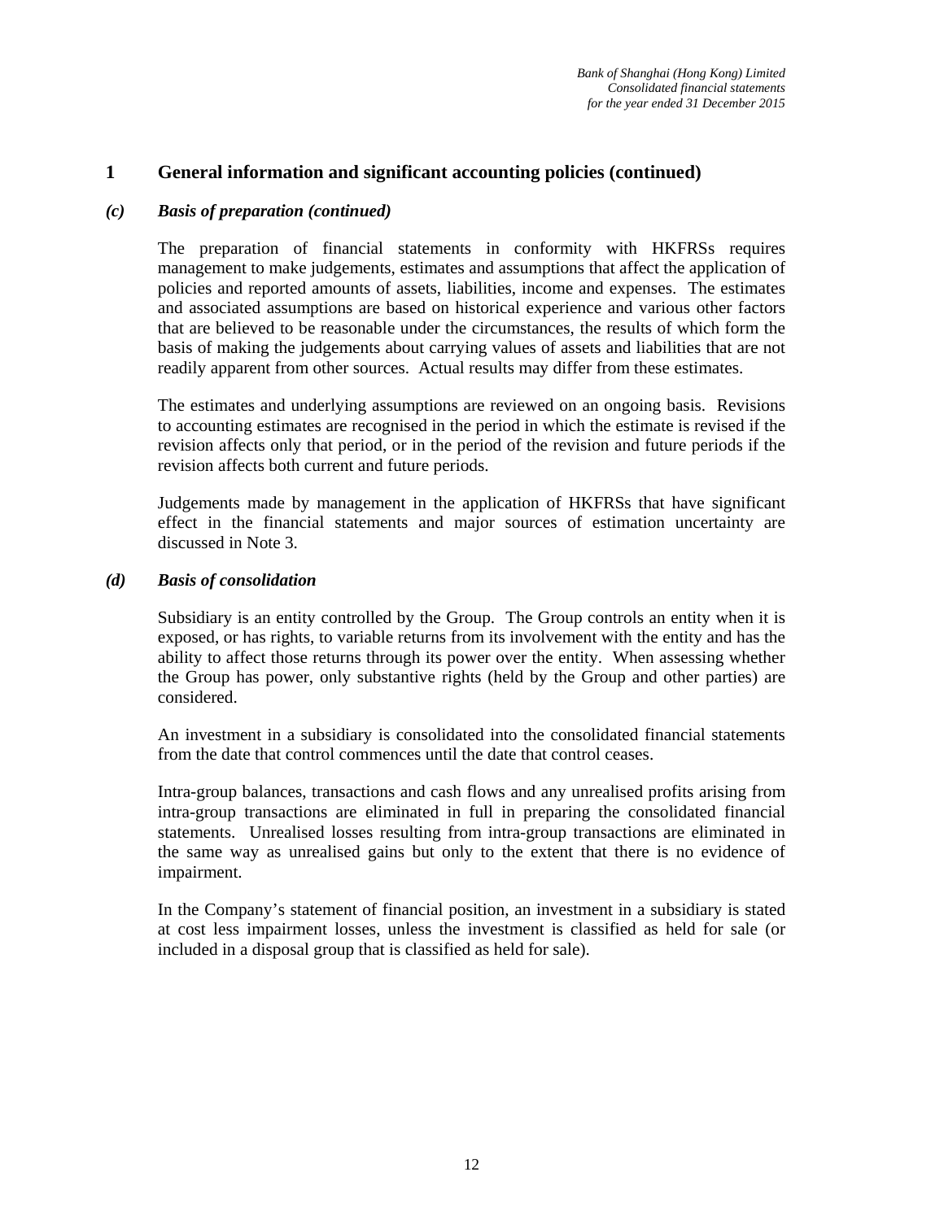# 1 General information and significant accounting policies (continued)

### *(c) Basis of preparation (continued)*

The preparation of financial statements in conformity with HKFRSs requires management to make judgements, estimates and assumptions that affect the application of policies and reported amounts of assets, liabilities, income and expenses. The estimates and associated assumptions are based on historical experience and various other factors that are believed to be reasonable under the circumstances, the results of which form the basis of making the judgements about carrying values of assets and liabilities that are not readily apparent from other sources. Actual results may differ from these estimates.

The estimates and underlying assumptions are reviewed on an ongoing basis. Revisions to accounting estimates are recognised in the period in which the estimate is revised if the revision affects only that period, or in the period of the revision and future periods if the revision affects both current and future periods.

Judgements made by management in the application of HKFRSs that have significant effect in the financial statements and major sources of estimation uncertainty are discussed in Note 3.

### *(d) Basis of consolidation*

Subsidiary is an entity controlled by the Group. The Group controls an entity when it is exposed, or has rights, to variable returns from its involvement with the entity and has the ability to affect those returns through its power over the entity. When assessing whether the Group has power, only substantive rights (held by the Group and other parties) are considered.

An investment in a subsidiary is consolidated into the consolidated financial statements from the date that control commences until the date that control ceases.

Intra-group balances, transactions and cash flows and any unrealised profits arising from intra-group transactions are eliminated in full in preparing the consolidated financial statements. Unrealised losses resulting from intra-group transactions are eliminated in the same way as unrealised gains but only to the extent that there is no evidence of impairment.

In the Company's statement of financial position, an investment in a subsidiary is stated at cost less impairment losses, unless the investment is classified as held for sale (or included in a disposal group that is classified as held for sale).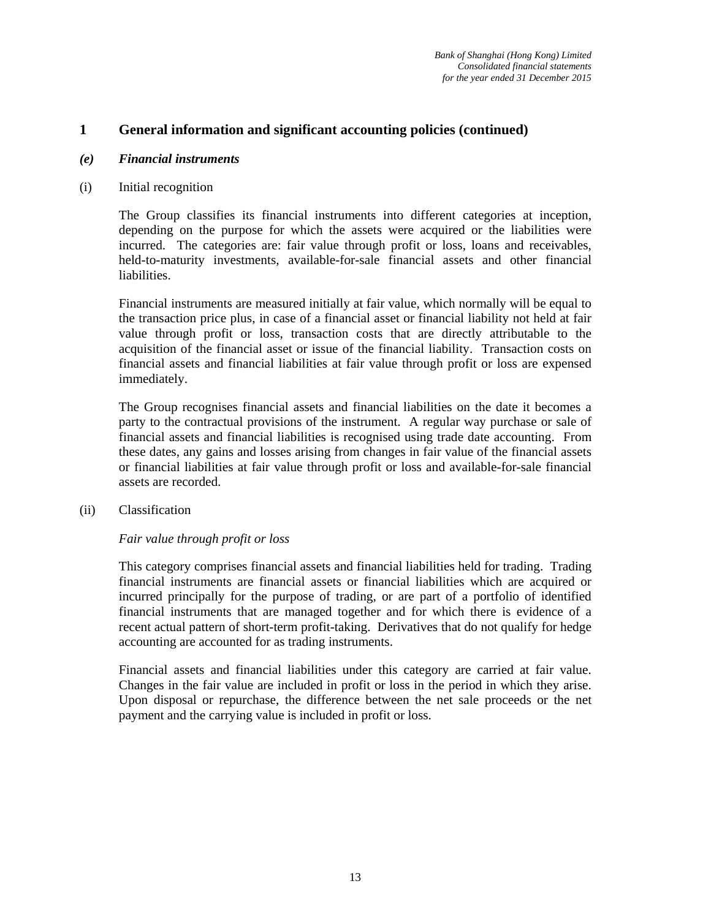## 1 General information and significant accounting policies (continued)

### *(e) Financial instruments*

(i) Initial recognition

The Group classifies its financial instruments into different categories at inception, depending on the purpose for which the assets were acquired or the liabilities were incurred. The categories are: fair value through profit or loss, loans and receivables, held-to-maturity investments, available-for-sale financial assets and other financial liabilities.

Financial instruments are measured initially at fair value, which normally will be equal to the transaction price plus, in case of a financial asset or financial liability not held at fair value through profit or loss, transaction costs that are directly attributable to the acquisition of the financial asset or issue of the financial liability. Transaction costs on financial assets and financial liabilities at fair value through profit or loss are expensed immediately.

The Group recognises financial assets and financial liabilities on the date it becomes a party to the contractual provisions of the instrument. A regular way purchase or sale of financial assets and financial liabilities is recognised using trade date accounting. From these dates, any gains and losses arising from changes in fair value of the financial assets or financial liabilities at fair value through profit or loss and available-for-sale financial assets are recorded.

(ii) Classification

*Fair value through profit or loss*

This category comprises financial assets and financial liabilities held for trading. Trading financial instruments are financial assets or financial liabilities which are acquired or incurred principally for the purpose of trading, or are part of a portfolio of identified financial instruments that are managed together and for which there is evidence of a recent actual pattern of short-term profit-taking. Derivatives that do not qualify for hedge accounting are accounted for as trading instruments.

Financial assets and financial liabilities under this category are carried at fair value. Changes in the fair value are included in profit or loss in the period in which they arise. Upon disposal or repurchase, the difference between the net sale proceeds or the net payment and the carrying value is included in profit or loss.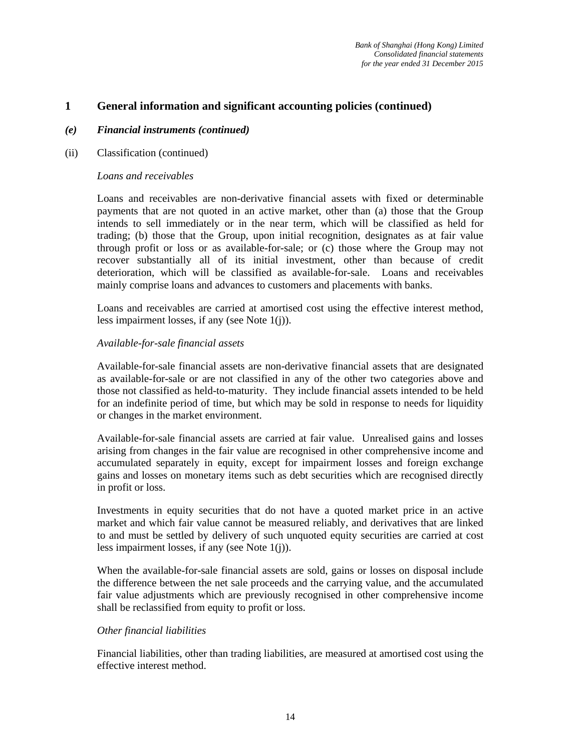## 1 General information and significant accounting policies (continued)

### *(e) Financial instruments (continued)*

(ii) Classification (continued)

*Loans and receivables*

Loans and receivables are non-derivative financial assets with fixed or determinable payments that are not quoted in an active market, other than (a) those that the Group intends to sell immediately or in the near term, which will be classified as held for trading; (b) those that the Group, upon initial recognition, designates as at fair value through profit or loss or as available-for-sale; or (c) those where the Group may not recover substantially all of its initial investment, other than because of credit deterioration, which will be classified as available-for-sale. Loans and receivables mainly comprise loans and advances to customers and placements with banks.

Loans and receivables are carried at amortised cost using the effective interest method, less impairment losses, if any (see Note 1(j)).

*Available-for-sale financial assets*

Available-for-sale financial assets are non-derivative financial assets that are designated as available-for-sale or are not classified in any of the other two categories above and those not classified as held-to-maturity. They include financial assets intended to be held for an indefinite period of time, but which may be sold in response to needs for liquidity or changes in the market environment.

Available-for-sale financial assets are carried at fair value. Unrealised gains and losses arising from changes in the fair value are recognised in other comprehensive income and accumulated separately in equity, except for impairment losses and foreign exchange gains and losses on monetary items such as debt securities which are recognised directly in profit or loss.

Investments in equity securities that do not have a quoted market price in an active market and which fair value cannot be measured reliably, and derivatives that are linked to and must be settled by delivery of such unquoted equity securities are carried at cost less impairment losses, if any (see Note 1(j)).

When the available-for-sale financial assets are sold, gains or losses on disposal include the difference between the net sale proceeds and the carrying value, and the accumulated fair value adjustments which are previously recognised in other comprehensive income shall be reclassified from equity to profit or loss.

*Other financial liabilities*

Financial liabilities, other than trading liabilities, are measured at amortised cost using the effective interest method.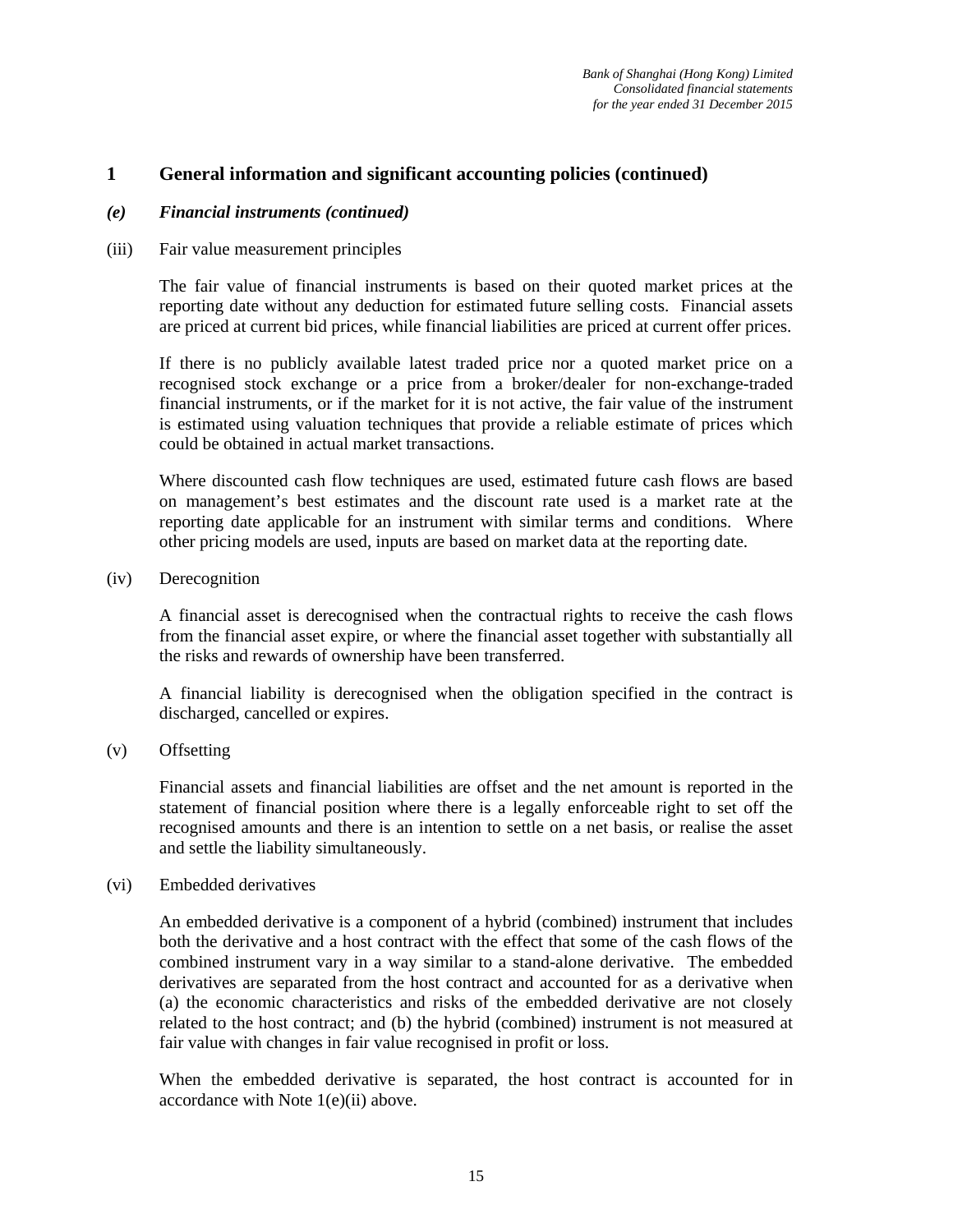## 1 General information and significant accounting policies (continued)

### *(e) Financial instruments (continued)*

(iii) Fair value measurement principles

The fair value of financial instruments is based on their quoted market prices at the reporting date without any deduction for estimated future selling costs. Financial assets are priced at current bid prices, while financial liabilities are priced at current offer prices.

If there is no publicly available latest traded price nor a quoted market price on a recognised stock exchange or a price from a broker/dealer for non-exchange-traded financial instruments, or if the market for it is not active, the fair value of the instrument is estimated using valuation techniques that provide a reliable estimate of prices which could be obtained in actual market transactions.

Where discounted cash flow techniques are used, estimated future cash flows are based on management's best estimates and the discount rate used is a market rate at the reporting date applicable for an instrument with similar terms and conditions. Where other pricing models are used, inputs are based on market data at the reporting date.

(iv) Derecognition

A financial asset is derecognised when the contractual rights to receive the cash flows from the financial asset expire, or where the financial asset together with substantially all the risks and rewards of ownership have been transferred.

A financial liability is derecognised when the obligation specified in the contract is discharged, cancelled or expires.

(v) Offsetting

Financial assets and financial liabilities are offset and the net amount is reported in the statement of financial position where there is a legally enforceable right to set off the recognised amounts and there is an intention to settle on a net basis, or realise the asset and settle the liability simultaneously.

(vi) Embedded derivatives

An embedded derivative is a component of a hybrid (combined) instrument that includes both the derivative and a host contract with the effect that some of the cash flows of the combined instrument vary in a way similar to a stand-alone derivative. The embedded derivatives are separated from the host contract and accounted for as a derivative when (a) the economic characteristics and risks of the embedded derivative are not closely related to the host contract; and (b) the hybrid (combined) instrument is not measured at fair value with changes in fair value recognised in profit or loss.

When the embedded derivative is separated, the host contract is accounted for in accordance with Note 1(e)(ii) above.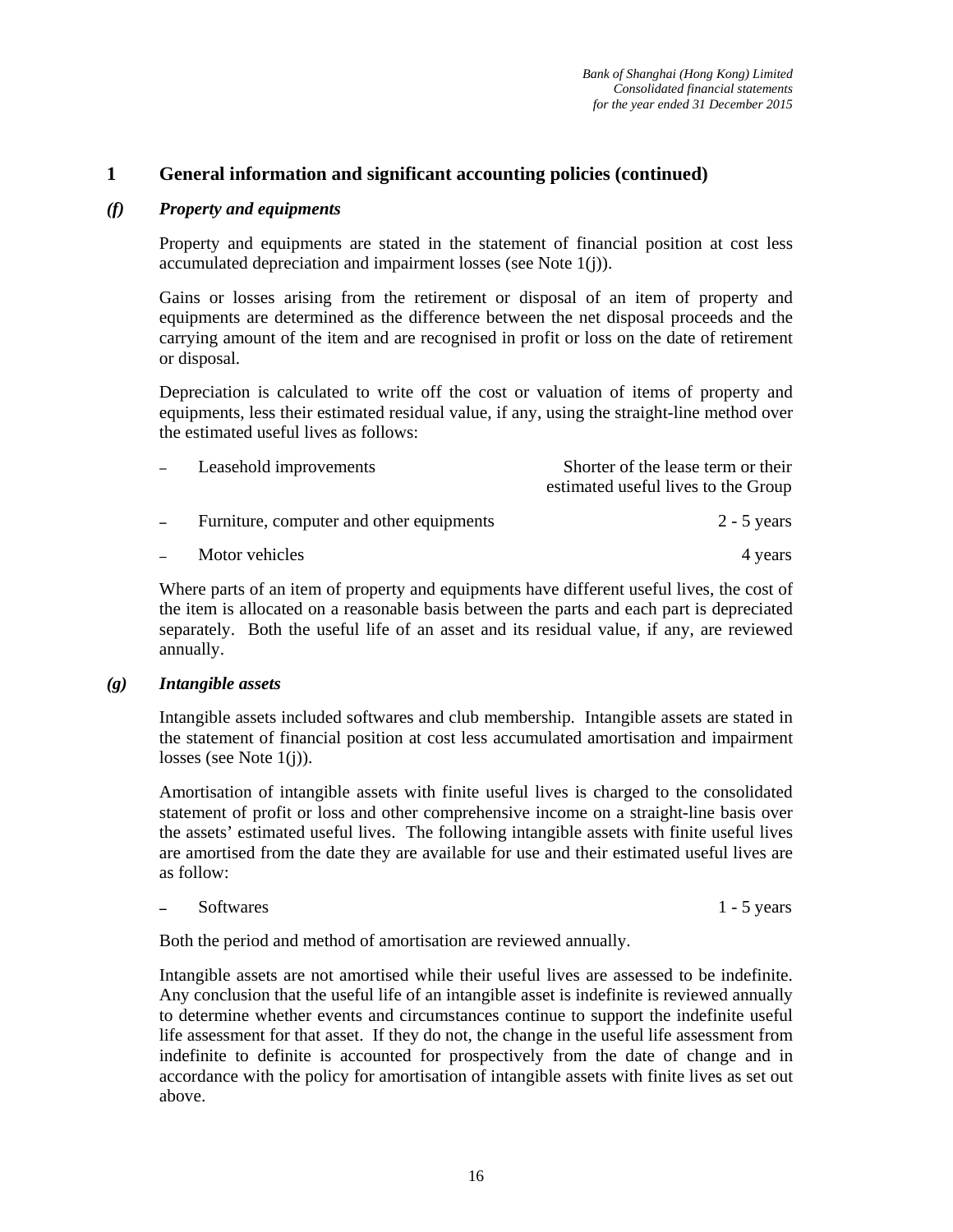## 1 General information and significant accounting policies (continued)

### *(f) Property and equipments*

Property and equipments are stated in the statement of financial position at cost less accumulated depreciation and impairment losses (see Note 1(j)).

Gains or losses arising from the retirement or disposal of an item of property and equipments are determined as the difference between the net disposal proceeds and the carrying amount of the item and are recognised in profit or loss on the date of retirement or disposal.

Depreciation is calculated to write off the cost or valuation of items of property and equipments, less their estimated residual value, if any, using the straight-line method over the estimated useful lives as follows:

| | |
|---|---|
| – Leasehold improvements | Shorter of the lease term or their estimated useful lives to the Group |
| – Furniture, computer and other equipments | 2 - 5 years |
| – Motor vehicles | 4 years |

Where parts of an item of property and equipments have different useful lives, the cost of the item is allocated on a reasonable basis between the parts and each part is depreciated separately. Both the useful life of an asset and its residual value, if any, are reviewed annually.

### *(g) Intangible assets*

Intangible assets included softwares and club membership. Intangible assets are stated in the statement of financial position at cost less accumulated amortisation and impairment losses (see Note 1(j)).

Amortisation of intangible assets with finite useful lives is charged to the consolidated statement of profit or loss and other comprehensive income on a straight-line basis over the assets' estimated useful lives. The following intangible assets with finite useful lives are amortised from the date they are available for use and their estimated useful lives are as follow:

| | |
|---|---|
| – Softwares | 1 - 5 years |

Both the period and method of amortisation are reviewed annually.

Intangible assets are not amortised while their useful lives are assessed to be indefinite. Any conclusion that the useful life of an intangible asset is indefinite is reviewed annually to determine whether events and circumstances continue to support the indefinite useful life assessment for that asset. If they do not, the change in the useful life assessment from indefinite to definite is accounted for prospectively from the date of change and in accordance with the policy for amortisation of intangible assets with finite lives as set out above.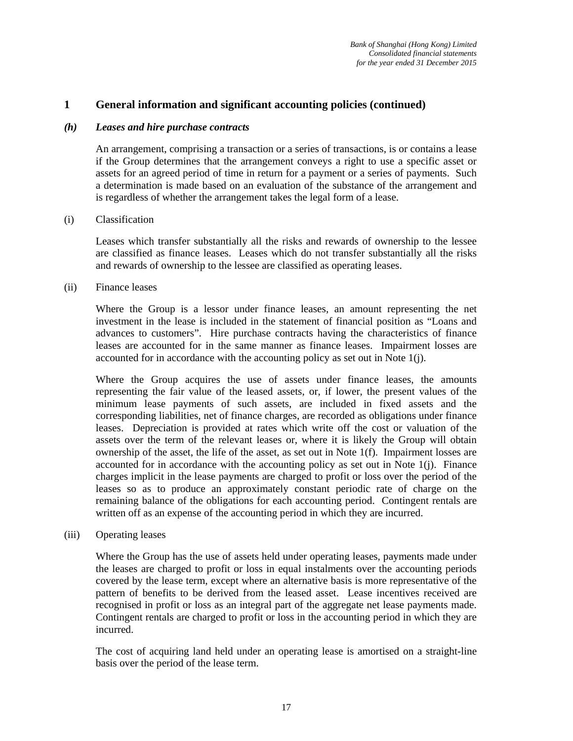## 1 General information and significant accounting policies (continued)

### *(h) Leases and hire purchase contracts*

An arrangement, comprising a transaction or a series of transactions, is or contains a lease if the Group determines that the arrangement conveys a right to use a specific asset or assets for an agreed period of time in return for a payment or a series of payments. Such a determination is made based on an evaluation of the substance of the arrangement and is regardless of whether the arrangement takes the legal form of a lease.

(i) Classification

Leases which transfer substantially all the risks and rewards of ownership to the lessee are classified as finance leases. Leases which do not transfer substantially all the risks and rewards of ownership to the lessee are classified as operating leases.

(ii) Finance leases

Where the Group is a lessor under finance leases, an amount representing the net investment in the lease is included in the statement of financial position as "Loans and advances to customers". Hire purchase contracts having the characteristics of finance leases are accounted for in the same manner as finance leases. Impairment losses are accounted for in accordance with the accounting policy as set out in Note 1(j).

Where the Group acquires the use of assets under finance leases, the amounts representing the fair value of the leased assets, or, if lower, the present values of the minimum lease payments of such assets, are included in fixed assets and the corresponding liabilities, net of finance charges, are recorded as obligations under finance leases. Depreciation is provided at rates which write off the cost or valuation of the assets over the term of the relevant leases or, where it is likely the Group will obtain ownership of the asset, the life of the asset, as set out in Note 1(f). Impairment losses are accounted for in accordance with the accounting policy as set out in Note 1(j). Finance charges implicit in the lease payments are charged to profit or loss over the period of the leases so as to produce an approximately constant periodic rate of charge on the remaining balance of the obligations for each accounting period. Contingent rentals are written off as an expense of the accounting period in which they are incurred.

(iii) Operating leases

Where the Group has the use of assets held under operating leases, payments made under the leases are charged to profit or loss in equal instalments over the accounting periods covered by the lease term, except where an alternative basis is more representative of the pattern of benefits to be derived from the leased asset. Lease incentives received are recognised in profit or loss as an integral part of the aggregate net lease payments made. Contingent rentals are charged to profit or loss in the accounting period in which they are incurred.

The cost of acquiring land held under an operating lease is amortised on a straight-line basis over the period of the lease term.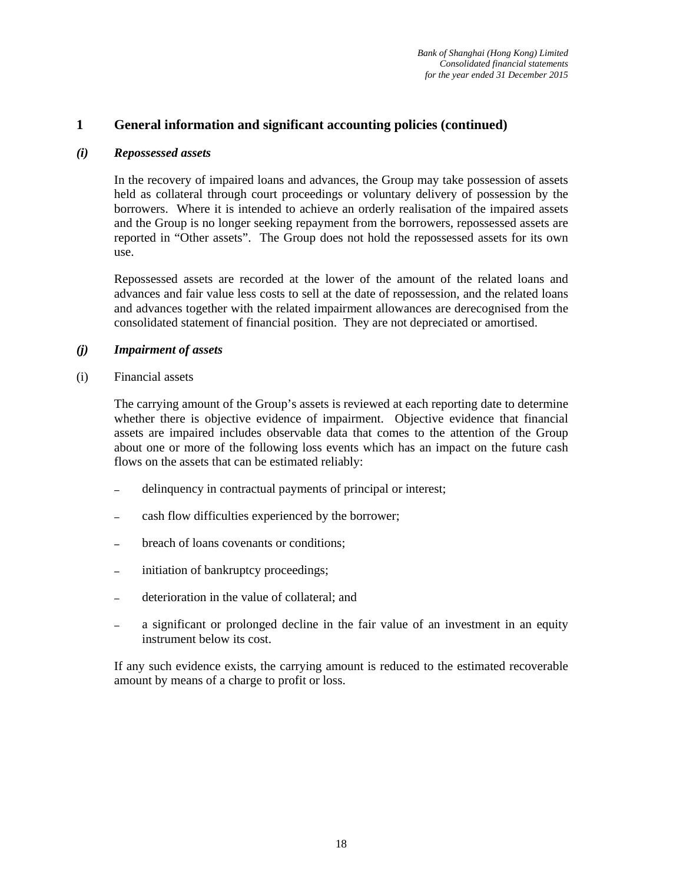## 1 General information and significant accounting policies (continued)

### *(i) Repossessed assets*

In the recovery of impaired loans and advances, the Group may take possession of assets held as collateral through court proceedings or voluntary delivery of possession by the borrowers. Where it is intended to achieve an orderly realisation of the impaired assets and the Group is no longer seeking repayment from the borrowers, repossessed assets are reported in "Other assets". The Group does not hold the repossessed assets for its own use.

Repossessed assets are recorded at the lower of the amount of the related loans and advances and fair value less costs to sell at the date of repossession, and the related loans and advances together with the related impairment allowances are derecognised from the consolidated statement of financial position. They are not depreciated or amortised.

### *(j) Impairment of assets*

(i) Financial assets

The carrying amount of the Group's assets is reviewed at each reporting date to determine whether there is objective evidence of impairment. Objective evidence that financial assets are impaired includes observable data that comes to the attention of the Group about one or more of the following loss events which has an impact on the future cash flows on the assets that can be estimated reliably:

- delinquency in contractual payments of principal or interest;
- cash flow difficulties experienced by the borrower;
- breach of loans covenants or conditions;
- initiation of bankruptcy proceedings;
- deterioration in the value of collateral; and
- a significant or prolonged decline in the fair value of an investment in an equity instrument below its cost.

If any such evidence exists, the carrying amount is reduced to the estimated recoverable amount by means of a charge to profit or loss.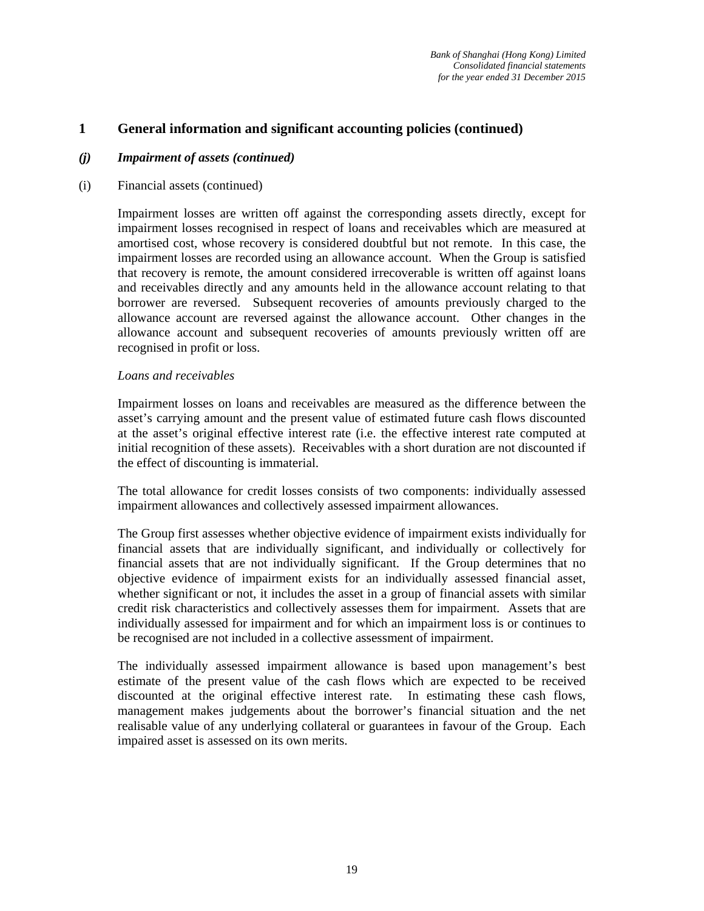# 1 General information and significant accounting policies (continued)

## *(j) Impairment of assets (continued)*

(i) Financial assets (continued)

Impairment losses are written off against the corresponding assets directly, except for impairment losses recognised in respect of loans and receivables which are measured at amortised cost, whose recovery is considered doubtful but not remote. In this case, the impairment losses are recorded using an allowance account. When the Group is satisfied that recovery is remote, the amount considered irrecoverable is written off against loans and receivables directly and any amounts held in the allowance account relating to that borrower are reversed. Subsequent recoveries of amounts previously charged to the allowance account are reversed against the allowance account. Other changes in the allowance account and subsequent recoveries of amounts previously written off are recognised in profit or loss.

*Loans and receivables*

Impairment losses on loans and receivables are measured as the difference between the asset's carrying amount and the present value of estimated future cash flows discounted at the asset's original effective interest rate (i.e. the effective interest rate computed at initial recognition of these assets). Receivables with a short duration are not discounted if the effect of discounting is immaterial.

The total allowance for credit losses consists of two components: individually assessed impairment allowances and collectively assessed impairment allowances.

The Group first assesses whether objective evidence of impairment exists individually for financial assets that are individually significant, and individually or collectively for financial assets that are not individually significant. If the Group determines that no objective evidence of impairment exists for an individually assessed financial asset, whether significant or not, it includes the asset in a group of financial assets with similar credit risk characteristics and collectively assesses them for impairment. Assets that are individually assessed for impairment and for which an impairment loss is or continues to be recognised are not included in a collective assessment of impairment.

The individually assessed impairment allowance is based upon management's best estimate of the present value of the cash flows which are expected to be received discounted at the original effective interest rate. In estimating these cash flows, management makes judgements about the borrower's financial situation and the net realisable value of any underlying collateral or guarantees in favour of the Group. Each impaired asset is assessed on its own merits.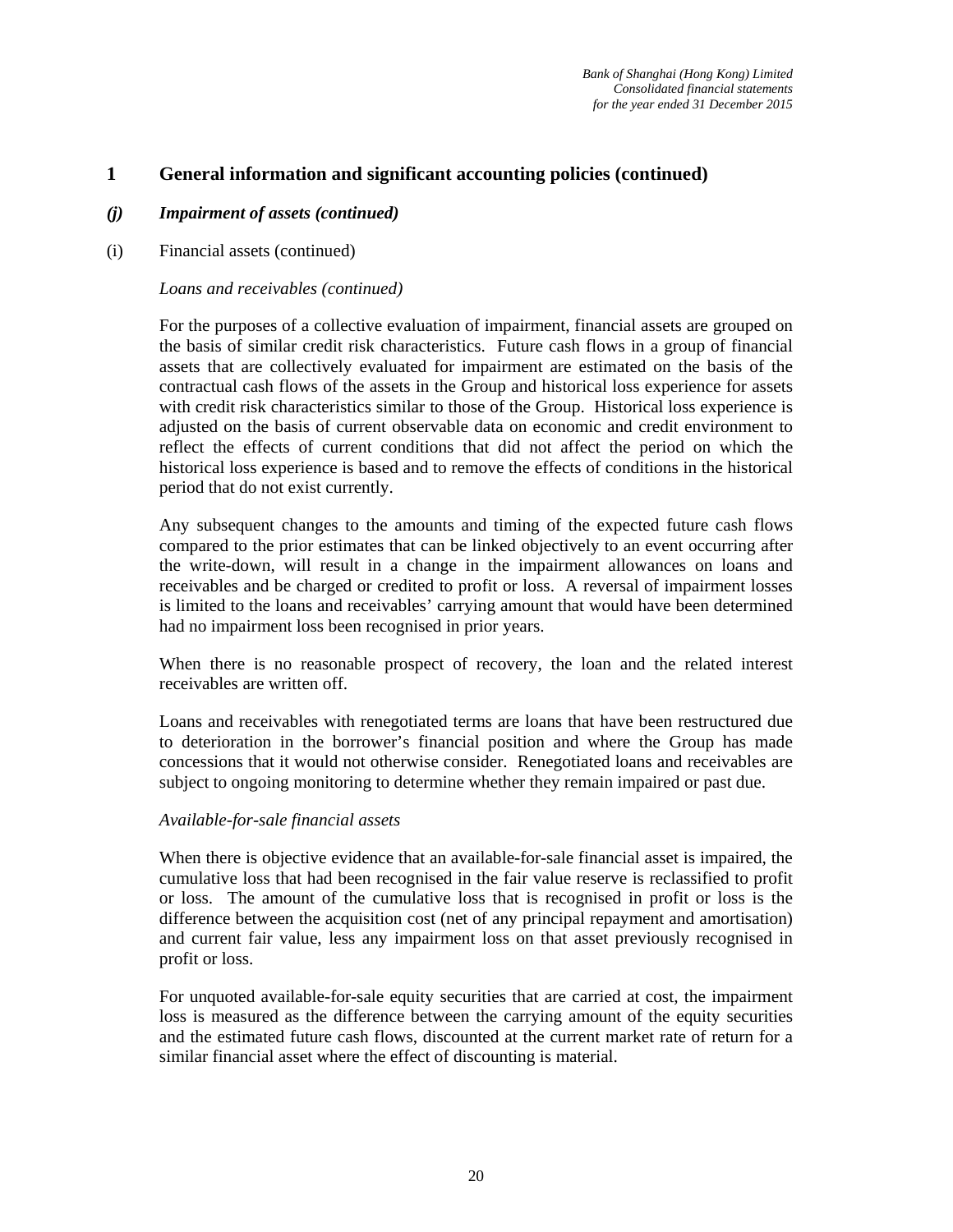## 1 General information and significant accounting policies (continued)

### *(j) Impairment of assets (continued)*

(i) Financial assets (continued)

*Loans and receivables (continued)*

For the purposes of a collective evaluation of impairment, financial assets are grouped on the basis of similar credit risk characteristics. Future cash flows in a group of financial assets that are collectively evaluated for impairment are estimated on the basis of the contractual cash flows of the assets in the Group and historical loss experience for assets with credit risk characteristics similar to those of the Group. Historical loss experience is adjusted on the basis of current observable data on economic and credit environment to reflect the effects of current conditions that did not affect the period on which the historical loss experience is based and to remove the effects of conditions in the historical period that do not exist currently.

Any subsequent changes to the amounts and timing of the expected future cash flows compared to the prior estimates that can be linked objectively to an event occurring after the write-down, will result in a change in the impairment allowances on loans and receivables and be charged or credited to profit or loss. A reversal of impairment losses is limited to the loans and receivables' carrying amount that would have been determined had no impairment loss been recognised in prior years.

When there is no reasonable prospect of recovery, the loan and the related interest receivables are written off.

Loans and receivables with renegotiated terms are loans that have been restructured due to deterioration in the borrower's financial position and where the Group has made concessions that it would not otherwise consider. Renegotiated loans and receivables are subject to ongoing monitoring to determine whether they remain impaired or past due.

*Available-for-sale financial assets*

When there is objective evidence that an available-for-sale financial asset is impaired, the cumulative loss that had been recognised in the fair value reserve is reclassified to profit or loss. The amount of the cumulative loss that is recognised in profit or loss is the difference between the acquisition cost (net of any principal repayment and amortisation) and current fair value, less any impairment loss on that asset previously recognised in profit or loss.

For unquoted available-for-sale equity securities that are carried at cost, the impairment loss is measured as the difference between the carrying amount of the equity securities and the estimated future cash flows, discounted at the current market rate of return for a similar financial asset where the effect of discounting is material.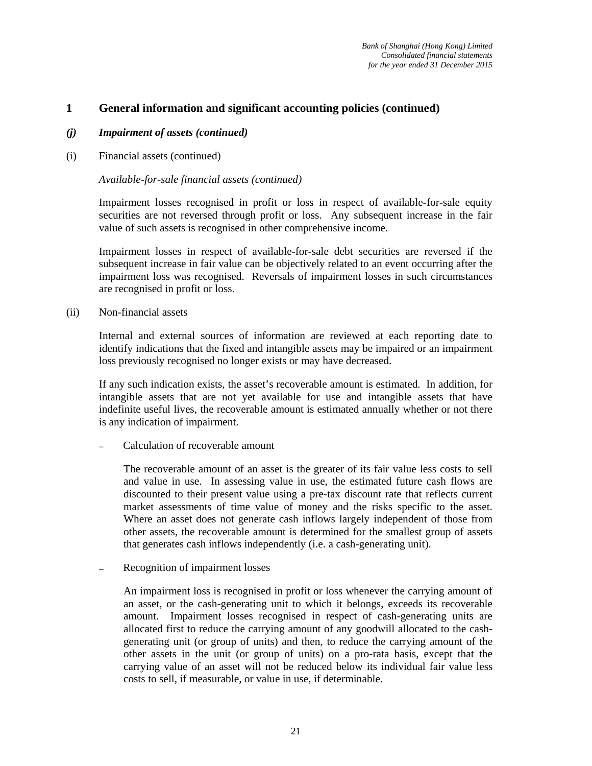## 1 General information and significant accounting policies (continued)

### *(j) Impairment of assets (continued)*

(i) Financial assets (continued)

*Available-for-sale financial assets (continued)*

Impairment losses recognised in profit or loss in respect of available-for-sale equity securities are not reversed through profit or loss. Any subsequent increase in the fair value of such assets is recognised in other comprehensive income.

Impairment losses in respect of available-for-sale debt securities are reversed if the subsequent increase in fair value can be objectively related to an event occurring after the impairment loss was recognised. Reversals of impairment losses in such circumstances are recognised in profit or loss.

(ii) Non-financial assets

Internal and external sources of information are reviewed at each reporting date to identify indications that the fixed and intangible assets may be impaired or an impairment loss previously recognised no longer exists or may have decreased.

If any such indication exists, the asset's recoverable amount is estimated. In addition, for intangible assets that are not yet available for use and intangible assets that have indefinite useful lives, the recoverable amount is estimated annually whether or not there is any indication of impairment.

– Calculation of recoverable amount

  The recoverable amount of an asset is the greater of its fair value less costs to sell and value in use. In assessing value in use, the estimated future cash flows are discounted to their present value using a pre-tax discount rate that reflects current market assessments of time value of money and the risks specific to the asset. Where an asset does not generate cash inflows largely independent of those from other assets, the recoverable amount is determined for the smallest group of assets that generates cash inflows independently (i.e. a cash-generating unit).

– Recognition of impairment losses

  An impairment loss is recognised in profit or loss whenever the carrying amount of an asset, or the cash-generating unit to which it belongs, exceeds its recoverable amount. Impairment losses recognised in respect of cash-generating units are allocated first to reduce the carrying amount of any goodwill allocated to the cash-generating unit (or group of units) and then, to reduce the carrying amount of the other assets in the unit (or group of units) on a pro-rata basis, except that the carrying value of an asset will not be reduced below its individual fair value less costs to sell, if measurable, or value in use, if determinable.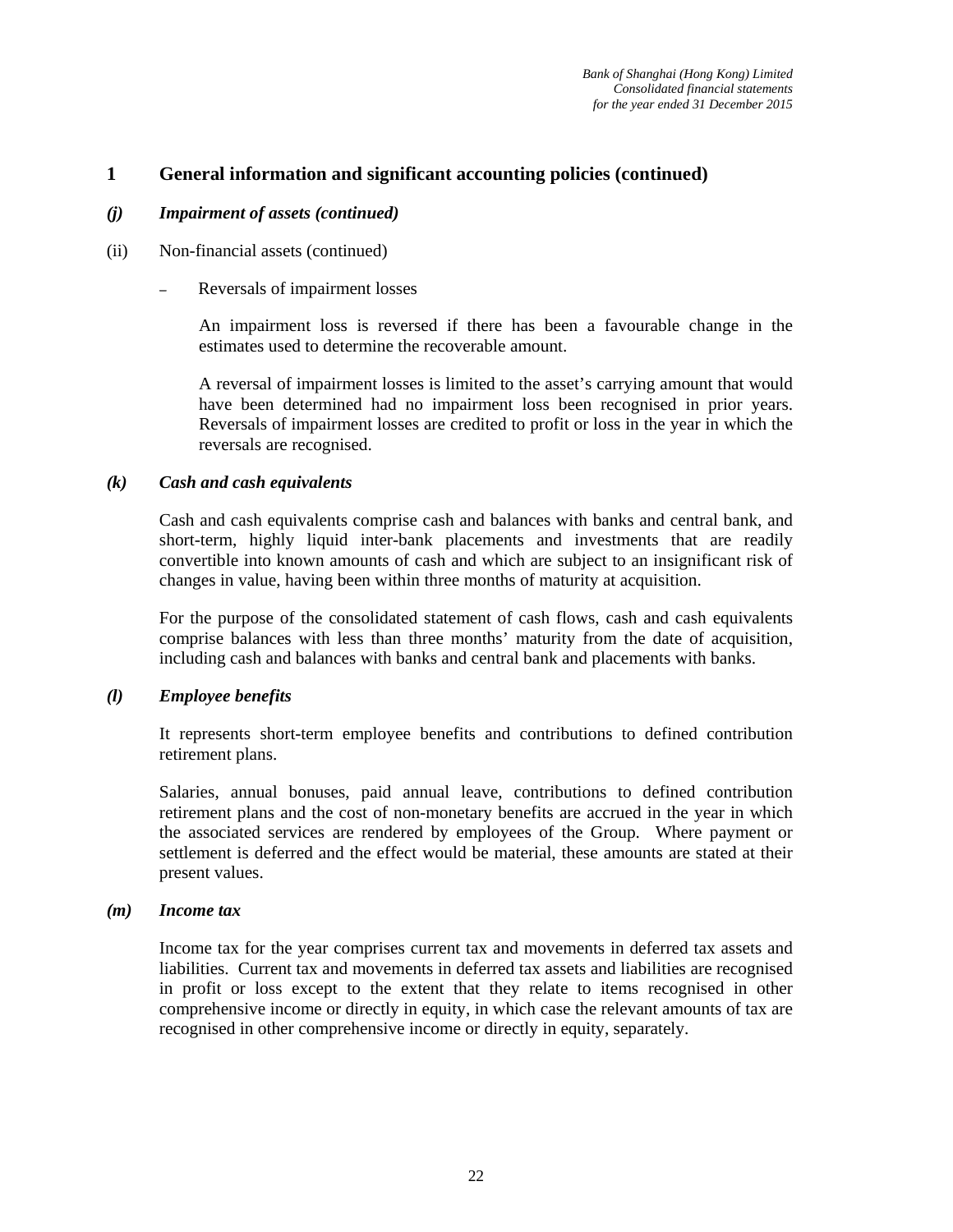## 1 General information and significant accounting policies (continued)

### *(j) Impairment of assets (continued)*

(ii) Non-financial assets (continued)

– Reversals of impairment losses

An impairment loss is reversed if there has been a favourable change in the estimates used to determine the recoverable amount.

A reversal of impairment losses is limited to the asset's carrying amount that would have been determined had no impairment loss been recognised in prior years. Reversals of impairment losses are credited to profit or loss in the year in which the reversals are recognised.

### *(k) Cash and cash equivalents*

Cash and cash equivalents comprise cash and balances with banks and central bank, and short-term, highly liquid inter-bank placements and investments that are readily convertible into known amounts of cash and which are subject to an insignificant risk of changes in value, having been within three months of maturity at acquisition.

For the purpose of the consolidated statement of cash flows, cash and cash equivalents comprise balances with less than three months' maturity from the date of acquisition, including cash and balances with banks and central bank and placements with banks.

### *(l) Employee benefits*

It represents short-term employee benefits and contributions to defined contribution retirement plans.

Salaries, annual bonuses, paid annual leave, contributions to defined contribution retirement plans and the cost of non-monetary benefits are accrued in the year in which the associated services are rendered by employees of the Group. Where payment or settlement is deferred and the effect would be material, these amounts are stated at their present values.

### *(m) Income tax*

Income tax for the year comprises current tax and movements in deferred tax assets and liabilities. Current tax and movements in deferred tax assets and liabilities are recognised in profit or loss except to the extent that they relate to items recognised in other comprehensive income or directly in equity, in which case the relevant amounts of tax are recognised in other comprehensive income or directly in equity, separately.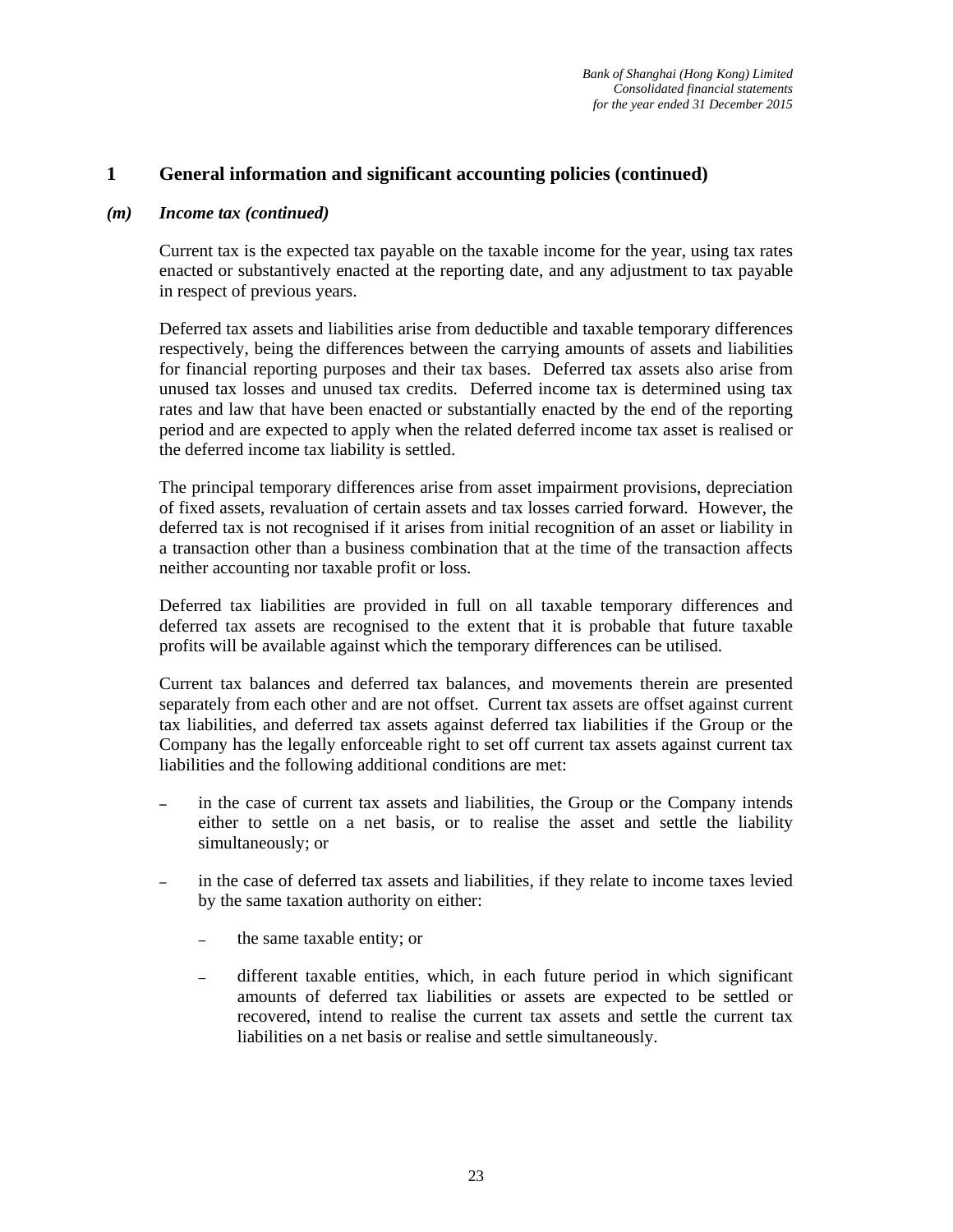# 1 General information and significant accounting policies (continued)

## *(m) Income tax (continued)*

Current tax is the expected tax payable on the taxable income for the year, using tax rates enacted or substantively enacted at the reporting date, and any adjustment to tax payable in respect of previous years.

Deferred tax assets and liabilities arise from deductible and taxable temporary differences respectively, being the differences between the carrying amounts of assets and liabilities for financial reporting purposes and their tax bases. Deferred tax assets also arise from unused tax losses and unused tax credits. Deferred income tax is determined using tax rates and law that have been enacted or substantially enacted by the end of the reporting period and are expected to apply when the related deferred income tax asset is realised or the deferred income tax liability is settled.

The principal temporary differences arise from asset impairment provisions, depreciation of fixed assets, revaluation of certain assets and tax losses carried forward. However, the deferred tax is not recognised if it arises from initial recognition of an asset or liability in a transaction other than a business combination that at the time of the transaction affects neither accounting nor taxable profit or loss.

Deferred tax liabilities are provided in full on all taxable temporary differences and deferred tax assets are recognised to the extent that it is probable that future taxable profits will be available against which the temporary differences can be utilised.

Current tax balances and deferred tax balances, and movements therein are presented separately from each other and are not offset. Current tax assets are offset against current tax liabilities, and deferred tax assets against deferred tax liabilities if the Group or the Company has the legally enforceable right to set off current tax assets against current tax liabilities and the following additional conditions are met:

- in the case of current tax assets and liabilities, the Group or the Company intends either to settle on a net basis, or to realise the asset and settle the liability simultaneously; or
- in the case of deferred tax assets and liabilities, if they relate to income taxes levied by the same taxation authority on either:
  - the same taxable entity; or
  - different taxable entities, which, in each future period in which significant amounts of deferred tax liabilities or assets are expected to be settled or recovered, intend to realise the current tax assets and settle the current tax liabilities on a net basis or realise and settle simultaneously.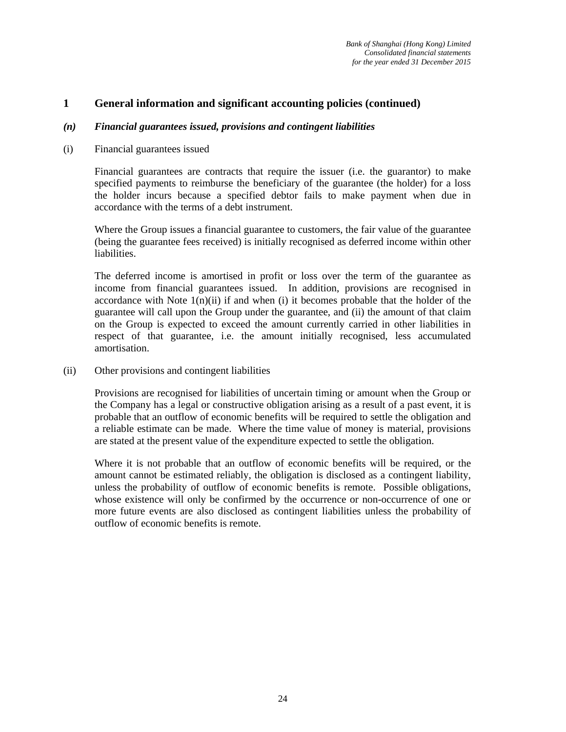## 1 General information and significant accounting policies (continued)

### *(n) Financial guarantees issued, provisions and contingent liabilities*

(i) Financial guarantees issued

Financial guarantees are contracts that require the issuer (i.e. the guarantor) to make specified payments to reimburse the beneficiary of the guarantee (the holder) for a loss the holder incurs because a specified debtor fails to make payment when due in accordance with the terms of a debt instrument.

Where the Group issues a financial guarantee to customers, the fair value of the guarantee (being the guarantee fees received) is initially recognised as deferred income within other liabilities.

The deferred income is amortised in profit or loss over the term of the guarantee as income from financial guarantees issued. In addition, provisions are recognised in accordance with Note 1(n)(ii) if and when (i) it becomes probable that the holder of the guarantee will call upon the Group under the guarantee, and (ii) the amount of that claim on the Group is expected to exceed the amount currently carried in other liabilities in respect of that guarantee, i.e. the amount initially recognised, less accumulated amortisation.

(ii) Other provisions and contingent liabilities

Provisions are recognised for liabilities of uncertain timing or amount when the Group or the Company has a legal or constructive obligation arising as a result of a past event, it is probable that an outflow of economic benefits will be required to settle the obligation and a reliable estimate can be made. Where the time value of money is material, provisions are stated at the present value of the expenditure expected to settle the obligation.

Where it is not probable that an outflow of economic benefits will be required, or the amount cannot be estimated reliably, the obligation is disclosed as a contingent liability, unless the probability of outflow of economic benefits is remote. Possible obligations, whose existence will only be confirmed by the occurrence or non-occurrence of one or more future events are also disclosed as contingent liabilities unless the probability of outflow of economic benefits is remote.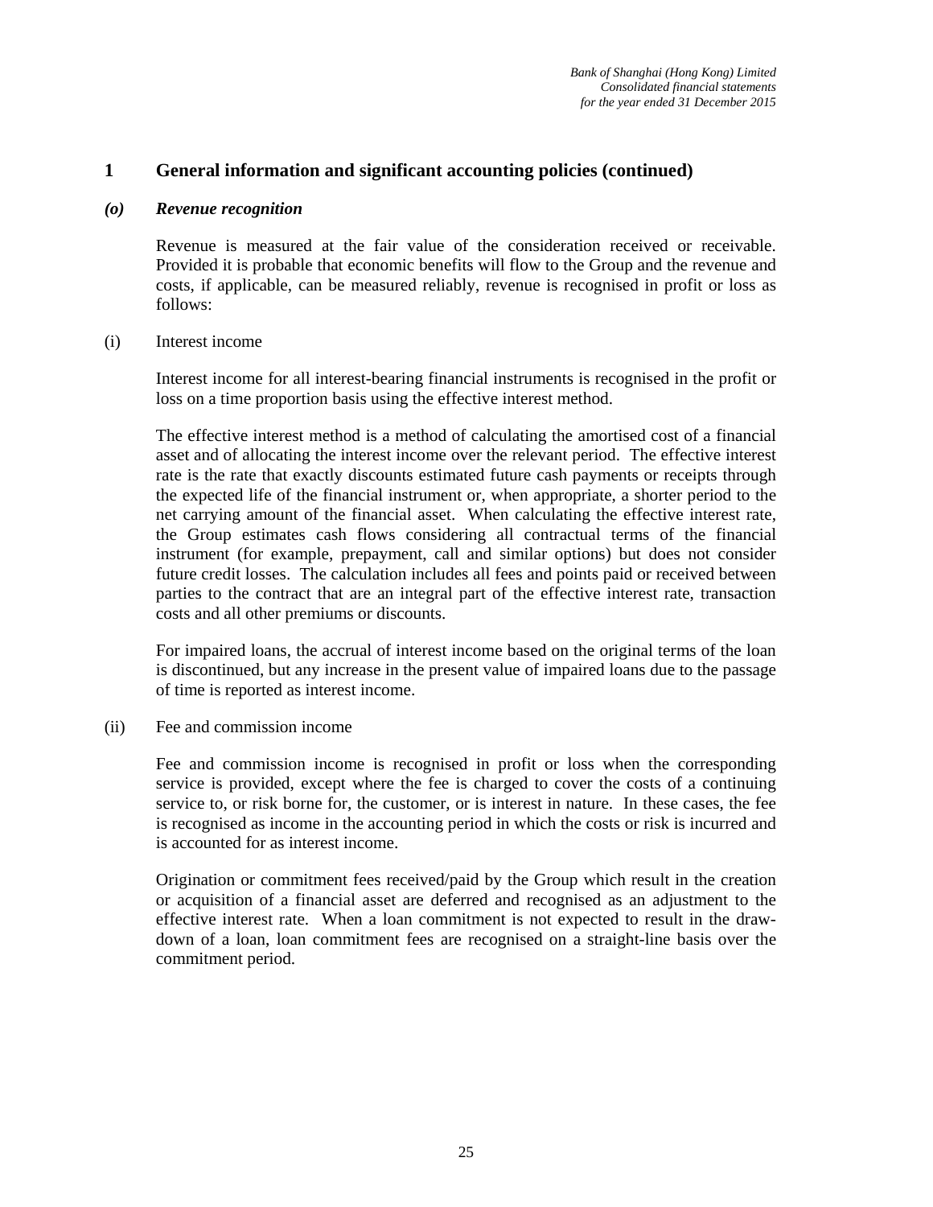# 1 General information and significant accounting policies (continued)

## *(o) Revenue recognition*

Revenue is measured at the fair value of the consideration received or receivable. Provided it is probable that economic benefits will flow to the Group and the revenue and costs, if applicable, can be measured reliably, revenue is recognised in profit or loss as follows:

(i) Interest income

Interest income for all interest-bearing financial instruments is recognised in the profit or loss on a time proportion basis using the effective interest method.

The effective interest method is a method of calculating the amortised cost of a financial asset and of allocating the interest income over the relevant period. The effective interest rate is the rate that exactly discounts estimated future cash payments or receipts through the expected life of the financial instrument or, when appropriate, a shorter period to the net carrying amount of the financial asset. When calculating the effective interest rate, the Group estimates cash flows considering all contractual terms of the financial instrument (for example, prepayment, call and similar options) but does not consider future credit losses. The calculation includes all fees and points paid or received between parties to the contract that are an integral part of the effective interest rate, transaction costs and all other premiums or discounts.

For impaired loans, the accrual of interest income based on the original terms of the loan is discontinued, but any increase in the present value of impaired loans due to the passage of time is reported as interest income.

(ii) Fee and commission income

Fee and commission income is recognised in profit or loss when the corresponding service is provided, except where the fee is charged to cover the costs of a continuing service to, or risk borne for, the customer, or is interest in nature. In these cases, the fee is recognised as income in the accounting period in which the costs or risk is incurred and is accounted for as interest income.

Origination or commitment fees received/paid by the Group which result in the creation or acquisition of a financial asset are deferred and recognised as an adjustment to the effective interest rate. When a loan commitment is not expected to result in the draw-down of a loan, loan commitment fees are recognised on a straight-line basis over the commitment period.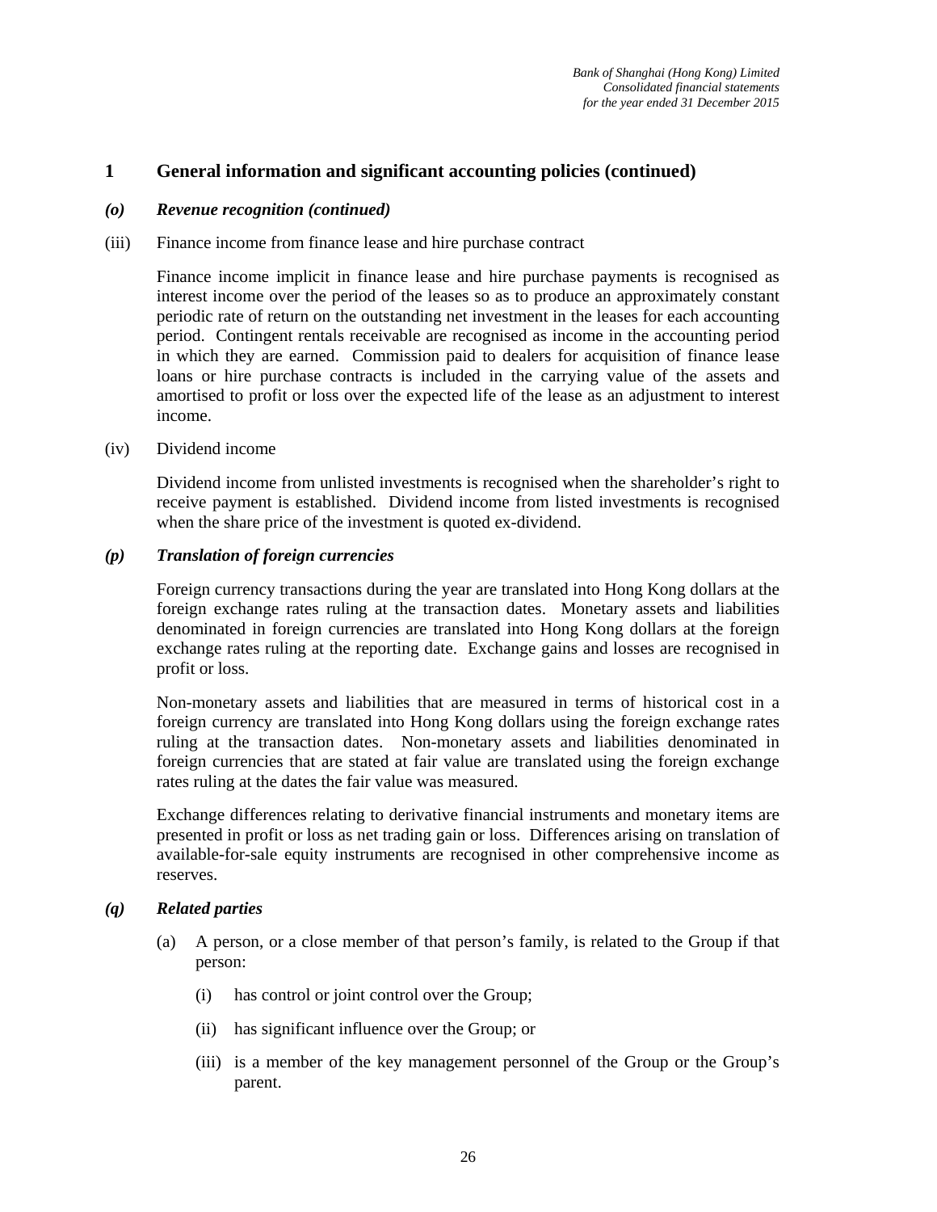## 1 General information and significant accounting policies (continued)

### *(o) Revenue recognition (continued)*

(iii) Finance income from finance lease and hire purchase contract

Finance income implicit in finance lease and hire purchase payments is recognised as interest income over the period of the leases so as to produce an approximately constant periodic rate of return on the outstanding net investment in the leases for each accounting period. Contingent rentals receivable are recognised as income in the accounting period in which they are earned. Commission paid to dealers for acquisition of finance lease loans or hire purchase contracts is included in the carrying value of the assets and amortised to profit or loss over the expected life of the lease as an adjustment to interest income.

(iv) Dividend income

Dividend income from unlisted investments is recognised when the shareholder's right to receive payment is established. Dividend income from listed investments is recognised when the share price of the investment is quoted ex-dividend.

### *(p) Translation of foreign currencies*

Foreign currency transactions during the year are translated into Hong Kong dollars at the foreign exchange rates ruling at the transaction dates. Monetary assets and liabilities denominated in foreign currencies are translated into Hong Kong dollars at the foreign exchange rates ruling at the reporting date. Exchange gains and losses are recognised in profit or loss.

Non-monetary assets and liabilities that are measured in terms of historical cost in a foreign currency are translated into Hong Kong dollars using the foreign exchange rates ruling at the transaction dates. Non-monetary assets and liabilities denominated in foreign currencies that are stated at fair value are translated using the foreign exchange rates ruling at the dates the fair value was measured.

Exchange differences relating to derivative financial instruments and monetary items are presented in profit or loss as net trading gain or loss. Differences arising on translation of available-for-sale equity instruments are recognised in other comprehensive income as reserves.

### *(q) Related parties*

(a) A person, or a close member of that person's family, is related to the Group if that person:

   (i) has control or joint control over the Group;

   (ii) has significant influence over the Group; or

   (iii) is a member of the key management personnel of the Group or the Group's parent.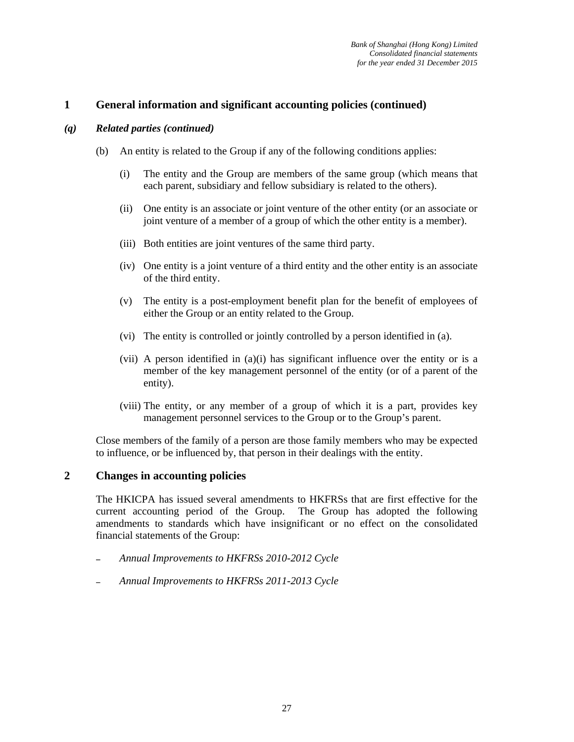## 1 General information and significant accounting policies (continued)

### *(q) Related parties (continued)*

(b) An entity is related to the Group if any of the following conditions applies:

(i) The entity and the Group are members of the same group (which means that each parent, subsidiary and fellow subsidiary is related to the others).

(ii) One entity is an associate or joint venture of the other entity (or an associate or joint venture of a member of a group of which the other entity is a member).

(iii) Both entities are joint ventures of the same third party.

(iv) One entity is a joint venture of a third entity and the other entity is an associate of the third entity.

(v) The entity is a post-employment benefit plan for the benefit of employees of either the Group or an entity related to the Group.

(vi) The entity is controlled or jointly controlled by a person identified in (a).

(vii) A person identified in (a)(i) has significant influence over the entity or is a member of the key management personnel of the entity (or of a parent of the entity).

(viii) The entity, or any member of a group of which it is a part, provides key management personnel services to the Group or to the Group's parent.

Close members of the family of a person are those family members who may be expected to influence, or be influenced by, that person in their dealings with the entity.

## 2 Changes in accounting policies

The HKICPA has issued several amendments to HKFRSs that are first effective for the current accounting period of the Group. The Group has adopted the following amendments to standards which have insignificant or no effect on the consolidated financial statements of the Group:

- *Annual Improvements to HKFRSs 2010-2012 Cycle*
- *Annual Improvements to HKFRSs 2011-2013 Cycle*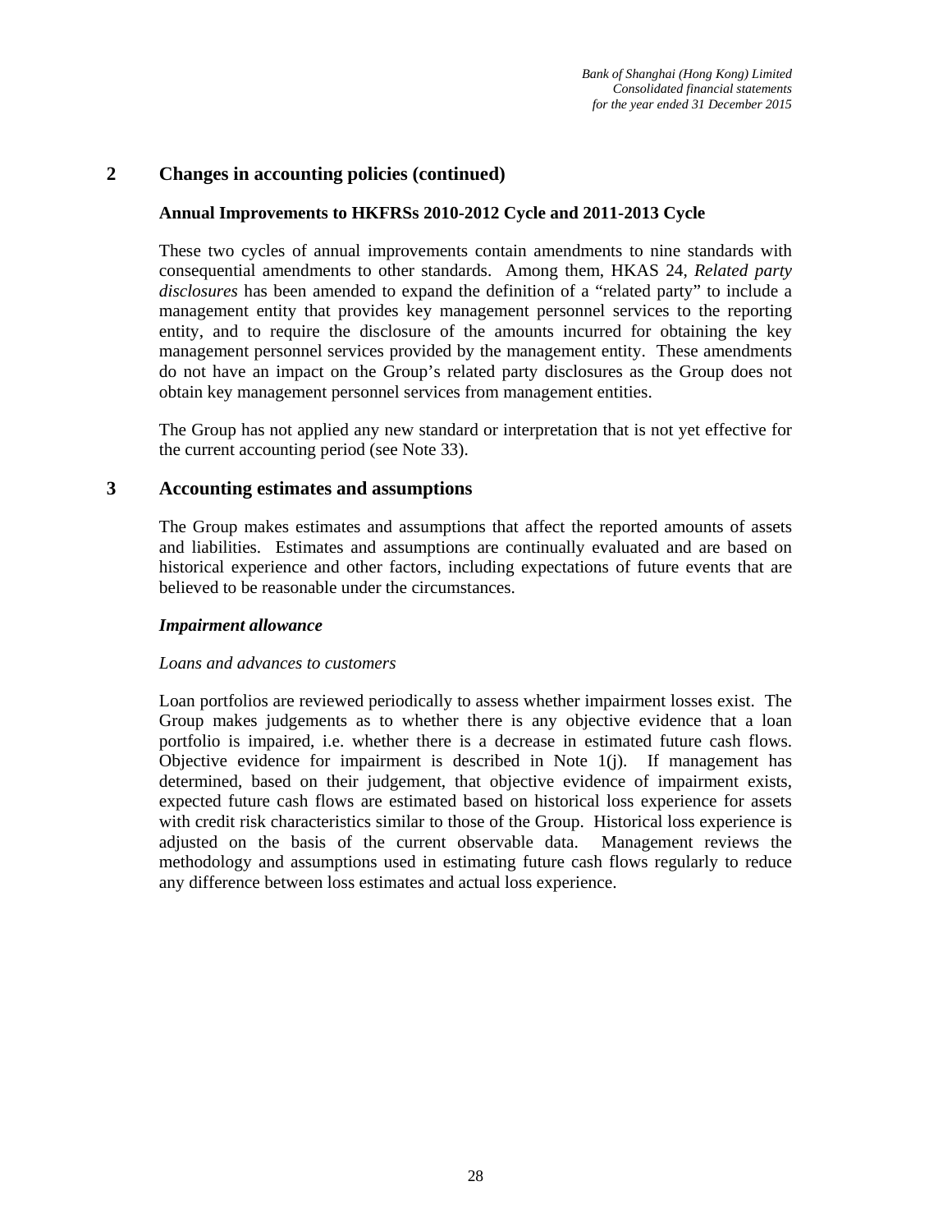## 2 Changes in accounting policies (continued)

### Annual Improvements to HKFRSs 2010-2012 Cycle and 2011-2013 Cycle

These two cycles of annual improvements contain amendments to nine standards with consequential amendments to other standards. Among them, HKAS 24, *Related party disclosures* has been amended to expand the definition of a "related party" to include a management entity that provides key management personnel services to the reporting entity, and to require the disclosure of the amounts incurred for obtaining the key management personnel services provided by the management entity. These amendments do not have an impact on the Group's related party disclosures as the Group does not obtain key management personnel services from management entities.

The Group has not applied any new standard or interpretation that is not yet effective for the current accounting period (see Note 33).

## 3 Accounting estimates and assumptions

The Group makes estimates and assumptions that affect the reported amounts of assets and liabilities. Estimates and assumptions are continually evaluated and are based on historical experience and other factors, including expectations of future events that are believed to be reasonable under the circumstances.

***Impairment allowance***

*Loans and advances to customers*

Loan portfolios are reviewed periodically to assess whether impairment losses exist. The Group makes judgements as to whether there is any objective evidence that a loan portfolio is impaired, i.e. whether there is a decrease in estimated future cash flows. Objective evidence for impairment is described in Note 1(j). If management has determined, based on their judgement, that objective evidence of impairment exists, expected future cash flows are estimated based on historical loss experience for assets with credit risk characteristics similar to those of the Group. Historical loss experience is adjusted on the basis of the current observable data. Management reviews the methodology and assumptions used in estimating future cash flows regularly to reduce any difference between loss estimates and actual loss experience.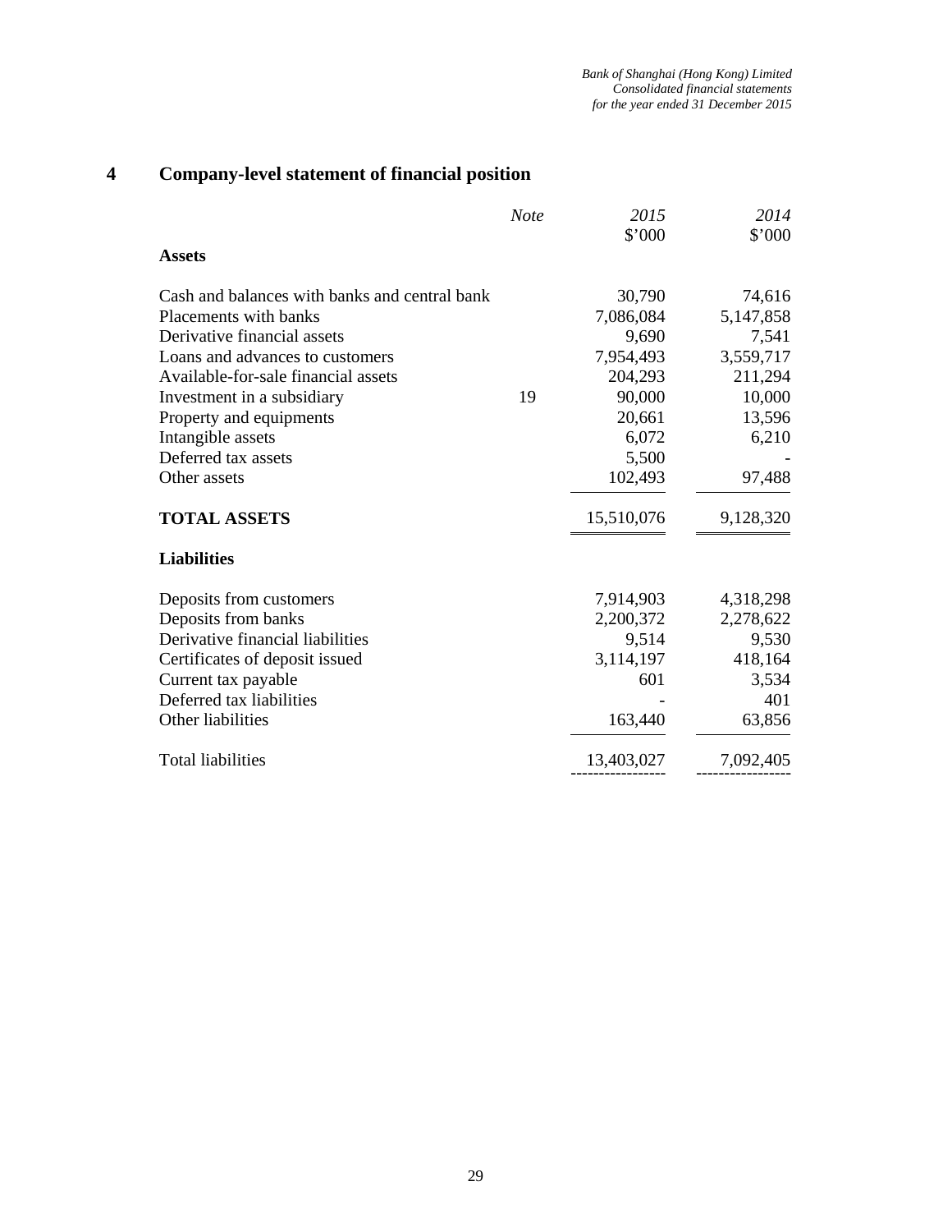## 4 Company-level statement of financial position

| | Note | 2015<br>$'000 | 2014<br>$'000 |
|---|---|---|---|
| **Assets** | | | |
| Cash and balances with banks and central bank | | 30,790 | 74,616 |
| Placements with banks | | 7,086,084 | 5,147,858 |
| Derivative financial assets | | 9,690 | 7,541 |
| Loans and advances to customers | | 7,954,493 | 3,559,717 |
| Available-for-sale financial assets | | 204,293 | 211,294 |
| Investment in a subsidiary | 19 | 90,000 | 10,000 |
| Property and equipments | | 20,661 | 13,596 |
| Intangible assets | | 6,072 | 6,210 |
| Deferred tax assets | | 5,500 | - |
| Other assets | | 102,493 | 97,488 |
| **TOTAL ASSETS** | | 15,510,076 | 9,128,320 |
| **Liabilities** | | | |
| Deposits from customers | | 7,914,903 | 4,318,298 |
| Deposits from banks | | 2,200,372 | 2,278,622 |
| Derivative financial liabilities | | 9,514 | 9,530 |
| Certificates of deposit issued | | 3,114,197 | 418,164 |
| Current tax payable | | 601 | 3,534 |
| Deferred tax liabilities | | - | 401 |
| Other liabilities | | 163,440 | 63,856 |
| Total liabilities | | 13,403,027 | 7,092,405 |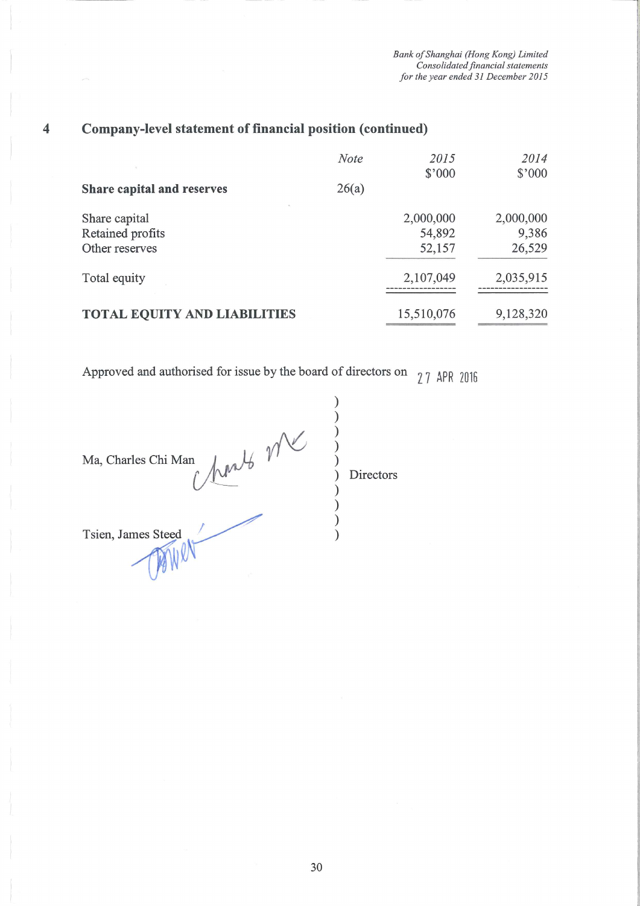## 4 Company-level statement of financial position (continued)

| | Note | 2015 $'000 | 2014 $'000 |
|---|---|---|---|
| **Share capital and reserves** | 26(a) | | |
| Share capital | | 2,000,000 | 2,000,000 |
| Retained profits | | 54,892 | 9,386 |
| Other reserves | | 52,157 | 26,529 |
| Total equity | | 2,107,049 | 2,035,915 |
| **TOTAL EQUITY AND LIABILITIES** | | 15,510,076 | 9,128,320 |

Approved and authorised for issue by the board of directors on 27 APR 2016

Ma, Charles Chi Man ) Directors

Tsien, James Steed )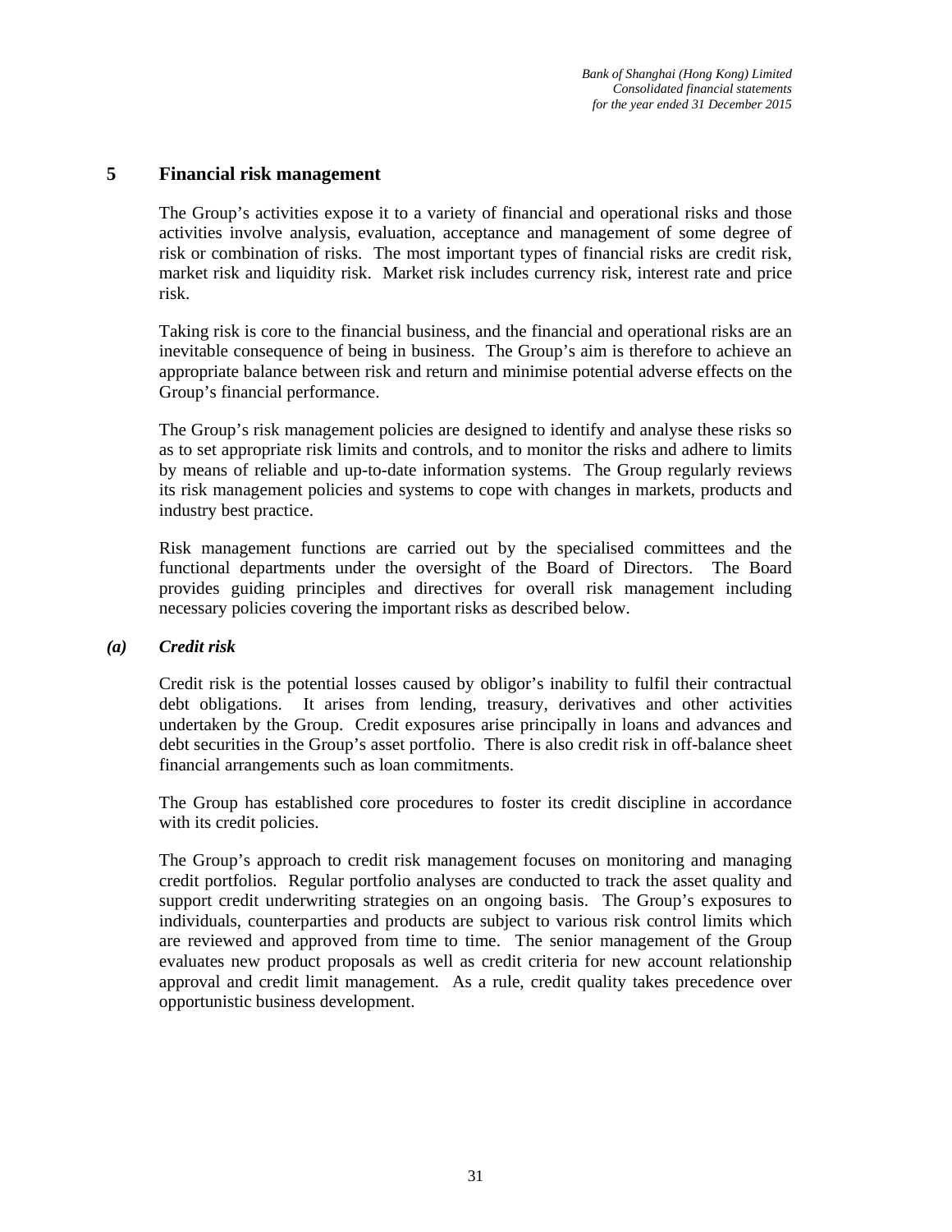## 5 Financial risk management

The Group's activities expose it to a variety of financial and operational risks and those activities involve analysis, evaluation, acceptance and management of some degree of risk or combination of risks. The most important types of financial risks are credit risk, market risk and liquidity risk. Market risk includes currency risk, interest rate and price risk.

Taking risk is core to the financial business, and the financial and operational risks are an inevitable consequence of being in business. The Group's aim is therefore to achieve an appropriate balance between risk and return and minimise potential adverse effects on the Group's financial performance.

The Group's risk management policies are designed to identify and analyse these risks so as to set appropriate risk limits and controls, and to monitor the risks and adhere to limits by means of reliable and up-to-date information systems. The Group regularly reviews its risk management policies and systems to cope with changes in markets, products and industry best practice.

Risk management functions are carried out by the specialised committees and the functional departments under the oversight of the Board of Directors. The Board provides guiding principles and directives for overall risk management including necessary policies covering the important risks as described below.

### *(a) Credit risk*

Credit risk is the potential losses caused by obligor's inability to fulfil their contractual debt obligations. It arises from lending, treasury, derivatives and other activities undertaken by the Group. Credit exposures arise principally in loans and advances and debt securities in the Group's asset portfolio. There is also credit risk in off-balance sheet financial arrangements such as loan commitments.

The Group has established core procedures to foster its credit discipline in accordance with its credit policies.

The Group's approach to credit risk management focuses on monitoring and managing credit portfolios. Regular portfolio analyses are conducted to track the asset quality and support credit underwriting strategies on an ongoing basis. The Group's exposures to individuals, counterparties and products are subject to various risk control limits which are reviewed and approved from time to time. The senior management of the Group evaluates new product proposals as well as credit criteria for new account relationship approval and credit limit management. As a rule, credit quality takes precedence over opportunistic business development.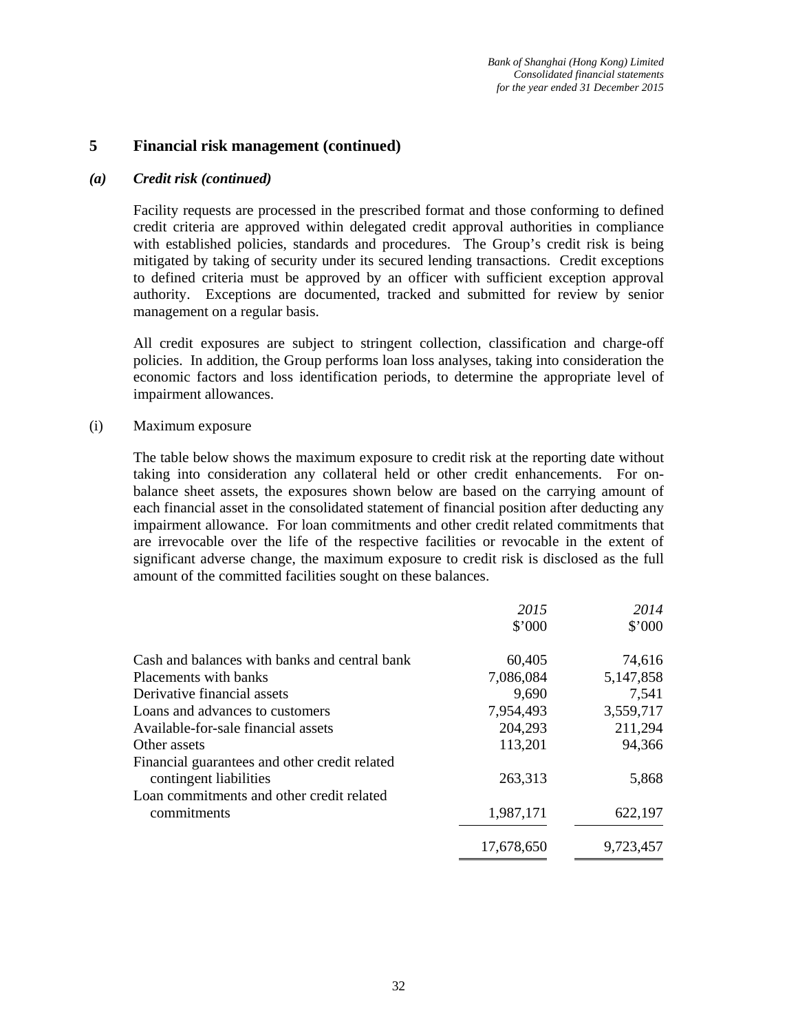## 5 Financial risk management (continued)

### *(a) Credit risk (continued)*

Facility requests are processed in the prescribed format and those conforming to defined credit criteria are approved within delegated credit approval authorities in compliance with established policies, standards and procedures. The Group's credit risk is being mitigated by taking of security under its secured lending transactions. Credit exceptions to defined criteria must be approved by an officer with sufficient exception approval authority. Exceptions are documented, tracked and submitted for review by senior management on a regular basis.

All credit exposures are subject to stringent collection, classification and charge-off policies. In addition, the Group performs loan loss analyses, taking into consideration the economic factors and loss identification periods, to determine the appropriate level of impairment allowances.

(i) Maximum exposure

The table below shows the maximum exposure to credit risk at the reporting date without taking into consideration any collateral held or other credit enhancements. For on-balance sheet assets, the exposures shown below are based on the carrying amount of each financial asset in the consolidated statement of financial position after deducting any impairment allowance. For loan commitments and other credit related commitments that are irrevocable over the life of the respective facilities or revocable in the extent of significant adverse change, the maximum exposure to credit risk is disclosed as the full amount of the committed facilities sought on these balances.

| | *2015* \$'000 | *2014* \$'000 |
|---|---|---|
| Cash and balances with banks and central bank | 60,405 | 74,616 |
| Placements with banks | 7,086,084 | 5,147,858 |
| Derivative financial assets | 9,690 | 7,541 |
| Loans and advances to customers | 7,954,493 | 3,559,717 |
| Available-for-sale financial assets | 204,293 | 211,294 |
| Other assets | 113,201 | 94,366 |
| Financial guarantees and other credit related contingent liabilities | 263,313 | 5,868 |
| Loan commitments and other credit related commitments | 1,987,171 | 622,197 |
| | 17,678,650 | 9,723,457 |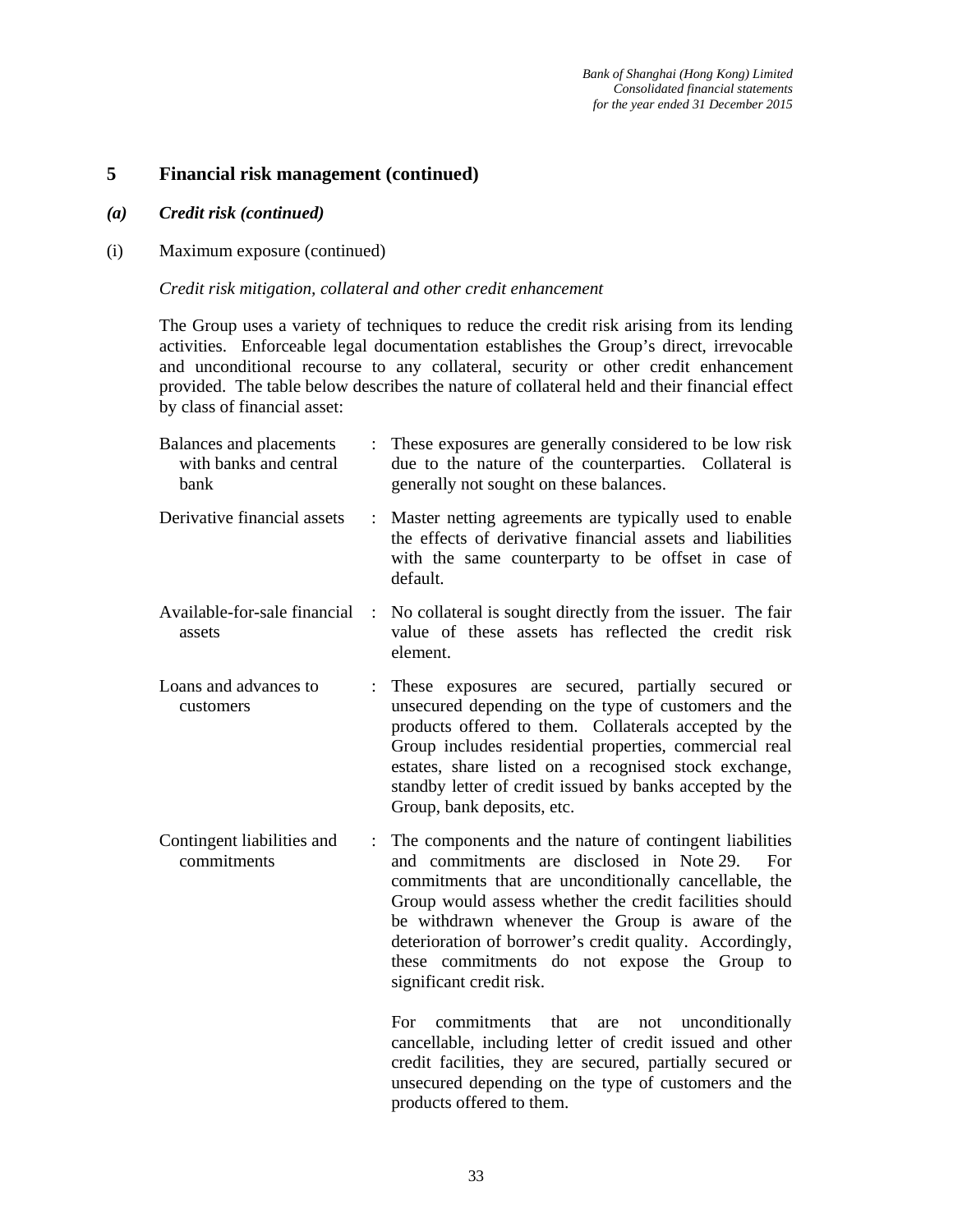## 5 Financial risk management (continued)

### *(a) Credit risk (continued)*

(i) Maximum exposure (continued)

*Credit risk mitigation, collateral and other credit enhancement*

The Group uses a variety of techniques to reduce the credit risk arising from its lending activities. Enforceable legal documentation establishes the Group's direct, irrevocable and unconditional recourse to any collateral, security or other credit enhancement provided. The table below describes the nature of collateral held and their financial effect by class of financial asset:

| | | |
|---|---|---|
| Balances and placements with banks and central bank | : | These exposures are generally considered to be low risk due to the nature of the counterparties. Collateral is generally not sought on these balances. |
| Derivative financial assets | : | Master netting agreements are typically used to enable the effects of derivative financial assets and liabilities with the same counterparty to be offset in case of default. |
| Available-for-sale financial assets | : | No collateral is sought directly from the issuer. The fair value of these assets has reflected the credit risk element. |
| Loans and advances to customers | : | These exposures are secured, partially secured or unsecured depending on the type of customers and the products offered to them. Collaterals accepted by the Group includes residential properties, commercial real estates, share listed on a recognised stock exchange, standby letter of credit issued by banks accepted by the Group, bank deposits, etc. |
| Contingent liabilities and commitments | : | The components and the nature of contingent liabilities and commitments are disclosed in Note 29. For commitments that are unconditionally cancellable, the Group would assess whether the credit facilities should be withdrawn whenever the Group is aware of the deterioration of borrower's credit quality. Accordingly, these commitments do not expose the Group to significant credit risk.<br><br>For commitments that are not unconditionally cancellable, including letter of credit issued and other credit facilities, they are secured, partially secured or unsecured depending on the type of customers and the products offered to them. |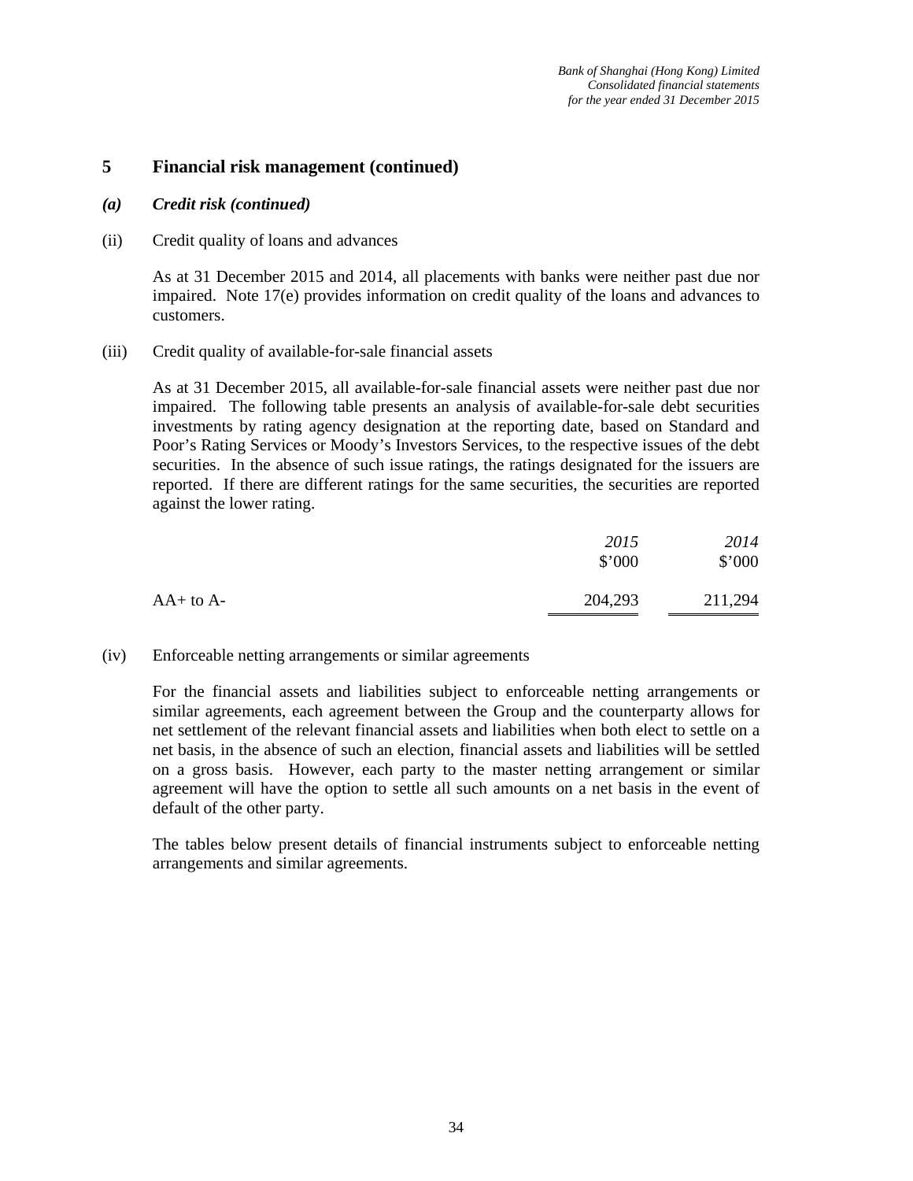## 5 Financial risk management (continued)

### *(a) Credit risk (continued)*

(ii) Credit quality of loans and advances

As at 31 December 2015 and 2014, all placements with banks were neither past due nor impaired. Note 17(e) provides information on credit quality of the loans and advances to customers.

(iii) Credit quality of available-for-sale financial assets

As at 31 December 2015, all available-for-sale financial assets were neither past due nor impaired. The following table presents an analysis of available-for-sale debt securities investments by rating agency designation at the reporting date, based on Standard and Poor's Rating Services or Moody's Investors Services, to the respective issues of the debt securities. In the absence of such issue ratings, the ratings designated for the issuers are reported. If there are different ratings for the same securities, the securities are reported against the lower rating.

| | *2015* | *2014* |
|---|---|---|
| | $'000 | $'000 |
| AA+ to A- | 204,293 | 211,294 |

(iv) Enforceable netting arrangements or similar agreements

For the financial assets and liabilities subject to enforceable netting arrangements or similar agreements, each agreement between the Group and the counterparty allows for net settlement of the relevant financial assets and liabilities when both elect to settle on a net basis, in the absence of such an election, financial assets and liabilities will be settled on a gross basis. However, each party to the master netting arrangement or similar agreement will have the option to settle all such amounts on a net basis in the event of default of the other party.

The tables below present details of financial instruments subject to enforceable netting arrangements and similar agreements.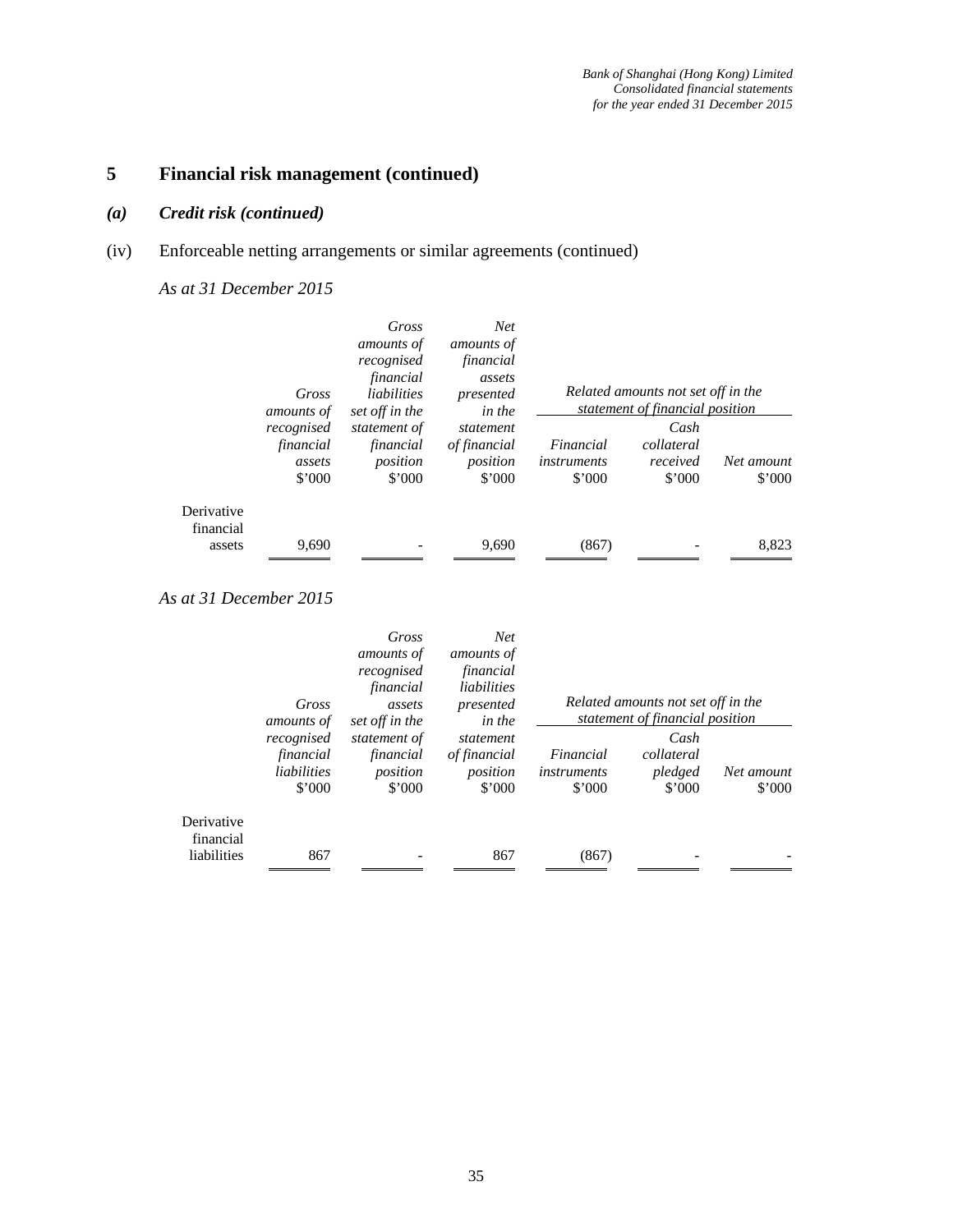# 5 Financial risk management (continued)

## *(a) Credit risk (continued)*

(iv) Enforceable netting arrangements or similar agreements (continued)

*As at 31 December 2015*

| | *Gross amounts of recognised financial assets* | *Gross amounts of recognised financial liabilities set off in the statement of financial position* | *Net amounts of financial assets presented in the statement of financial position* | *Related amounts not set off in the statement of financial position* | | |
|---|---|---|---|---|---|---|
| | | | | *Financial instruments* | *Cash collateral received* | *Net amount* |
| | $'000 | $'000 | $'000 | $'000 | $'000 | $'000 |
| Derivative financial assets | 9,690 | - | 9,690 | (867) | - | 8,823 |

*As at 31 December 2015*

| | *Gross amounts of recognised financial liabilities* | *Gross amounts of recognised financial assets set off in the statement of financial position* | *Net amounts of financial liabilities presented in the statement of financial position* | *Related amounts not set off in the statement of financial position* | | |
|---|---|---|---|---|---|---|
| | | | | *Financial instruments* | *Cash collateral pledged* | *Net amount* |
| | $'000 | $'000 | $'000 | $'000 | $'000 | $'000 |
| Derivative financial liabilities | 867 | - | 867 | (867) | - | - |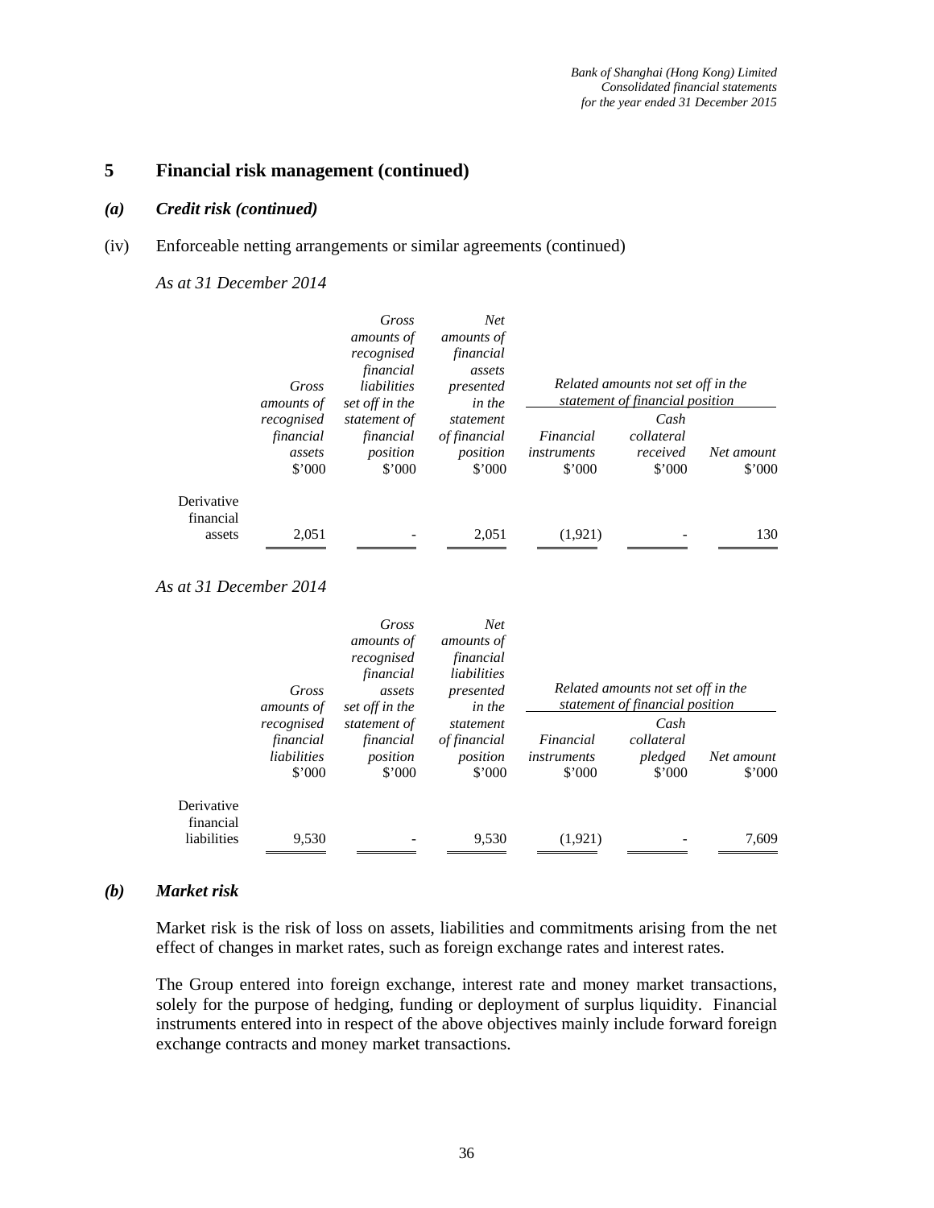## 5 Financial risk management (continued)

### *(a) Credit risk (continued)*

(iv) Enforceable netting arrangements or similar agreements (continued)

*As at 31 December 2014*

| | Gross amounts of recognised financial assets | Gross amounts of recognised financial liabilities set off in the statement of financial position | Net amounts of financial assets presented in the statement of financial position | Related amounts not set off in the statement of financial position | | |
|---|---|---|---|---|---|---|
| | | | | Financial instruments | Cash collateral received | Net amount |
| | $'000 | $'000 | $'000 | $'000 | $'000 | $'000 |
| Derivative financial assets | 2,051 | - | 2,051 | (1,921) | - | 130 |

*As at 31 December 2014*

| | Gross amounts of recognised financial liabilities | Gross amounts of recognised financial assets set off in the statement of financial position | Net amounts of financial liabilities presented in the statement of financial position | Related amounts not set off in the statement of financial position | | |
|---|---|---|---|---|---|---|
| | | | | Financial instruments | Cash collateral pledged | Net amount |
| | $'000 | $'000 | $'000 | $'000 | $'000 | $'000 |
| Derivative financial liabilities | 9,530 | - | 9,530 | (1,921) | - | 7,609 |

### *(b) Market risk*

Market risk is the risk of loss on assets, liabilities and commitments arising from the net effect of changes in market rates, such as foreign exchange rates and interest rates.

The Group entered into foreign exchange, interest rate and money market transactions, solely for the purpose of hedging, funding or deployment of surplus liquidity. Financial instruments entered into in respect of the above objectives mainly include forward foreign exchange contracts and money market transactions.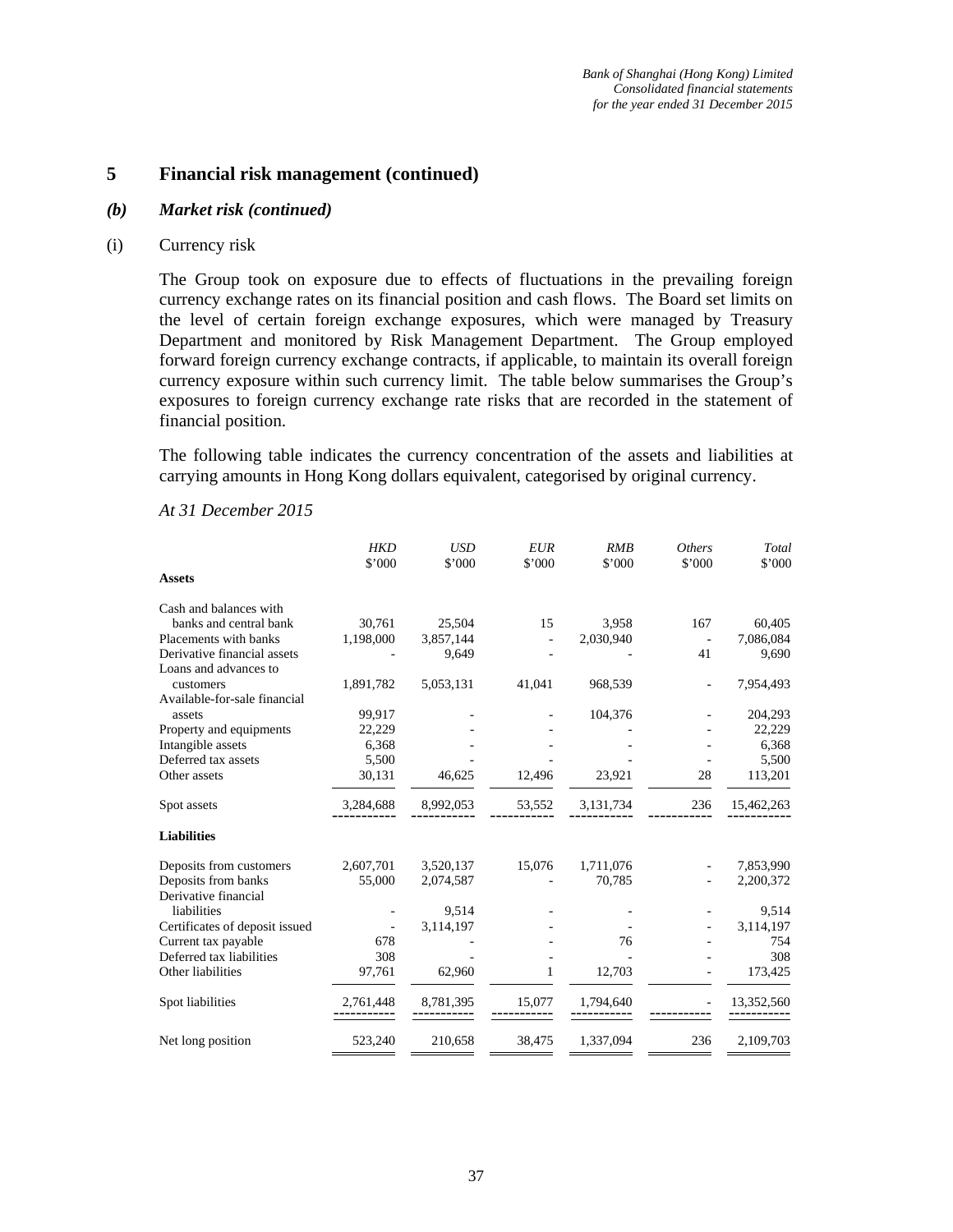## 5 Financial risk management (continued)

### *(b) Market risk (continued)*

(i) Currency risk

The Group took on exposure due to effects of fluctuations in the prevailing foreign currency exchange rates on its financial position and cash flows. The Board set limits on the level of certain foreign exchange exposures, which were managed by Treasury Department and monitored by Risk Management Department. The Group employed forward foreign currency exchange contracts, if applicable, to maintain its overall foreign currency exposure within such currency limit. The table below summarises the Group's exposures to foreign currency exchange rate risks that are recorded in the statement of financial position.

The following table indicates the currency concentration of the assets and liabilities at carrying amounts in Hong Kong dollars equivalent, categorised by original currency.

*At 31 December 2015*

| | *HKD* $'000 | *USD* $'000 | *EUR* $'000 | *RMB* $'000 | *Others* $'000 | *Total* $'000 |
|---|---|---|---|---|---|---|
| **Assets** | | | | | | |
| Cash and balances with banks and central bank | 30,761 | 25,504 | 15 | 3,958 | 167 | 60,405 |
| Placements with banks | 1,198,000 | 3,857,144 | - | 2,030,940 | - | 7,086,084 |
| Derivative financial assets | - | 9,649 | - | - | 41 | 9,690 |
| Loans and advances to customers | 1,891,782 | 5,053,131 | 41,041 | 968,539 | - | 7,954,493 |
| Available-for-sale financial assets | 99,917 | - | - | 104,376 | - | 204,293 |
| Property and equipments | 22,229 | - | - | - | - | 22,229 |
| Intangible assets | 6,368 | - | - | - | - | 6,368 |
| Deferred tax assets | 5,500 | - | - | - | - | 5,500 |
| Other assets | 30,131 | 46,625 | 12,496 | 23,921 | 28 | 113,201 |
| Spot assets | 3,284,688 | 8,992,053 | 53,552 | 3,131,734 | 236 | 15,462,263 |
| **Liabilities** | | | | | | |
| Deposits from customers | 2,607,701 | 3,520,137 | 15,076 | 1,711,076 | - | 7,853,990 |
| Deposits from banks | 55,000 | 2,074,587 | - | 70,785 | - | 2,200,372 |
| Derivative financial liabilities | - | 9,514 | - | - | - | 9,514 |
| Certificates of deposit issued | - | 3,114,197 | - | - | - | 3,114,197 |
| Current tax payable | 678 | - | - | 76 | - | 754 |
| Deferred tax liabilities | 308 | - | - | - | - | 308 |
| Other liabilities | 97,761 | 62,960 | 1 | 12,703 | - | 173,425 |
| Spot liabilities | 2,761,448 | 8,781,395 | 15,077 | 1,794,640 | - | 13,352,560 |
| Net long position | 523,240 | 210,658 | 38,475 | 1,337,094 | 236 | 2,109,703 |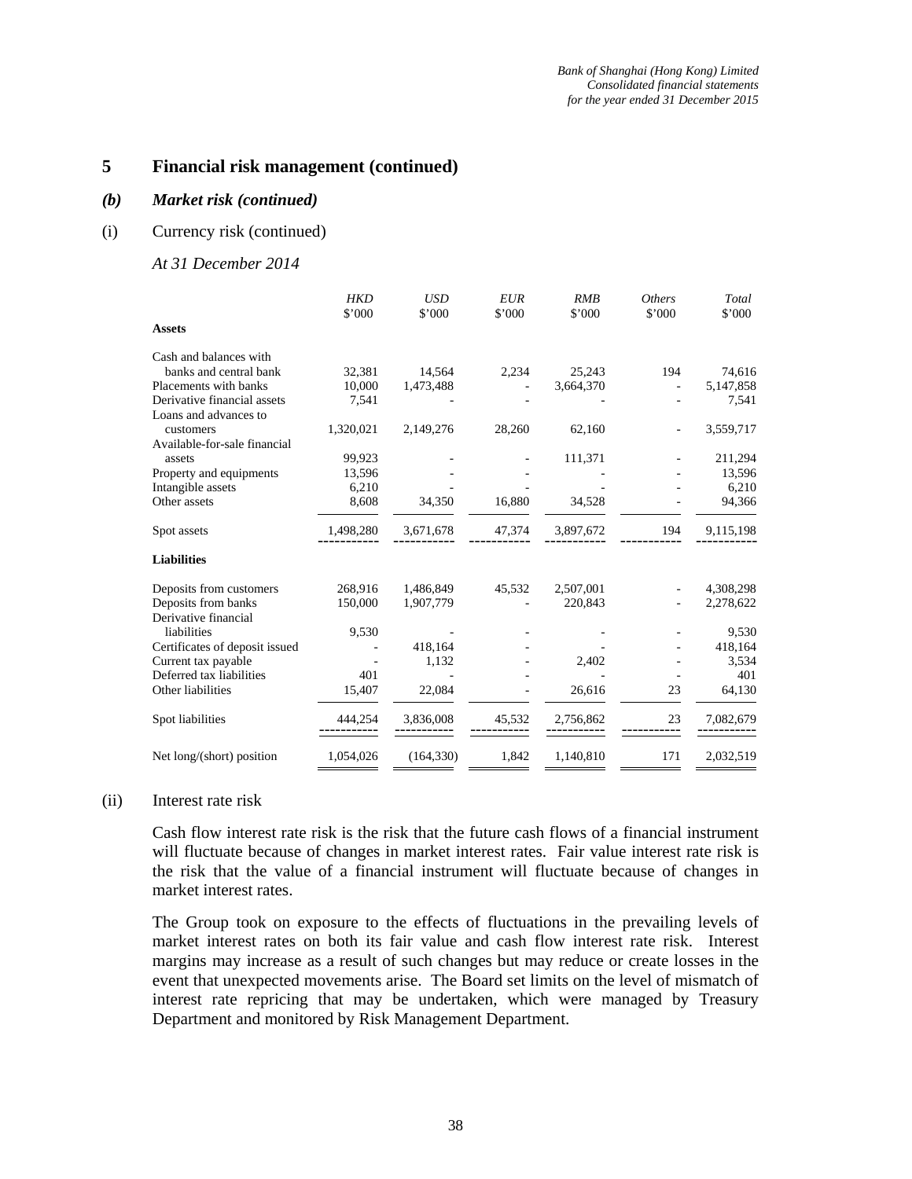## 5 Financial risk management (continued)

### *(b) Market risk (continued)*

(i) Currency risk (continued)

*At 31 December 2014*

| | *HKD* $'000 | *USD* $'000 | *EUR* $'000 | *RMB* $'000 | *Others* $'000 | *Total* $'000 |
|---|---|---|---|---|---|---|
| **Assets** | | | | | | |
| Cash and balances with banks and central bank | 32,381 | 14,564 | 2,234 | 25,243 | 194 | 74,616 |
| Placements with banks | 10,000 | 1,473,488 | - | 3,664,370 | - | 5,147,858 |
| Derivative financial assets | 7,541 | - | - | - | - | 7,541 |
| Loans and advances to customers | 1,320,021 | 2,149,276 | 28,260 | 62,160 | - | 3,559,717 |
| Available-for-sale financial assets | 99,923 | - | - | 111,371 | - | 211,294 |
| Property and equipments | 13,596 | - | - | - | - | 13,596 |
| Intangible assets | 6,210 | - | - | - | - | 6,210 |
| Other assets | 8,608 | 34,350 | 16,880 | 34,528 | - | 94,366 |
| Spot assets | 1,498,280 | 3,671,678 | 47,374 | 3,897,672 | 194 | 9,115,198 |
| **Liabilities** | | | | | | |
| Deposits from customers | 268,916 | 1,486,849 | 45,532 | 2,507,001 | - | 4,308,298 |
| Deposits from banks | 150,000 | 1,907,779 | - | 220,843 | - | 2,278,622 |
| Derivative financial liabilities | 9,530 | - | - | - | - | 9,530 |
| Certificates of deposit issued | - | 418,164 | - | - | - | 418,164 |
| Current tax payable | - | 1,132 | - | 2,402 | - | 3,534 |
| Deferred tax liabilities | 401 | - | - | - | - | 401 |
| Other liabilities | 15,407 | 22,084 | - | 26,616 | 23 | 64,130 |
| Spot liabilities | 444,254 | 3,836,008 | 45,532 | 2,756,862 | 23 | 7,082,679 |
| Net long/(short) position | 1,054,026 | (164,330) | 1,842 | 1,140,810 | 171 | 2,032,519 |

(ii) Interest rate risk

Cash flow interest rate risk is the risk that the future cash flows of a financial instrument will fluctuate because of changes in market interest rates. Fair value interest rate risk is the risk that the value of a financial instrument will fluctuate because of changes in market interest rates.

The Group took on exposure to the effects of fluctuations in the prevailing levels of market interest rates on both its fair value and cash flow interest rate risk. Interest margins may increase as a result of such changes but may reduce or create losses in the event that unexpected movements arise. The Board set limits on the level of mismatch of interest rate repricing that may be undertaken, which were managed by Treasury Department and monitored by Risk Management Department.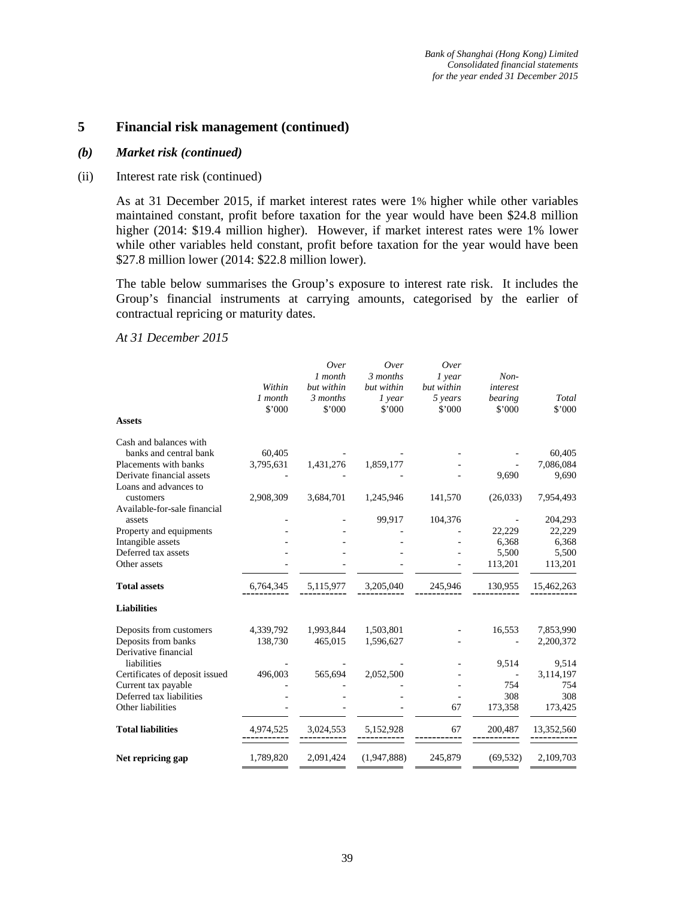## 5 Financial risk management (continued)

### *(b) Market risk (continued)*

(ii) Interest rate risk (continued)

As at 31 December 2015, if market interest rates were 1% higher while other variables maintained constant, profit before taxation for the year would have been $24.8 million higher (2014: $19.4 million higher). However, if market interest rates were 1% lower while other variables held constant, profit before taxation for the year would have been $27.8 million lower (2014: $22.8 million lower).

The table below summarises the Group's exposure to interest rate risk. It includes the Group's financial instruments at carrying amounts, categorised by the earlier of contractual repricing or maturity dates.

*At 31 December 2015*

| | *Within 1 month* $'000 | *Over 1 month but within 3 months* $'000 | *Over 3 months but within 1 year* $'000 | *Over 1 year but within 5 years* $'000 | *Non-interest bearing* $'000 | *Total* $'000 |
|---|---|---|---|---|---|---|
| **Assets** | | | | | | |
| Cash and balances with banks and central bank | 60,405 | - | - | - | - | 60,405 |
| Placements with banks | 3,795,631 | 1,431,276 | 1,859,177 | - | - | 7,086,084 |
| Derivate financial assets | - | - | - | - | 9,690 | 9,690 |
| Loans and advances to customers | 2,908,309 | 3,684,701 | 1,245,946 | 141,570 | (26,033) | 7,954,493 |
| Available-for-sale financial assets | - | - | 99,917 | 104,376 | - | 204,293 |
| Property and equipments | - | - | - | - | 22,229 | 22,229 |
| Intangible assets | - | - | - | - | 6,368 | 6,368 |
| Deferred tax assets | - | - | - | - | 5,500 | 5,500 |
| Other assets | - | - | - | - | 113,201 | 113,201 |
| **Total assets** | 6,764,345 | 5,115,977 | 3,205,040 | 245,946 | 130,955 | 15,462,263 |
| **Liabilities** | | | | | | |
| Deposits from customers | 4,339,792 | 1,993,844 | 1,503,801 | - | 16,553 | 7,853,990 |
| Deposits from banks | 138,730 | 465,015 | 1,596,627 | - | - | 2,200,372 |
| Derivative financial liabilities | - | - | - | - | 9,514 | 9,514 |
| Certificates of deposit issued | 496,003 | 565,694 | 2,052,500 | - | - | 3,114,197 |
| Current tax payable | - | - | - | - | 754 | 754 |
| Deferred tax liabilities | - | - | - | - | 308 | 308 |
| Other liabilities | - | - | - | 67 | 173,358 | 173,425 |
| **Total liabilities** | 4,974,525 | 3,024,553 | 5,152,928 | 67 | 200,487 | 13,352,560 |
| **Net repricing gap** | 1,789,820 | 2,091,424 | (1,947,888) | 245,879 | (69,532) | 2,109,703 |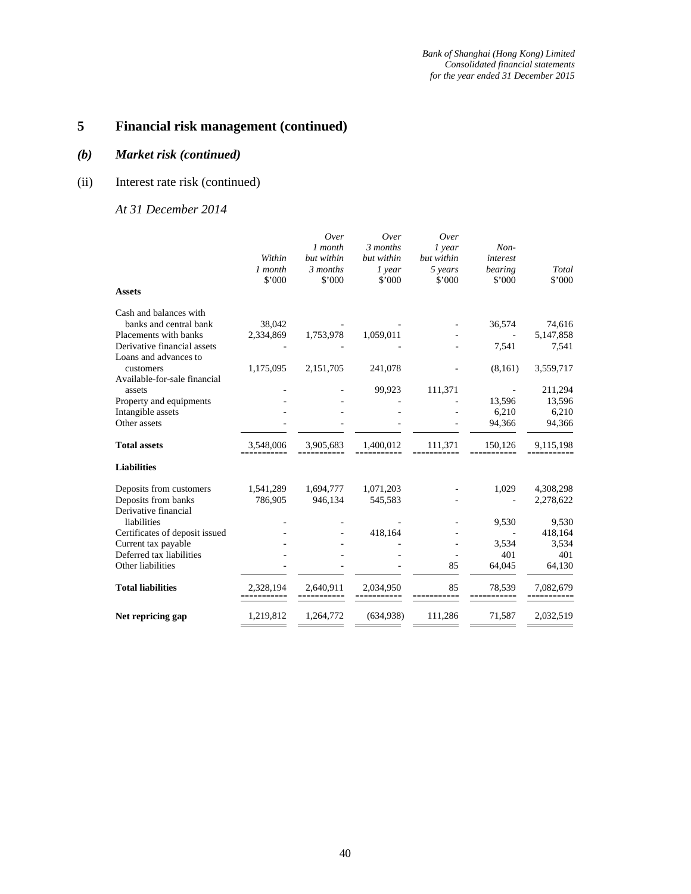## 5 Financial risk management (continued)

### *(b) Market risk (continued)*

(ii) Interest rate risk (continued)

*At 31 December 2014*

| | *Within 1 month* $'000 | *Over 1 month but within 3 months* $'000 | *Over 3 months but within 1 year* $'000 | *Over 1 year but within 5 years* $'000 | *Non-interest bearing* $'000 | *Total* $'000 |
|---|---|---|---|---|---|---|
| **Assets** | | | | | | |
| Cash and balances with banks and central bank | 38,042 | - | - | - | 36,574 | 74,616 |
| Placements with banks | 2,334,869 | 1,753,978 | 1,059,011 | - | - | 5,147,858 |
| Derivative financial assets | - | - | - | - | 7,541 | 7,541 |
| Loans and advances to customers | 1,175,095 | 2,151,705 | 241,078 | - | (8,161) | 3,559,717 |
| Available-for-sale financial assets | - | - | 99,923 | 111,371 | - | 211,294 |
| Property and equipments | - | - | - | - | 13,596 | 13,596 |
| Intangible assets | - | - | - | - | 6,210 | 6,210 |
| Other assets | - | - | - | - | 94,366 | 94,366 |
| **Total assets** | 3,548,006 | 3,905,683 | 1,400,012 | 111,371 | 150,126 | 9,115,198 |
| **Liabilities** | | | | | | |
| Deposits from customers | 1,541,289 | 1,694,777 | 1,071,203 | - | 1,029 | 4,308,298 |
| Deposits from banks | 786,905 | 946,134 | 545,583 | - | - | 2,278,622 |
| Derivative financial liabilities | - | - | - | - | 9,530 | 9,530 |
| Certificates of deposit issued | - | - | 418,164 | - | - | 418,164 |
| Current tax payable | - | - | - | - | 3,534 | 3,534 |
| Deferred tax liabilities | - | - | - | - | 401 | 401 |
| Other liabilities | - | - | - | 85 | 64,045 | 64,130 |
| **Total liabilities** | 2,328,194 | 2,640,911 | 2,034,950 | 85 | 78,539 | 7,082,679 |
| **Net repricing gap** | 1,219,812 | 1,264,772 | (634,938) | 111,286 | 71,587 | 2,032,519 |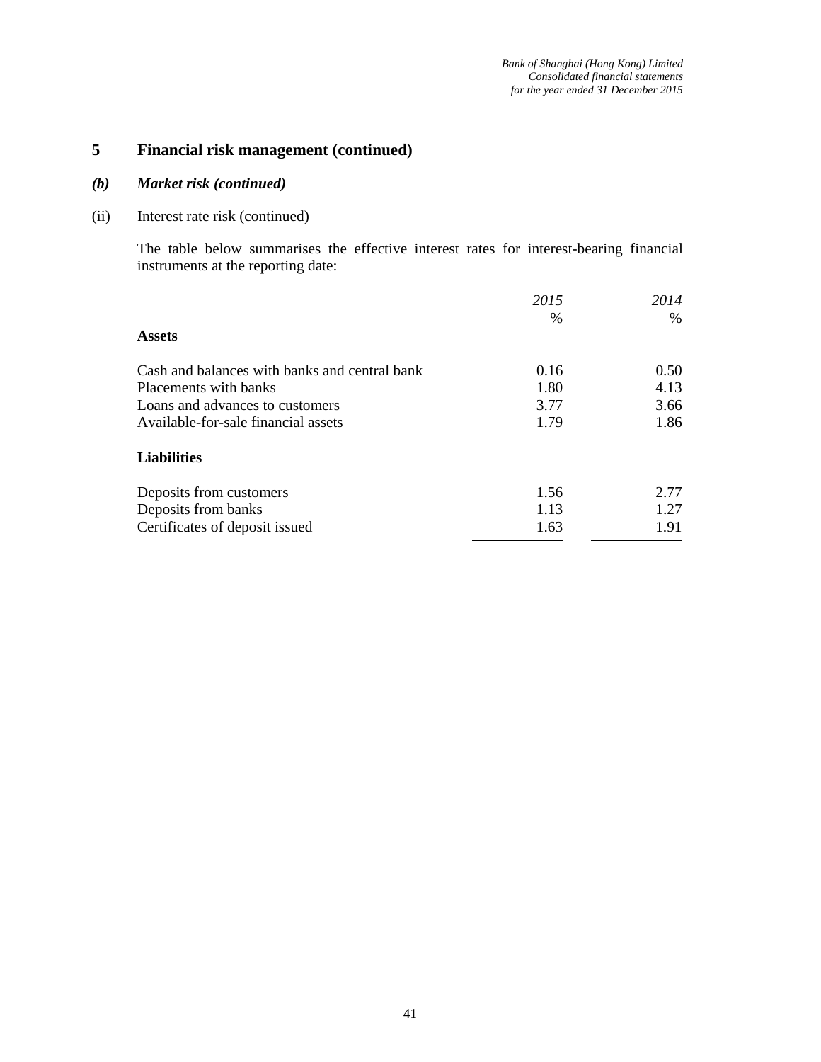## 5 Financial risk management (continued)

### *(b) Market risk (continued)*

(ii) Interest rate risk (continued)

The table below summarises the effective interest rates for interest-bearing financial instruments at the reporting date:

| | *2015* | *2014* |
|---|---|---|
| | % | % |
| **Assets** | | |
| Cash and balances with banks and central bank | 0.16 | 0.50 |
| Placements with banks | 1.80 | 4.13 |
| Loans and advances to customers | 3.77 | 3.66 |
| Available-for-sale financial assets | 1.79 | 1.86 |
| **Liabilities** | | |
| Deposits from customers | 1.56 | 2.77 |
| Deposits from banks | 1.13 | 1.27 |
| Certificates of deposit issued | 1.63 | 1.91 |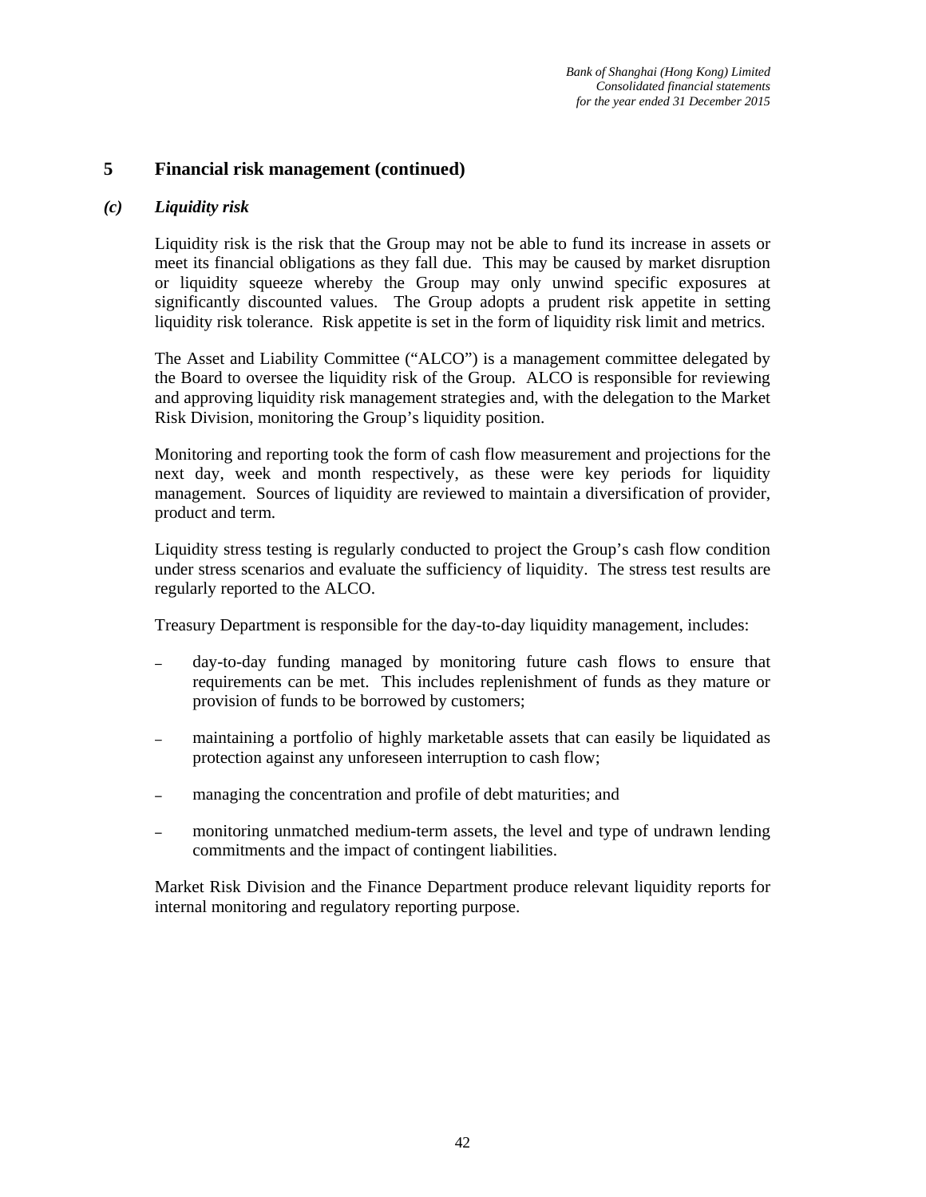## 5 Financial risk management (continued)

### *(c) Liquidity risk*

Liquidity risk is the risk that the Group may not be able to fund its increase in assets or meet its financial obligations as they fall due. This may be caused by market disruption or liquidity squeeze whereby the Group may only unwind specific exposures at significantly discounted values. The Group adopts a prudent risk appetite in setting liquidity risk tolerance. Risk appetite is set in the form of liquidity risk limit and metrics.

The Asset and Liability Committee ("ALCO") is a management committee delegated by the Board to oversee the liquidity risk of the Group. ALCO is responsible for reviewing and approving liquidity risk management strategies and, with the delegation to the Market Risk Division, monitoring the Group's liquidity position.

Monitoring and reporting took the form of cash flow measurement and projections for the next day, week and month respectively, as these were key periods for liquidity management. Sources of liquidity are reviewed to maintain a diversification of provider, product and term.

Liquidity stress testing is regularly conducted to project the Group's cash flow condition under stress scenarios and evaluate the sufficiency of liquidity. The stress test results are regularly reported to the ALCO.

Treasury Department is responsible for the day-to-day liquidity management, includes:

- day-to-day funding managed by monitoring future cash flows to ensure that requirements can be met. This includes replenishment of funds as they mature or provision of funds to be borrowed by customers;
- maintaining a portfolio of highly marketable assets that can easily be liquidated as protection against any unforeseen interruption to cash flow;
- managing the concentration and profile of debt maturities; and
- monitoring unmatched medium-term assets, the level and type of undrawn lending commitments and the impact of contingent liabilities.

Market Risk Division and the Finance Department produce relevant liquidity reports for internal monitoring and regulatory reporting purpose.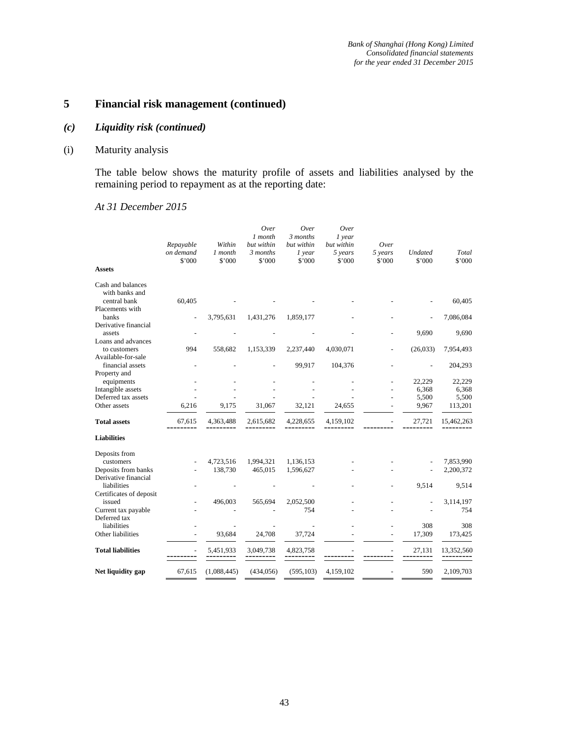## 5 Financial risk management (continued)

### *(c) Liquidity risk (continued)*

(i) Maturity analysis

The table below shows the maturity profile of assets and liabilities analysed by the remaining period to repayment as at the reporting date:

*At 31 December 2015*

| | *Repayable on demand* $'000 | *Within 1 month* $'000 | *Over 1 month but within 3 months* $'000 | *Over 3 months but within 1 year* $'000 | *Over 1 year but within 5 years* $'000 | *Over 5 years* $'000 | *Undated* $'000 | *Total* $'000 |
|---|---|---|---|---|---|---|---|---|
| **Assets** | | | | | | | | |
| Cash and balances with banks and central bank | 60,405 | - | - | - | - | - | - | 60,405 |
| Placements with banks | - | 3,795,631 | 1,431,276 | 1,859,177 | - | - | - | 7,086,084 |
| Derivative financial assets | - | - | - | - | - | - | 9,690 | 9,690 |
| Loans and advances to customers | 994 | 558,682 | 1,153,339 | 2,237,440 | 4,030,071 | - | (26,033) | 7,954,493 |
| Available-for-sale financial assets | - | - | - | 99,917 | 104,376 | - | - | 204,293 |
| Property and equipments | - | - | - | - | - | - | 22,229 | 22,229 |
| Intangible assets | - | - | - | - | - | - | 6,368 | 6,368 |
| Deferred tax assets | - | - | - | - | - | - | 5,500 | 5,500 |
| Other assets | 6,216 | 9,175 | 31,067 | 32,121 | 24,655 | - | 9,967 | 113,201 |
| **Total assets** | 67,615 | 4,363,488 | 2,615,682 | 4,228,655 | 4,159,102 | - | 27,721 | 15,462,263 |
| **Liabilities** | | | | | | | | |
| Deposits from customers | - | 4,723,516 | 1,994,321 | 1,136,153 | - | - | - | 7,853,990 |
| Deposits from banks | - | 138,730 | 465,015 | 1,596,627 | - | - | - | 2,200,372 |
| Derivative financial liabilities | - | - | - | - | - | - | 9,514 | 9,514 |
| Certificates of deposit issued | - | 496,003 | 565,694 | 2,052,500 | - | - | - | 3,114,197 |
| Current tax payable | - | - | - | 754 | - | - | - | 754 |
| Deferred tax liabilities | - | - | - | - | - | - | 308 | 308 |
| Other liabilities | - | 93,684 | 24,708 | 37,724 | - | - | 17,309 | 173,425 |
| **Total liabilities** | - | 5,451,933 | 3,049,738 | 4,823,758 | - | - | 27,131 | 13,352,560 |
| **Net liquidity gap** | 67,615 | (1,088,445) | (434,056) | (595,103) | 4,159,102 | - | 590 | 2,109,703 |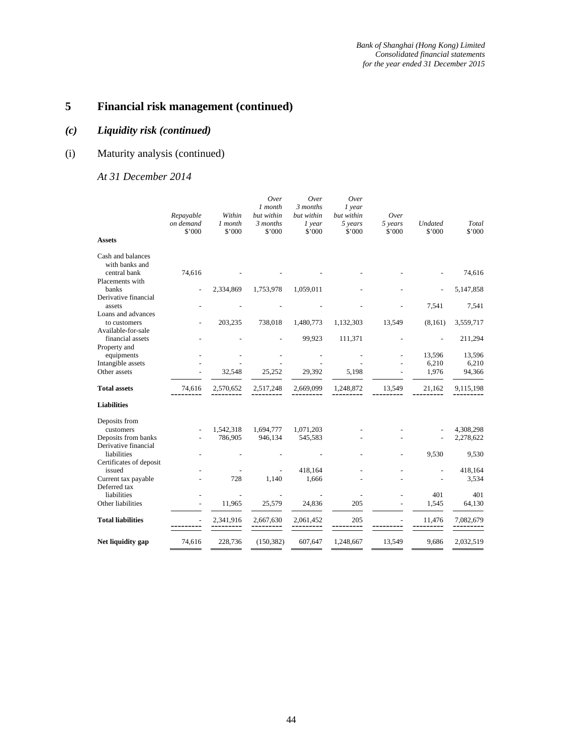# 5 Financial risk management (continued)

## *(c) Liquidity risk (continued)*

### (i) Maturity analysis (continued)

*At 31 December 2014*

| | *Repayable on demand* $'000 | *Within 1 month* $'000 | *Over 1 month but within 3 months* $'000 | *Over 3 months but within 1 year* $'000 | *Over 1 year but within 5 years* $'000 | *Over 5 years* $'000 | *Undated* $'000 | *Total* $'000 |
|---|---|---|---|---|---|---|---|---|
| **Assets** | | | | | | | | |
| Cash and balances with banks and central bank | 74,616 | - | - | - | - | - | - | 74,616 |
| Placements with banks | - | 2,334,869 | 1,753,978 | 1,059,011 | - | - | - | 5,147,858 |
| Derivative financial assets | - | - | - | - | - | - | 7,541 | 7,541 |
| Loans and advances to customers | - | 203,235 | 738,018 | 1,480,773 | 1,132,303 | 13,549 | (8,161) | 3,559,717 |
| Available-for-sale financial assets | - | - | - | 99,923 | 111,371 | - | - | 211,294 |
| Property and equipments | - | - | - | - | - | - | 13,596 | 13,596 |
| Intangible assets | - | - | - | - | - | - | 6,210 | 6,210 |
| Other assets | - | 32,548 | 25,252 | 29,392 | 5,198 | - | 1,976 | 94,366 |
| **Total assets** | 74,616 | 2,570,652 | 2,517,248 | 2,669,099 | 1,248,872 | 13,549 | 21,162 | 9,115,198 |
| **Liabilities** | | | | | | | | |
| Deposits from customers | - | 1,542,318 | 1,694,777 | 1,071,203 | - | - | - | 4,308,298 |
| Deposits from banks | - | 786,905 | 946,134 | 545,583 | - | - | - | 2,278,622 |
| Derivative financial liabilities | - | - | - | - | - | - | 9,530 | 9,530 |
| Certificates of deposit issued | - | - | - | 418,164 | - | - | - | 418,164 |
| Current tax payable | - | 728 | 1,140 | 1,666 | - | - | - | 3,534 |
| Deferred tax liabilities | - | - | - | - | - | - | 401 | 401 |
| Other liabilities | - | 11,965 | 25,579 | 24,836 | 205 | - | 1,545 | 64,130 |
| **Total liabilities** | - | 2,341,916 | 2,667,630 | 2,061,452 | 205 | - | 11,476 | 7,082,679 |
| **Net liquidity gap** | 74,616 | 228,736 | (150,382) | 607,647 | 1,248,667 | 13,549 | 9,686 | 2,032,519 |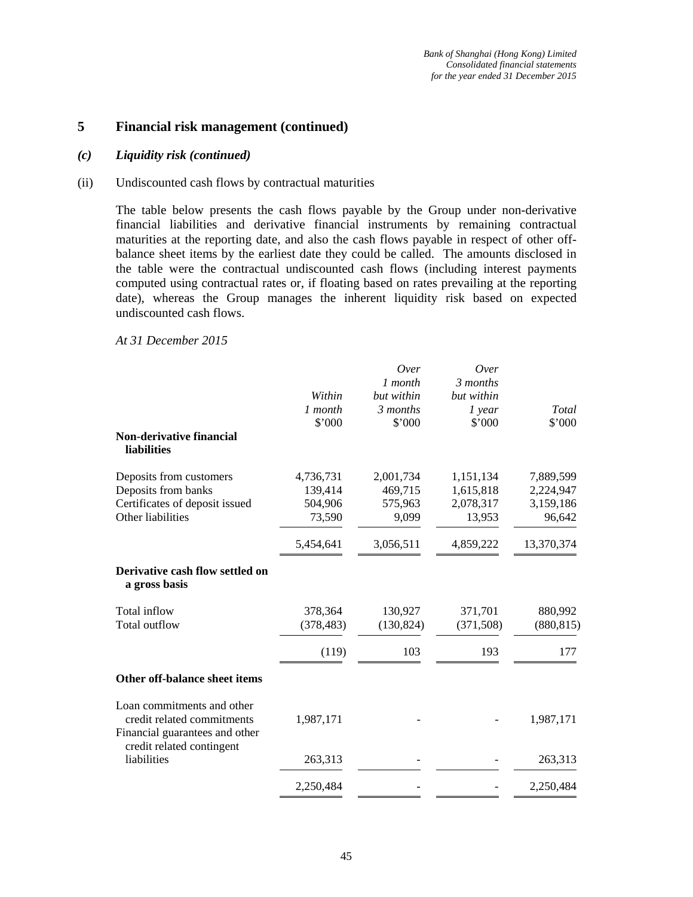## 5 Financial risk management (continued)

### *(c) Liquidity risk (continued)*

(ii) Undiscounted cash flows by contractual maturities

The table below presents the cash flows payable by the Group under non-derivative financial liabilities and derivative financial instruments by remaining contractual maturities at the reporting date, and also the cash flows payable in respect of other off-balance sheet items by the earliest date they could be called. The amounts disclosed in the table were the contractual undiscounted cash flows (including interest payments computed using contractual rates or, if floating based on rates prevailing at the reporting date), whereas the Group manages the inherent liquidity risk based on expected undiscounted cash flows.

*At 31 December 2015*

| | *Within 1 month* $'000 | *Over 1 month but within 3 months* $'000 | *Over 3 months but within 1 year* $'000 | *Total* $'000 |
|---|---|---|---|---|
| **Non-derivative financial liabilities** | | | | |
| Deposits from customers | 4,736,731 | 2,001,734 | 1,151,134 | 7,889,599 |
| Deposits from banks | 139,414 | 469,715 | 1,615,818 | 2,224,947 |
| Certificates of deposit issued | 504,906 | 575,963 | 2,078,317 | 3,159,186 |
| Other liabilities | 73,590 | 9,099 | 13,953 | 96,642 |
| | 5,454,641 | 3,056,511 | 4,859,222 | 13,370,374 |
| **Derivative cash flow settled on a gross basis** | | | | |
| Total inflow | 378,364 | 130,927 | 371,701 | 880,992 |
| Total outflow | (378,483) | (130,824) | (371,508) | (880,815) |
| | (119) | 103 | 193 | 177 |
| **Other off-balance sheet items** | | | | |
| Loan commitments and other credit related commitments | 1,987,171 | - | - | 1,987,171 |
| Financial guarantees and other credit related contingent liabilities | 263,313 | - | - | 263,313 |
| | 2,250,484 | - | - | 2,250,484 |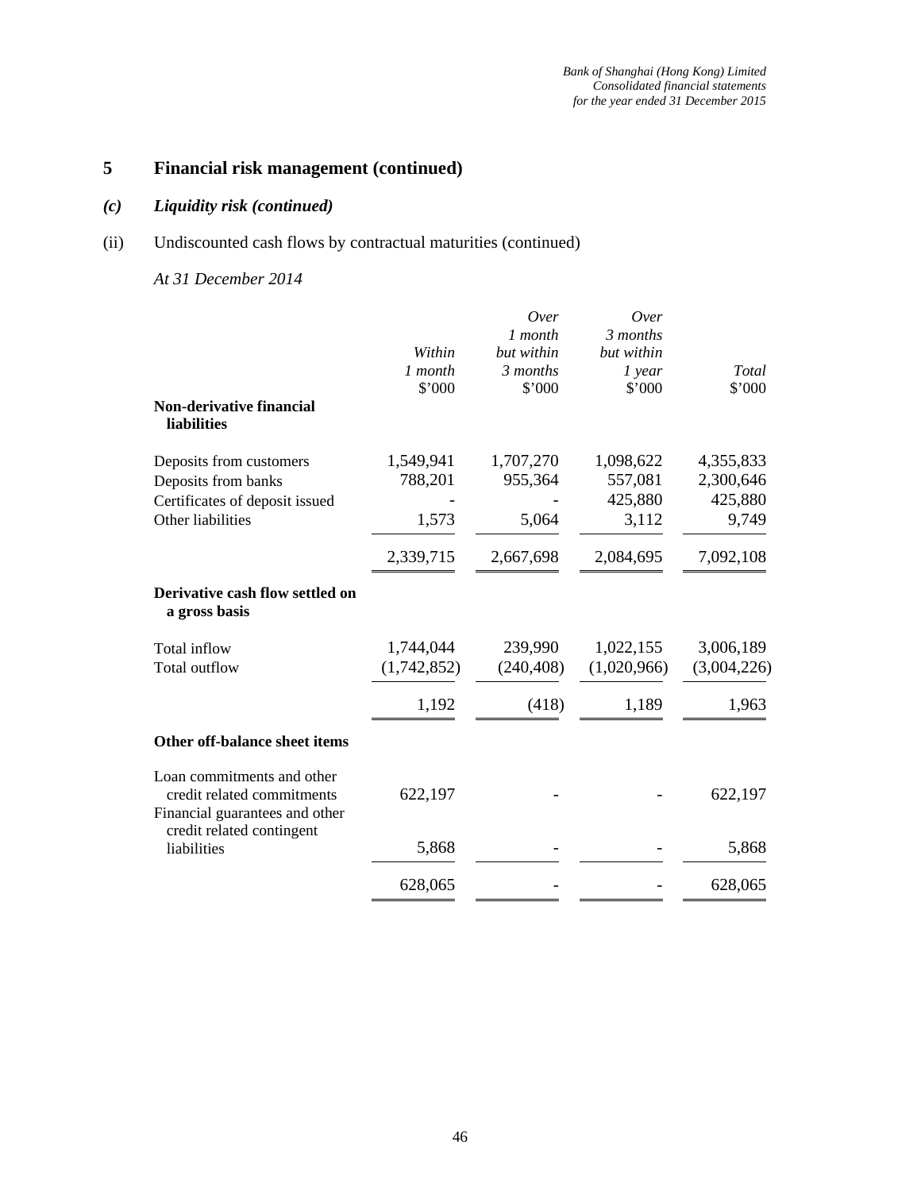# 5 Financial risk management (continued)

## *(c) Liquidity risk (continued)*

### (ii) Undiscounted cash flows by contractual maturities (continued)

*At 31 December 2014*

| | *Within 1 month* $'000 | *Over 1 month but within 3 months* $'000 | *Over 3 months but within 1 year* $'000 | *Total* $'000 |
|---|---|---|---|---|
| **Non-derivative financial liabilities** | | | | |
| Deposits from customers | 1,549,941 | 1,707,270 | 1,098,622 | 4,355,833 |
| Deposits from banks | 788,201 | 955,364 | 557,081 | 2,300,646 |
| Certificates of deposit issued | - | - | 425,880 | 425,880 |
| Other liabilities | 1,573 | 5,064 | 3,112 | 9,749 |
| | 2,339,715 | 2,667,698 | 2,084,695 | 7,092,108 |
| **Derivative cash flow settled on a gross basis** | | | | |
| Total inflow | 1,744,044 | 239,990 | 1,022,155 | 3,006,189 |
| Total outflow | (1,742,852) | (240,408) | (1,020,966) | (3,004,226) |
| | 1,192 | (418) | 1,189 | 1,963 |
| **Other off-balance sheet items** | | | | |
| Loan commitments and other credit related commitments | 622,197 | - | - | 622,197 |
| Financial guarantees and other credit related contingent liabilities | 5,868 | - | - | 5,868 |
| | 628,065 | - | - | 628,065 |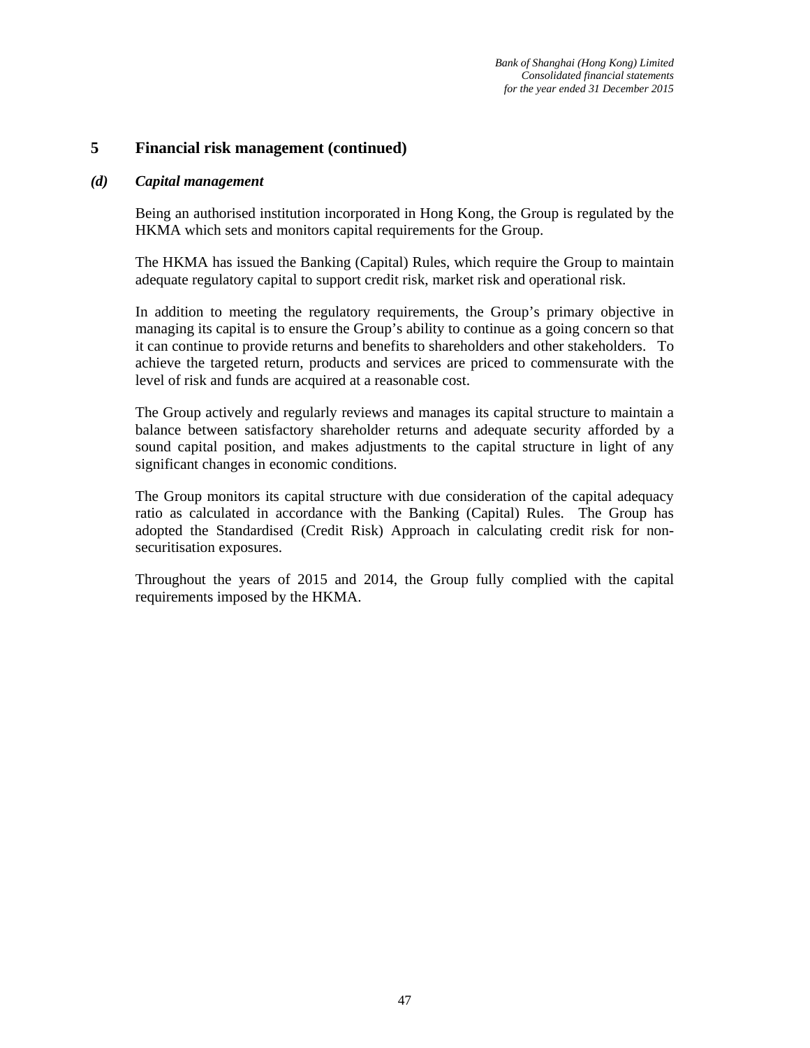## 5 Financial risk management (continued)

### *(d) Capital management*

Being an authorised institution incorporated in Hong Kong, the Group is regulated by the HKMA which sets and monitors capital requirements for the Group.

The HKMA has issued the Banking (Capital) Rules, which require the Group to maintain adequate regulatory capital to support credit risk, market risk and operational risk.

In addition to meeting the regulatory requirements, the Group's primary objective in managing its capital is to ensure the Group's ability to continue as a going concern so that it can continue to provide returns and benefits to shareholders and other stakeholders. To achieve the targeted return, products and services are priced to commensurate with the level of risk and funds are acquired at a reasonable cost.

The Group actively and regularly reviews and manages its capital structure to maintain a balance between satisfactory shareholder returns and adequate security afforded by a sound capital position, and makes adjustments to the capital structure in light of any significant changes in economic conditions.

The Group monitors its capital structure with due consideration of the capital adequacy ratio as calculated in accordance with the Banking (Capital) Rules. The Group has adopted the Standardised (Credit Risk) Approach in calculating credit risk for non-securitisation exposures.

Throughout the years of 2015 and 2014, the Group fully complied with the capital requirements imposed by the HKMA.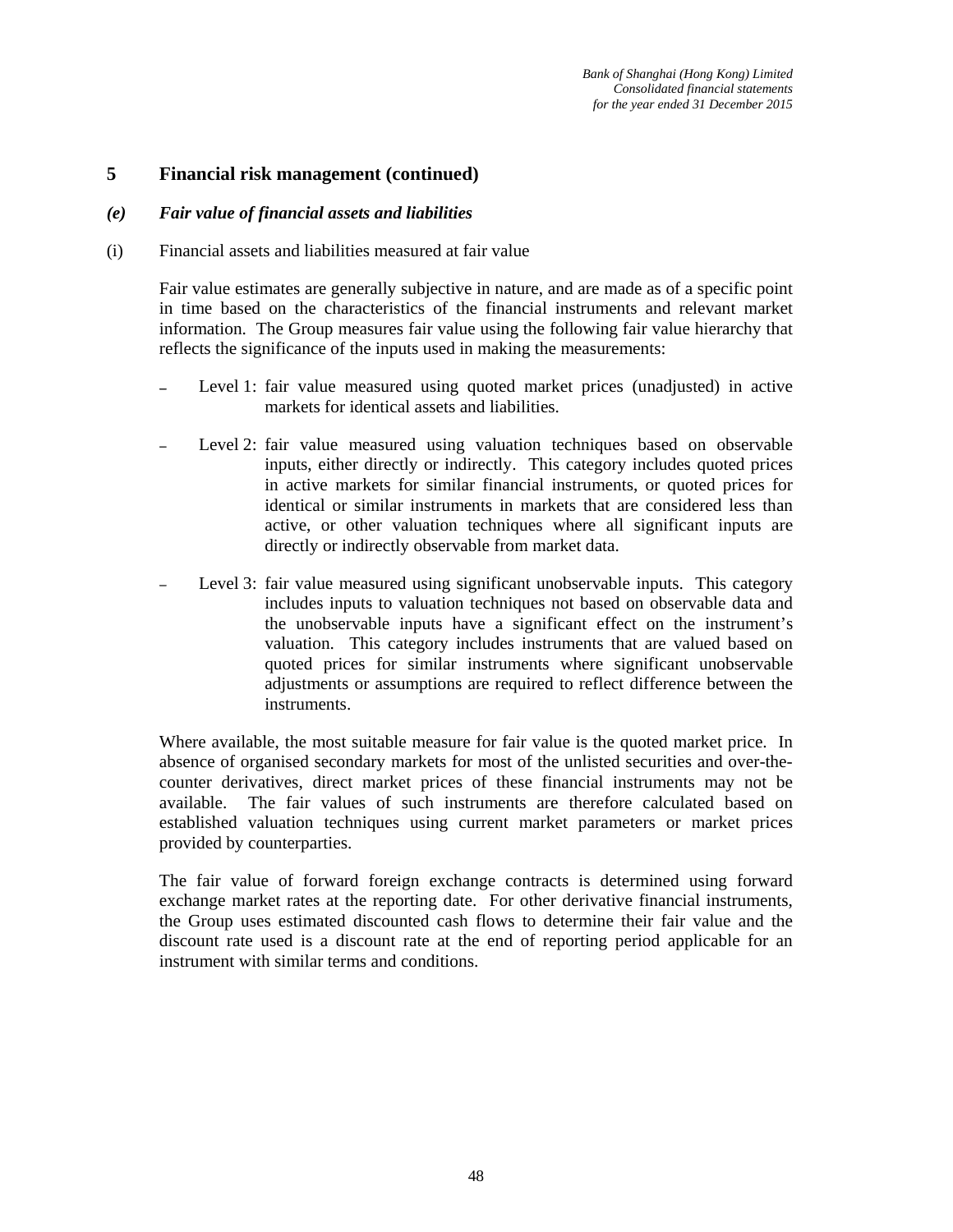## 5 Financial risk management (continued)

### *(e) Fair value of financial assets and liabilities*

(i) Financial assets and liabilities measured at fair value

Fair value estimates are generally subjective in nature, and are made as of a specific point in time based on the characteristics of the financial instruments and relevant market information. The Group measures fair value using the following fair value hierarchy that reflects the significance of the inputs used in making the measurements:

- Level 1: fair value measured using quoted market prices (unadjusted) in active markets for identical assets and liabilities.
- Level 2: fair value measured using valuation techniques based on observable inputs, either directly or indirectly. This category includes quoted prices in active markets for similar financial instruments, or quoted prices for identical or similar instruments in markets that are considered less than active, or other valuation techniques where all significant inputs are directly or indirectly observable from market data.
- Level 3: fair value measured using significant unobservable inputs. This category includes inputs to valuation techniques not based on observable data and the unobservable inputs have a significant effect on the instrument's valuation. This category includes instruments that are valued based on quoted prices for similar instruments where significant unobservable adjustments or assumptions are required to reflect difference between the instruments.

Where available, the most suitable measure for fair value is the quoted market price. In absence of organised secondary markets for most of the unlisted securities and over-the-counter derivatives, direct market prices of these financial instruments may not be available. The fair values of such instruments are therefore calculated based on established valuation techniques using current market parameters or market prices provided by counterparties.

The fair value of forward foreign exchange contracts is determined using forward exchange market rates at the reporting date. For other derivative financial instruments, the Group uses estimated discounted cash flows to determine their fair value and the discount rate used is a discount rate at the end of reporting period applicable for an instrument with similar terms and conditions.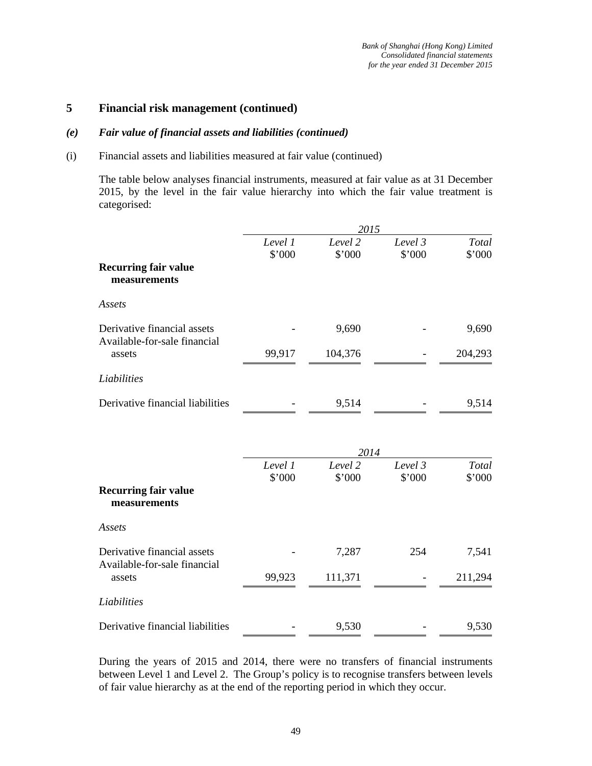## 5 Financial risk management (continued)

### *(e) Fair value of financial assets and liabilities (continued)*

(i) Financial assets and liabilities measured at fair value (continued)

The table below analyses financial instruments, measured at fair value as at 31 December 2015, by the level in the fair value hierarchy into which the fair value treatment is categorised:

| | *2015* | | | |
|---|---|---|---|---|
| | *Level 1* \$'000 | *Level 2* \$'000 | *Level 3* \$'000 | *Total* \$'000 |
| **Recurring fair value measurements** | | | | |
| *Assets* | | | | |
| Derivative financial assets | - | 9,690 | - | 9,690 |
| Available-for-sale financial assets | 99,917 | 104,376 | - | 204,293 |
| *Liabilities* | | | | |
| Derivative financial liabilities | - | 9,514 | - | 9,514 |

| | *2014* | | | |
|---|---|---|---|---|
| | *Level 1* \$'000 | *Level 2* \$'000 | *Level 3* \$'000 | *Total* \$'000 |
| **Recurring fair value measurements** | | | | |
| *Assets* | | | | |
| Derivative financial assets | - | 7,287 | 254 | 7,541 |
| Available-for-sale financial assets | 99,923 | 111,371 | - | 211,294 |
| *Liabilities* | | | | |
| Derivative financial liabilities | - | 9,530 | - | 9,530 |

During the years of 2015 and 2014, there were no transfers of financial instruments between Level 1 and Level 2. The Group's policy is to recognise transfers between levels of fair value hierarchy as at the end of the reporting period in which they occur.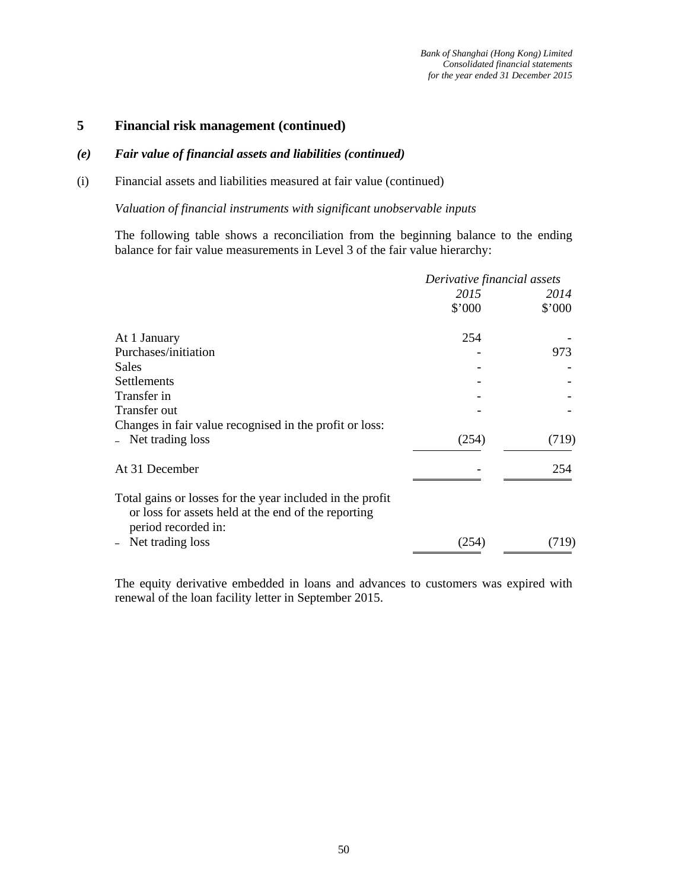# 5 Financial risk management (continued)

## *(e) Fair value of financial assets and liabilities (continued)*

(i) Financial assets and liabilities measured at fair value (continued)

*Valuation of financial instruments with significant unobservable inputs*

The following table shows a reconciliation from the beginning balance to the ending balance for fair value measurements in Level 3 of the fair value hierarchy:

| | *Derivative financial assets* | |
|---|---|---|
| | *2015* | *2014* |
| | $'000 | $'000 |
| At 1 January | 254 | - |
| Purchases/initiation | - | 973 |
| Sales | - | - |
| Settlements | - | - |
| Transfer in | - | - |
| Transfer out | - | - |
| Changes in fair value recognised in the profit or loss: | | |
| – Net trading loss | (254) | (719) |
| At 31 December | - | 254 |
| Total gains or losses for the year included in the profit or loss for assets held at the end of the reporting period recorded in: | | |
| – Net trading loss | (254) | (719) |

The equity derivative embedded in loans and advances to customers was expired with renewal of the loan facility letter in September 2015.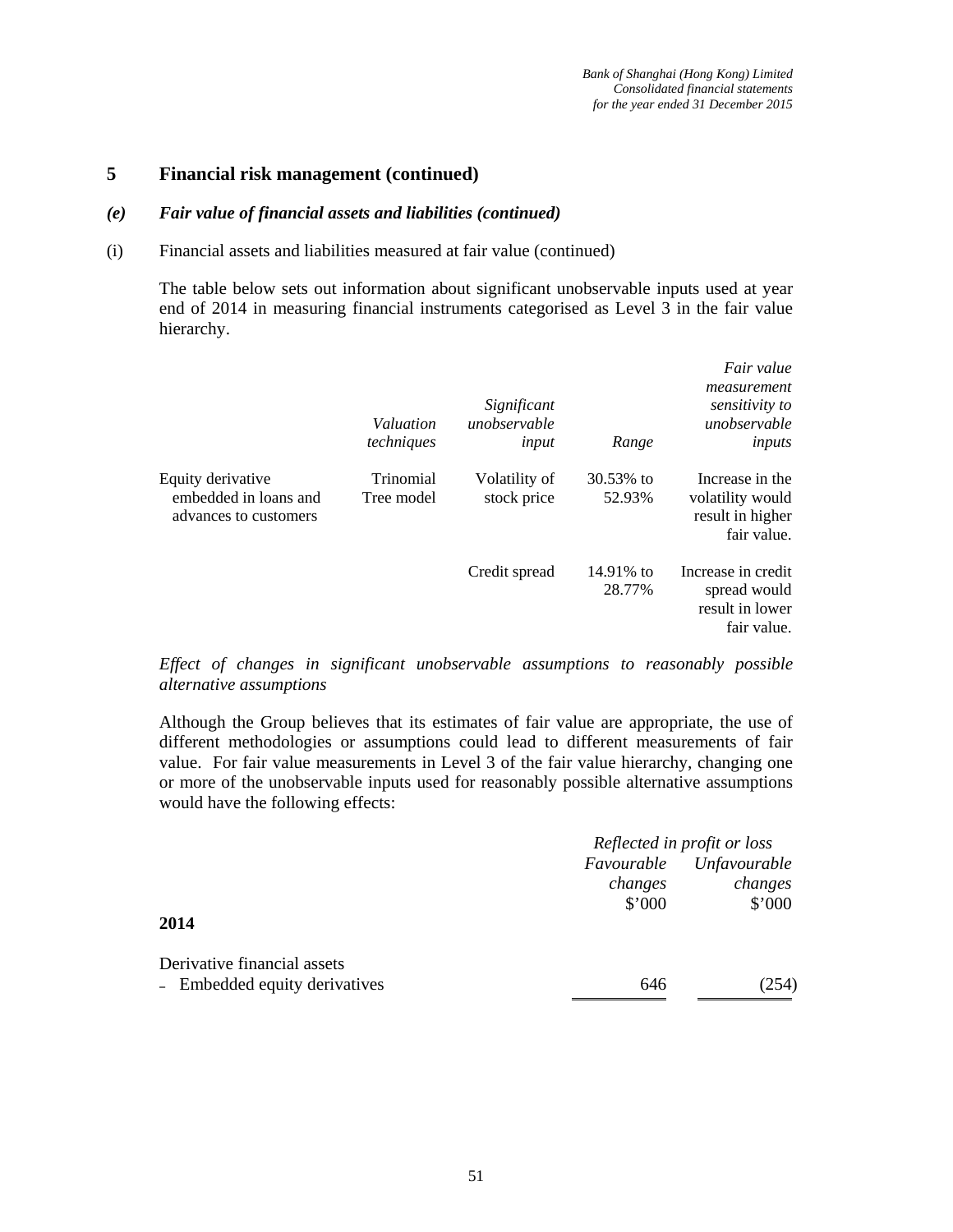## 5 Financial risk management (continued)

### *(e) Fair value of financial assets and liabilities (continued)*

(i) Financial assets and liabilities measured at fair value (continued)

The table below sets out information about significant unobservable inputs used at year end of 2014 in measuring financial instruments categorised as Level 3 in the fair value hierarchy.

| | *Valuation techniques* | *Significant unobservable input* | *Range* | *Fair value measurement sensitivity to unobservable inputs* |
|---|---|---|---|---|
| Equity derivative embedded in loans and advances to customers | Trinomial Tree model | Volatility of stock price | 30.53% to 52.93% | Increase in the volatility would result in higher fair value. |
| | | Credit spread | 14.91% to 28.77% | Increase in credit spread would result in lower fair value. |

*Effect of changes in significant unobservable assumptions to reasonably possible alternative assumptions*

Although the Group believes that its estimates of fair value are appropriate, the use of different methodologies or assumptions could lead to different measurements of fair value. For fair value measurements in Level 3 of the fair value hierarchy, changing one or more of the unobservable inputs used for reasonably possible alternative assumptions would have the following effects:

| | *Reflected in profit or loss* | |
|---|---|---|
| | *Favourable changes* | *Unfavourable changes* |
| | $'000 | $'000 |
| **2014** | | |
| Derivative financial assets | | |
| – Embedded equity derivatives | 646 | (254) |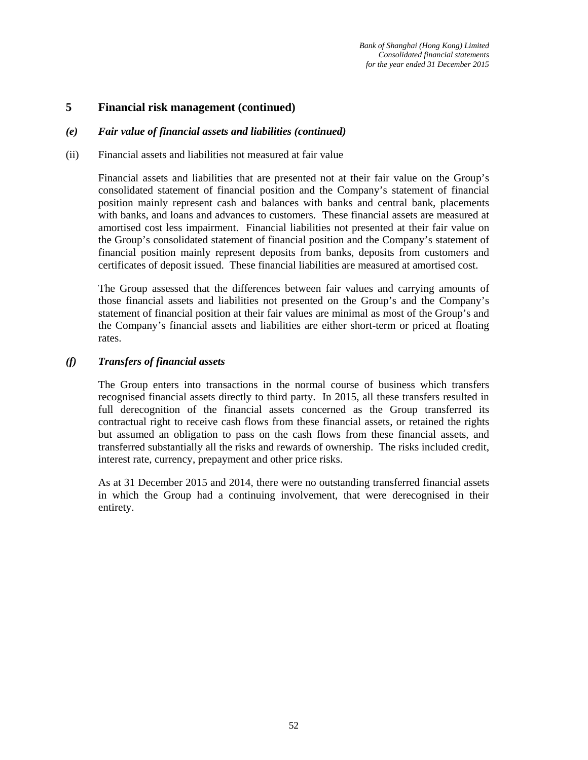## 5 Financial risk management (continued)

### *(e) Fair value of financial assets and liabilities (continued)*

(ii) Financial assets and liabilities not measured at fair value

Financial assets and liabilities that are presented not at their fair value on the Group's consolidated statement of financial position and the Company's statement of financial position mainly represent cash and balances with banks and central bank, placements with banks, and loans and advances to customers. These financial assets are measured at amortised cost less impairment. Financial liabilities not presented at their fair value on the Group's consolidated statement of financial position and the Company's statement of financial position mainly represent deposits from banks, deposits from customers and certificates of deposit issued. These financial liabilities are measured at amortised cost.

The Group assessed that the differences between fair values and carrying amounts of those financial assets and liabilities not presented on the Group's and the Company's statement of financial position at their fair values are minimal as most of the Group's and the Company's financial assets and liabilities are either short-term or priced at floating rates.

### *(f) Transfers of financial assets*

The Group enters into transactions in the normal course of business which transfers recognised financial assets directly to third party. In 2015, all these transfers resulted in full derecognition of the financial assets concerned as the Group transferred its contractual right to receive cash flows from these financial assets, or retained the rights but assumed an obligation to pass on the cash flows from these financial assets, and transferred substantially all the risks and rewards of ownership. The risks included credit, interest rate, currency, prepayment and other price risks.

As at 31 December 2015 and 2014, there were no outstanding transferred financial assets in which the Group had a continuing involvement, that were derecognised in their entirety.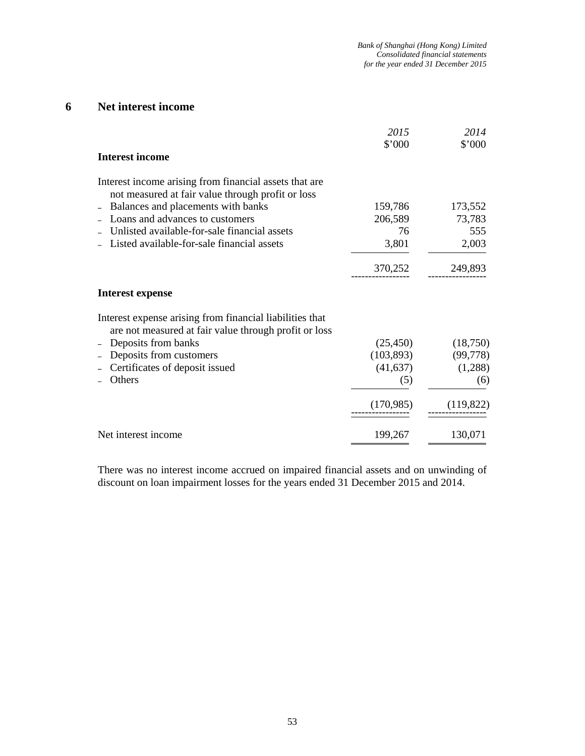## 6 Net interest income

| | 2015<br>$'000 | 2014<br>$'000 |
|---|---|---|
| **Interest income** | | |
| Interest income arising from financial assets that are not measured at fair value through profit or loss | | |
| – Balances and placements with banks | 159,786 | 173,552 |
| – Loans and advances to customers | 206,589 | 73,783 |
| – Unlisted available-for-sale financial assets | 76 | 555 |
| – Listed available-for-sale financial assets | 3,801 | 2,003 |
| | 370,252 | 249,893 |
| **Interest expense** | | |
| Interest expense arising from financial liabilities that are not measured at fair value through profit or loss | | |
| – Deposits from banks | (25,450) | (18,750) |
| – Deposits from customers | (103,893) | (99,778) |
| – Certificates of deposit issued | (41,637) | (1,288) |
| – Others | (5) | (6) |
| | (170,985) | (119,822) |
| Net interest income | 199,267 | 130,071 |

There was no interest income accrued on impaired financial assets and on unwinding of discount on loan impairment losses for the years ended 31 December 2015 and 2014.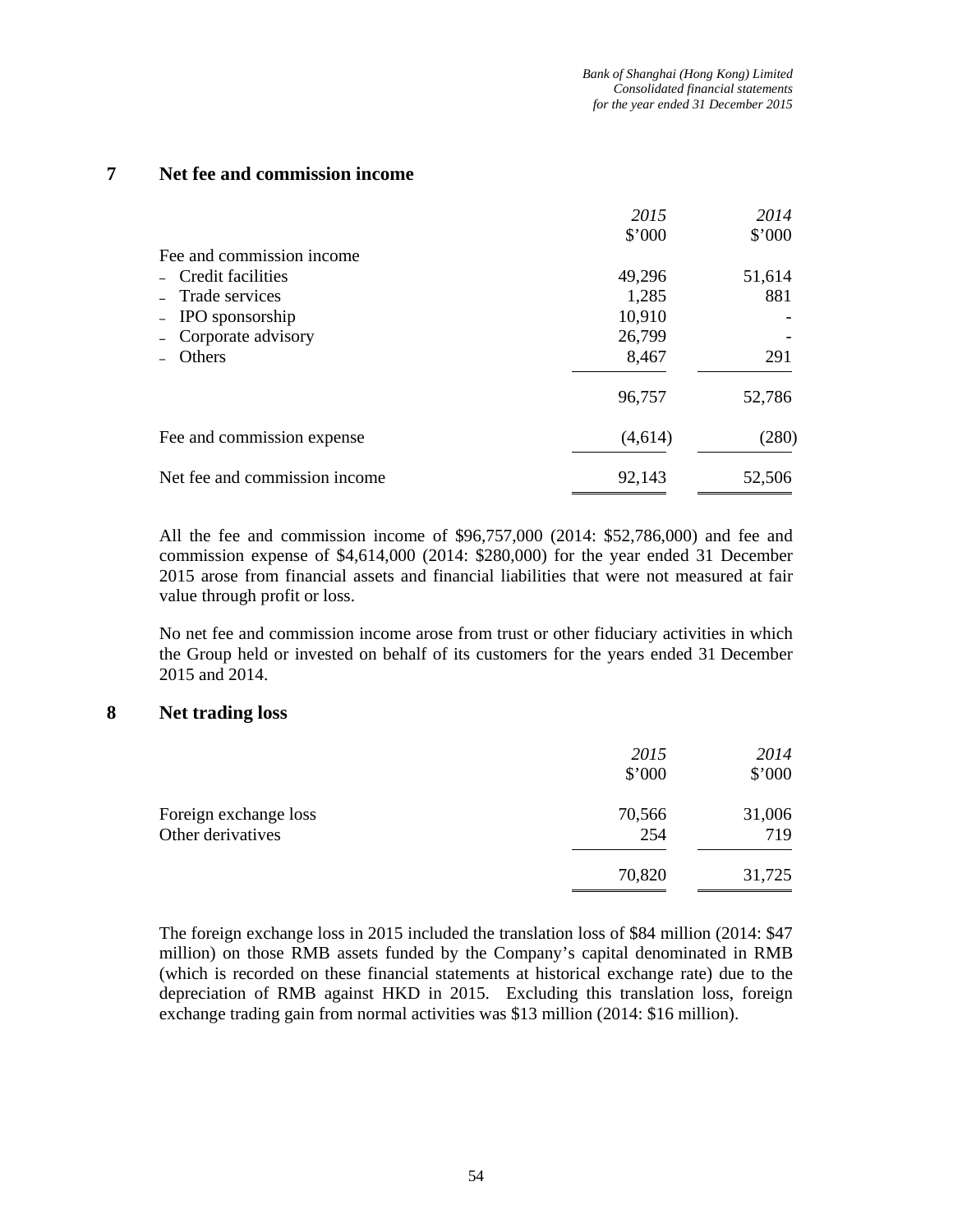## 7 Net fee and commission income

| | *2015* | *2014* |
|---|---|---|
| | $'000 | $'000 |
| Fee and commission income | | |
| – Credit facilities | 49,296 | 51,614 |
| – Trade services | 1,285 | 881 |
| – IPO sponsorship | 10,910 | - |
| – Corporate advisory | 26,799 | - |
| – Others | 8,467 | 291 |
| | 96,757 | 52,786 |
| Fee and commission expense | (4,614) | (280) |
| Net fee and commission income | 92,143 | 52,506 |

All the fee and commission income of $96,757,000 (2014: $52,786,000) and fee and commission expense of $4,614,000 (2014: $280,000) for the year ended 31 December 2015 arose from financial assets and financial liabilities that were not measured at fair value through profit or loss.

No net fee and commission income arose from trust or other fiduciary activities in which the Group held or invested on behalf of its customers for the years ended 31 December 2015 and 2014.

## 8 Net trading loss

| | *2015* | *2014* |
|---|---|---|
| | $'000 | $'000 |
| Foreign exchange loss | 70,566 | 31,006 |
| Other derivatives | 254 | 719 |
| | 70,820 | 31,725 |

The foreign exchange loss in 2015 included the translation loss of $84 million (2014: $47 million) on those RMB assets funded by the Company's capital denominated in RMB (which is recorded on these financial statements at historical exchange rate) due to the depreciation of RMB against HKD in 2015. Excluding this translation loss, foreign exchange trading gain from normal activities was $13 million (2014: $16 million).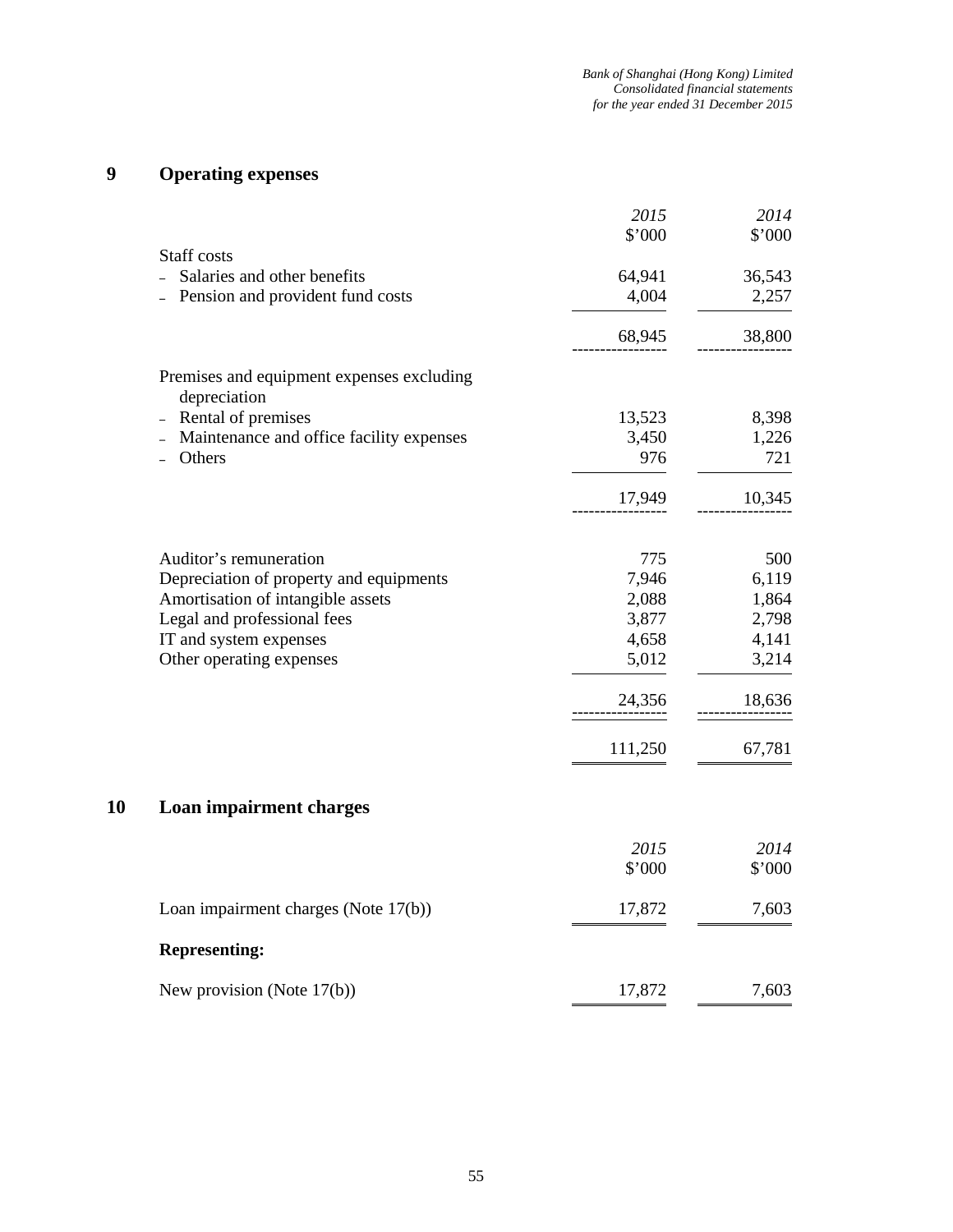## 9 Operating expenses

| | *2015* | *2014* |
|---|---|---|
| | $'000 | $'000 |
| Staff costs | | |
| – Salaries and other benefits | 64,941 | 36,543 |
| – Pension and provident fund costs | 4,004 | 2,257 |
| | 68,945 | 38,800 |
| Premises and equipment expenses excluding depreciation | | |
| – Rental of premises | 13,523 | 8,398 |
| – Maintenance and office facility expenses | 3,450 | 1,226 |
| – Others | 976 | 721 |
| | 17,949 | 10,345 |
| Auditor's remuneration | 775 | 500 |
| Depreciation of property and equipments | 7,946 | 6,119 |
| Amortisation of intangible assets | 2,088 | 1,864 |
| Legal and professional fees | 3,877 | 2,798 |
| IT and system expenses | 4,658 | 4,141 |
| Other operating expenses | 5,012 | 3,214 |
| | 24,356 | 18,636 |
| | 111,250 | 67,781 |

## 10 Loan impairment charges

| | *2015* | *2014* |
|---|---|---|
| | $'000 | $'000 |
| Loan impairment charges (Note 17(b)) | 17,872 | 7,603 |
| **Representing:** | | |
| New provision (Note 17(b)) | 17,872 | 7,603 |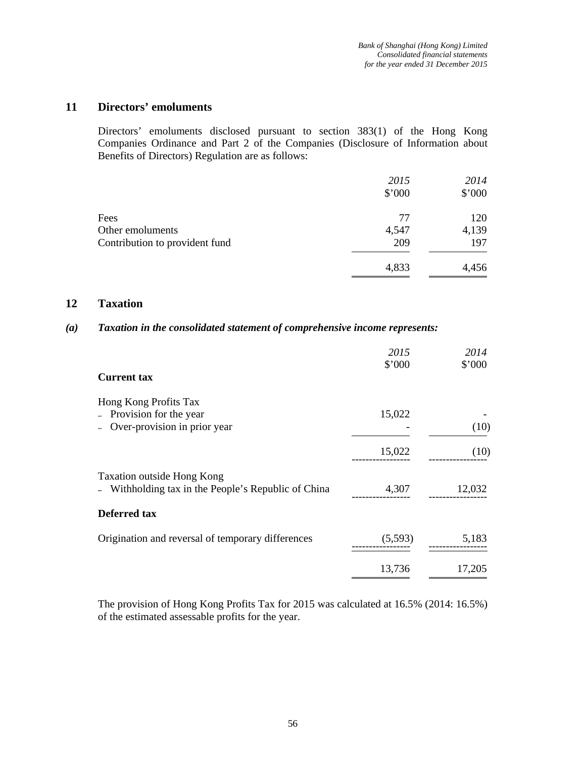## 11 Directors' emoluments

Directors' emoluments disclosed pursuant to section 383(1) of the Hong Kong Companies Ordinance and Part 2 of the Companies (Disclosure of Information about Benefits of Directors) Regulation are as follows:

| | *2015* | *2014* |
|---|---|---|
| | $'000 | $'000 |
| Fees | 77 | 120 |
| Other emoluments | 4,547 | 4,139 |
| Contribution to provident fund | 209 | 197 |
| | 4,833 | 4,456 |

## 12 Taxation

### *(a) Taxation in the consolidated statement of comprehensive income represents:*

| | *2015* | *2014* |
|---|---|---|
| | $'000 | $'000 |
| **Current tax** | | |
| Hong Kong Profits Tax | | |
| – Provision for the year | 15,022 | - |
| – Over-provision in prior year | - | (10) |
| | 15,022 | (10) |
| Taxation outside Hong Kong | | |
| – Withholding tax in the People's Republic of China | 4,307 | 12,032 |
| **Deferred tax** | | |
| Origination and reversal of temporary differences | (5,593) | 5,183 |
| | 13,736 | 17,205 |

The provision of Hong Kong Profits Tax for 2015 was calculated at 16.5% (2014: 16.5%) of the estimated assessable profits for the year.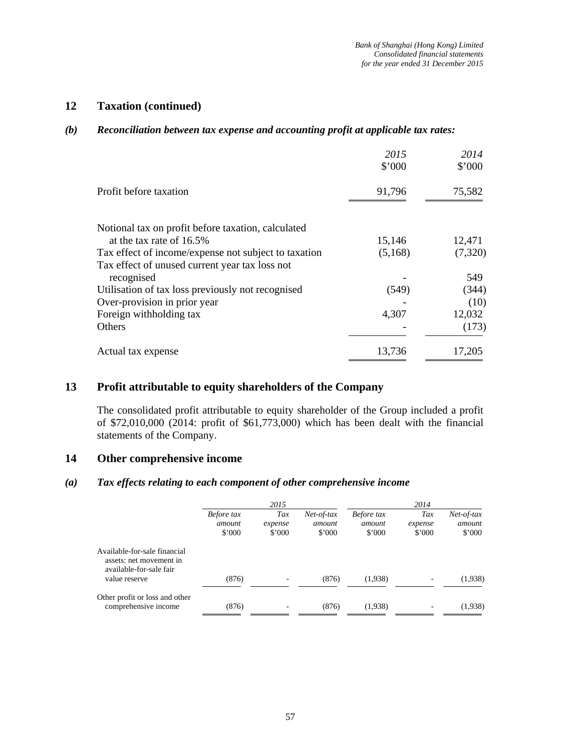## 12 Taxation (continued)

### *(b) Reconciliation between tax expense and accounting profit at applicable tax rates:*

| | *2015* $'000 | *2014* $'000 |
|---|---|---|
| Profit before taxation | 91,796 | 75,582 |
| | | |
| Notional tax on profit before taxation, calculated at the tax rate of 16.5% | 15,146 | 12,471 |
| Tax effect of income/expense not subject to taxation | (5,168) | (7,320) |
| Tax effect of unused current year tax loss not recognised | - | 549 |
| Utilisation of tax loss previously not recognised | (549) | (344) |
| Over-provision in prior year | - | (10) |
| Foreign withholding tax | 4,307 | 12,032 |
| Others | - | (173) |
| Actual tax expense | 13,736 | 17,205 |

## 13 Profit attributable to equity shareholders of the Company

The consolidated profit attributable to equity shareholder of the Group included a profit of $72,010,000 (2014: profit of $61,773,000) which has been dealt with the financial statements of the Company.

## 14 Other comprehensive income

### *(a) Tax effects relating to each component of other comprehensive income*

| | *2015* | | | *2014* | | |
|---|---|---|---|---|---|---|
| | *Before tax amount* $'000 | *Tax expense* $'000 | *Net-of-tax amount* $'000 | *Before tax amount* $'000 | *Tax expense* $'000 | *Net-of-tax amount* $'000 |
| Available-for-sale financial assets: net movement in available-for-sale fair value reserve | (876) | - | (876) | (1,938) | - | (1,938) |
| Other profit or loss and other comprehensive income | (876) | - | (876) | (1,938) | - | (1,938) |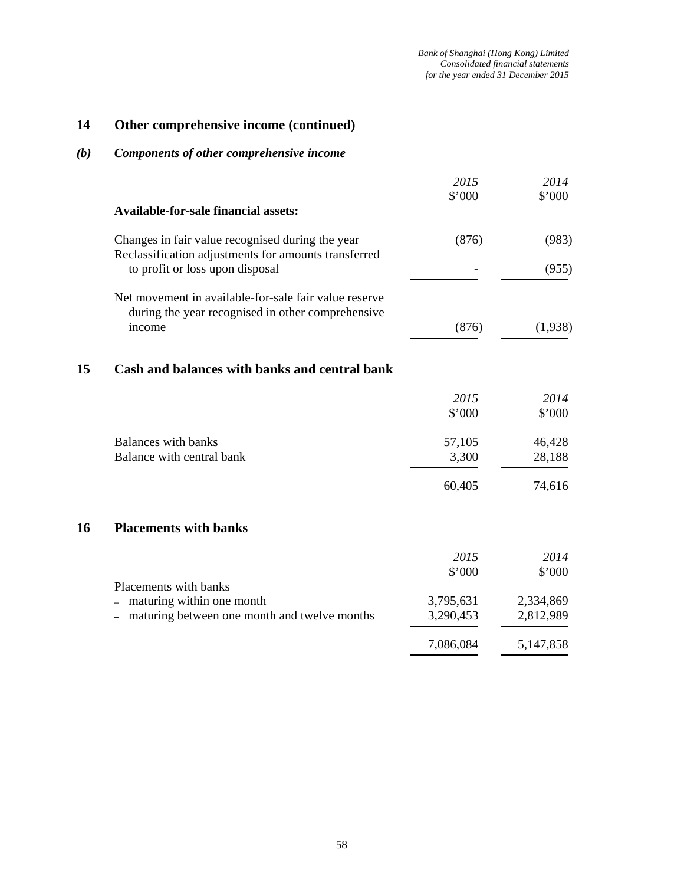## 14 Other comprehensive income (continued)

### *(b) Components of other comprehensive income*

| | *2015* | *2014* |
|---|---|---|
| | $'000 | $'000 |
| **Available-for-sale financial assets:** | | |
| Changes in fair value recognised during the year | (876) | (983) |
| Reclassification adjustments for amounts transferred to profit or loss upon disposal | - | (955) |
| Net movement in available-for-sale fair value reserve during the year recognised in other comprehensive income | (876) | (1,938) |

## 15 Cash and balances with banks and central bank

| | *2015* | *2014* |
|---|---|---|
| | $'000 | $'000 |
| Balances with banks | 57,105 | 46,428 |
| Balance with central bank | 3,300 | 28,188 |
| | 60,405 | 74,616 |

## 16 Placements with banks

| | *2015* | *2014* |
|---|---|---|
| | $'000 | $'000 |
| Placements with banks | | |
| – maturing within one month | 3,795,631 | 2,334,869 |
| – maturing between one month and twelve months | 3,290,453 | 2,812,989 |
| | 7,086,084 | 5,147,858 |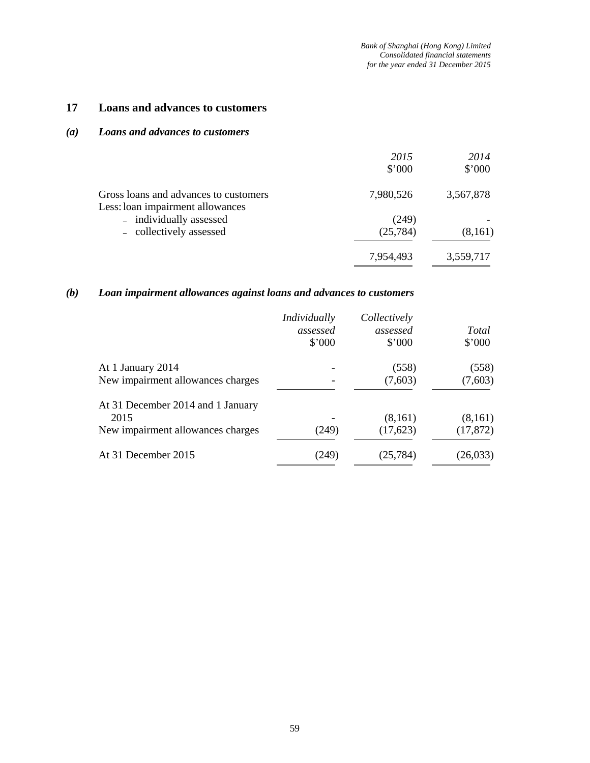## 17 Loans and advances to customers

### *(a) Loans and advances to customers*

| | *2015* | *2014* |
|---|---|---|
| | $'000 | $'000 |
| Gross loans and advances to customers | 7,980,526 | 3,567,878 |
| Less: loan impairment allowances | | |
| – individually assessed | (249) | - |
| – collectively assessed | (25,784) | (8,161) |
| | 7,954,493 | 3,559,717 |

### *(b) Loan impairment allowances against loans and advances to customers*

| | *Individually assessed* | *Collectively assessed* | *Total* |
|---|---|---|---|
| | $'000 | $'000 | $'000 |
| At 1 January 2014 | - | (558) | (558) |
| New impairment allowances charges | - | (7,603) | (7,603) |
| At 31 December 2014 and 1 January 2015 | - | (8,161) | (8,161) |
| New impairment allowances charges | (249) | (17,623) | (17,872) |
| At 31 December 2015 | (249) | (25,784) | (26,033) |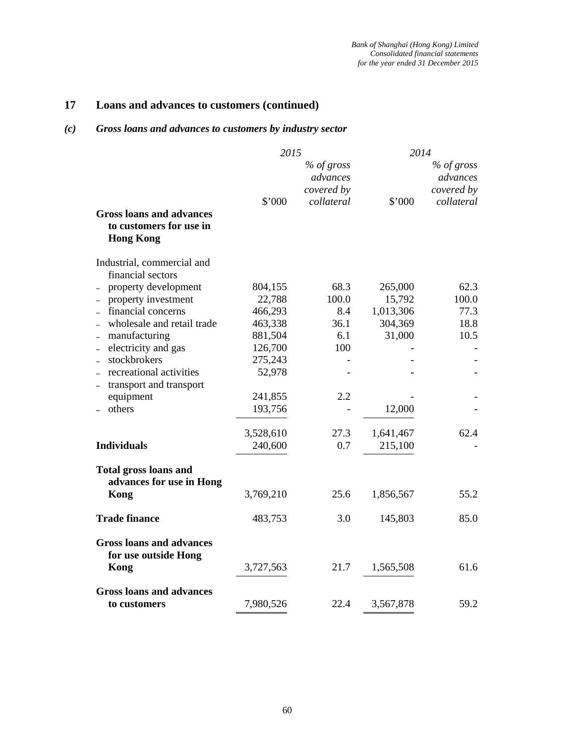## 17 Loans and advances to customers (continued)

### *(c) Gross loans and advances to customers by industry sector*

| | 2015 | | 2014 | |
|---|---|---|---|---|
| | $'000 | *% of gross advances covered by collateral* | $'000 | *% of gross advances covered by collateral* |
| **Gross loans and advances to customers for use in Hong Kong** | | | | |
| Industrial, commercial and financial sectors | | | | |
| – property development | 804,155 | 68.3 | 265,000 | 62.3 |
| – property investment | 22,788 | 100.0 | 15,792 | 100.0 |
| – financial concerns | 466,293 | 8.4 | 1,013,306 | 77.3 |
| – wholesale and retail trade | 463,338 | 36.1 | 304,369 | 18.8 |
| – manufacturing | 881,504 | 6.1 | 31,000 | 10.5 |
| – electricity and gas | 126,700 | 100 | - | - |
| – stockbrokers | 275,243 | - | - | - |
| – recreational activities | 52,978 | - | - | - |
| – transport and transport equipment | 241,855 | 2.2 | - | - |
| – others | 193,756 | - | 12,000 | - |
| | 3,528,610 | 27.3 | 1,641,467 | 62.4 |
| **Individuals** | 240,600 | 0.7 | 215,100 | - |
| **Total gross loans and advances for use in Hong Kong** | 3,769,210 | 25.6 | 1,856,567 | 55.2 |
| **Trade finance** | 483,753 | 3.0 | 145,803 | 85.0 |
| **Gross loans and advances for use outside Hong Kong** | 3,727,563 | 21.7 | 1,565,508 | 61.6 |
| **Gross loans and advances to customers** | 7,980,526 | 22.4 | 3,567,878 | 59.2 |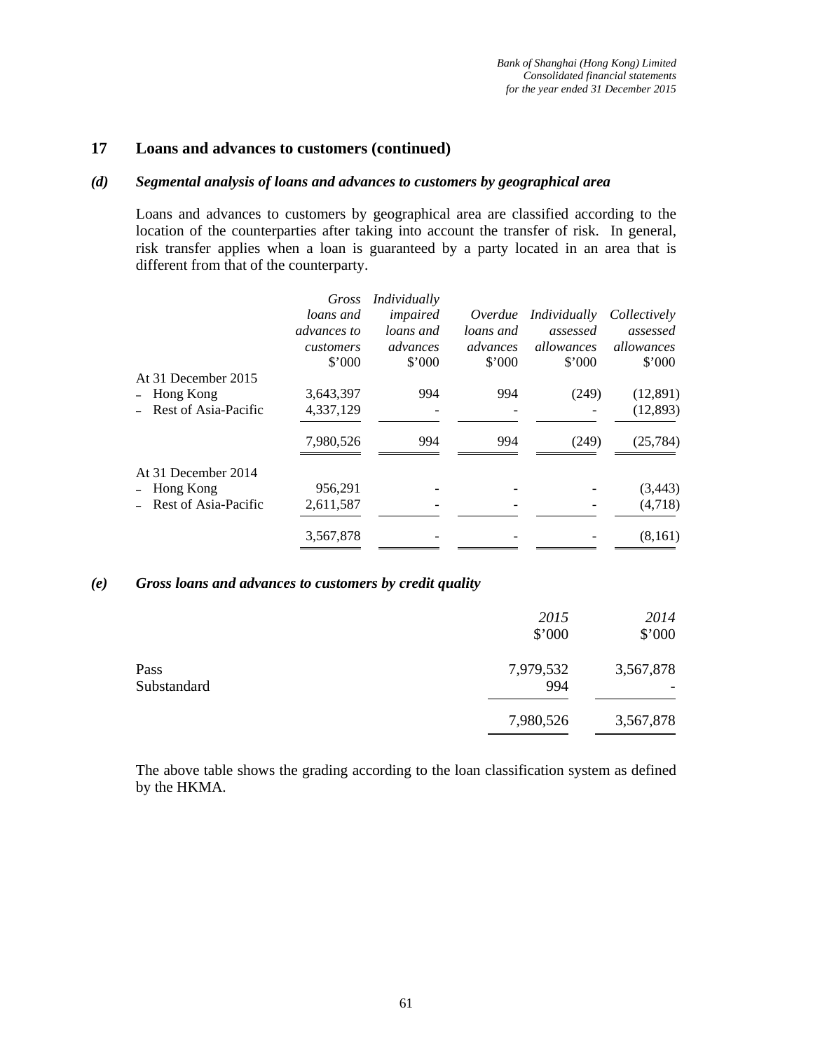## 17 Loans and advances to customers (continued)

### *(d) Segmental analysis of loans and advances to customers by geographical area*

Loans and advances to customers by geographical area are classified according to the location of the counterparties after taking into account the transfer of risk. In general, risk transfer applies when a loan is guaranteed by a party located in an area that is different from that of the counterparty.

| | *Gross loans and advances to customers* | *Individually impaired loans and advances* | *Overdue loans and advances* | *Individually assessed allowances* | *Collectively assessed allowances* |
|---|---|---|---|---|---|
| | $'000 | $'000 | $'000 | $'000 | $'000 |
| At 31 December 2015 | | | | | |
| – Hong Kong | 3,643,397 | 994 | 994 | (249) | (12,891) |
| – Rest of Asia-Pacific | 4,337,129 | - | - | - | (12,893) |
| | 7,980,526 | 994 | 994 | (249) | (25,784) |
| At 31 December 2014 | | | | | |
| – Hong Kong | 956,291 | - | - | - | (3,443) |
| – Rest of Asia-Pacific | 2,611,587 | - | - | - | (4,718) |
| | 3,567,878 | - | - | - | (8,161) |

### *(e) Gross loans and advances to customers by credit quality*

| | *2015* | *2014* |
|---|---|---|
| | $'000 | $'000 |
| Pass | 7,979,532 | 3,567,878 |
| Substandard | 994 | - |
| | 7,980,526 | 3,567,878 |

The above table shows the grading according to the loan classification system as defined by the HKMA.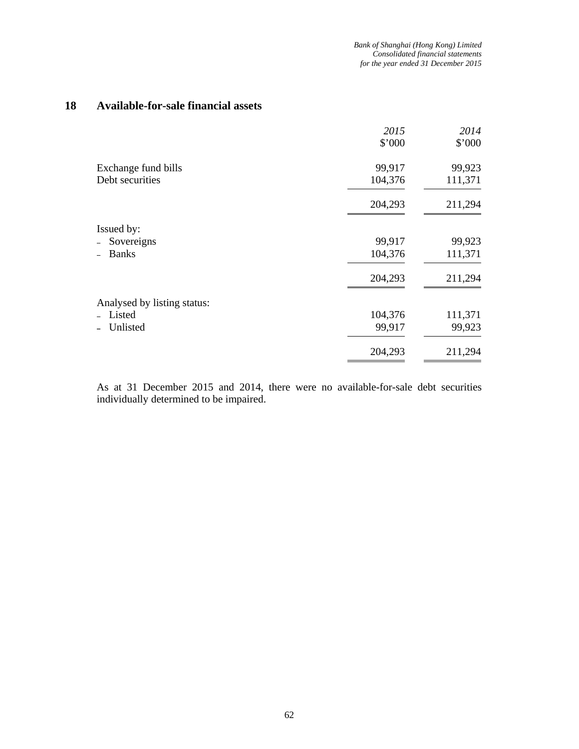## 18 Available-for-sale financial assets

| | 2015<br>$'000 | 2014<br>$'000 |
|---|---|---|
| Exchange fund bills | 99,917 | 99,923 |
| Debt securities | 104,376 | 111,371 |
| | 204,293 | 211,294 |
| Issued by: | | |
| – Sovereigns | 99,917 | 99,923 |
| – Banks | 104,376 | 111,371 |
| | 204,293 | 211,294 |
| Analysed by listing status: | | |
| – Listed | 104,376 | 111,371 |
| – Unlisted | 99,917 | 99,923 |
| | 204,293 | 211,294 |

As at 31 December 2015 and 2014, there were no available-for-sale debt securities individually determined to be impaired.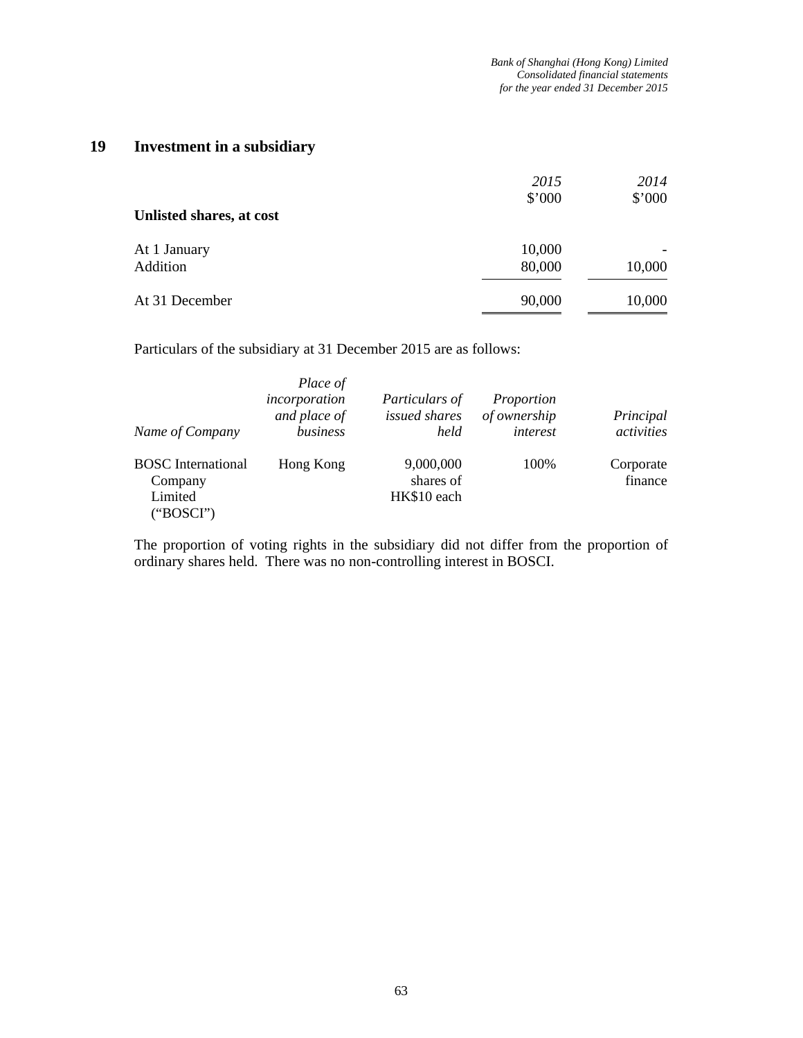## 19 Investment in a subsidiary

| | *2015* | *2014* |
|---|---|---|
| | $'000 | $'000 |
| **Unlisted shares, at cost** | | |
| At 1 January | 10,000 | - |
| Addition | 80,000 | 10,000 |
| At 31 December | 90,000 | 10,000 |

Particulars of the subsidiary at 31 December 2015 are as follows:

| *Name of Company* | *Place of incorporation and place of business* | *Particulars of issued shares held* | *Proportion of ownership interest* | *Principal activities* |
|---|---|---|---|---|
| BOSC International Company Limited ("BOSCI") | Hong Kong | 9,000,000 shares of HK$10 each | 100% | Corporate finance |

The proportion of voting rights in the subsidiary did not differ from the proportion of ordinary shares held. There was no non-controlling interest in BOSCI.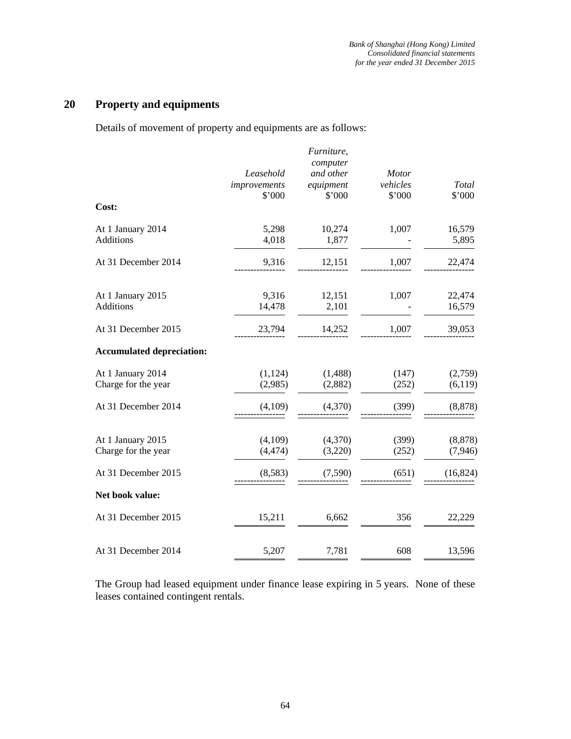## 20 Property and equipments

Details of movement of property and equipments are as follows:

| | *Leasehold improvements* $'000 | *Furniture, computer and other equipment* $'000 | *Motor vehicles* $'000 | *Total* $'000 |
|---|---|---|---|---|
| **Cost:** | | | | |
| At 1 January 2014 | 5,298 | 10,274 | 1,007 | 16,579 |
| Additions | 4,018 | 1,877 | - | 5,895 |
| At 31 December 2014 | 9,316 | 12,151 | 1,007 | 22,474 |
| At 1 January 2015 | 9,316 | 12,151 | 1,007 | 22,474 |
| Additions | 14,478 | 2,101 | - | 16,579 |
| At 31 December 2015 | 23,794 | 14,252 | 1,007 | 39,053 |
| **Accumulated depreciation:** | | | | |
| At 1 January 2014 | (1,124) | (1,488) | (147) | (2,759) |
| Charge for the year | (2,985) | (2,882) | (252) | (6,119) |
| At 31 December 2014 | (4,109) | (4,370) | (399) | (8,878) |
| At 1 January 2015 | (4,109) | (4,370) | (399) | (8,878) |
| Charge for the year | (4,474) | (3,220) | (252) | (7,946) |
| At 31 December 2015 | (8,583) | (7,590) | (651) | (16,824) |
| **Net book value:** | | | | |
| At 31 December 2015 | 15,211 | 6,662 | 356 | 22,229 |
| At 31 December 2014 | 5,207 | 7,781 | 608 | 13,596 |

The Group had leased equipment under finance lease expiring in 5 years. None of these leases contained contingent rentals.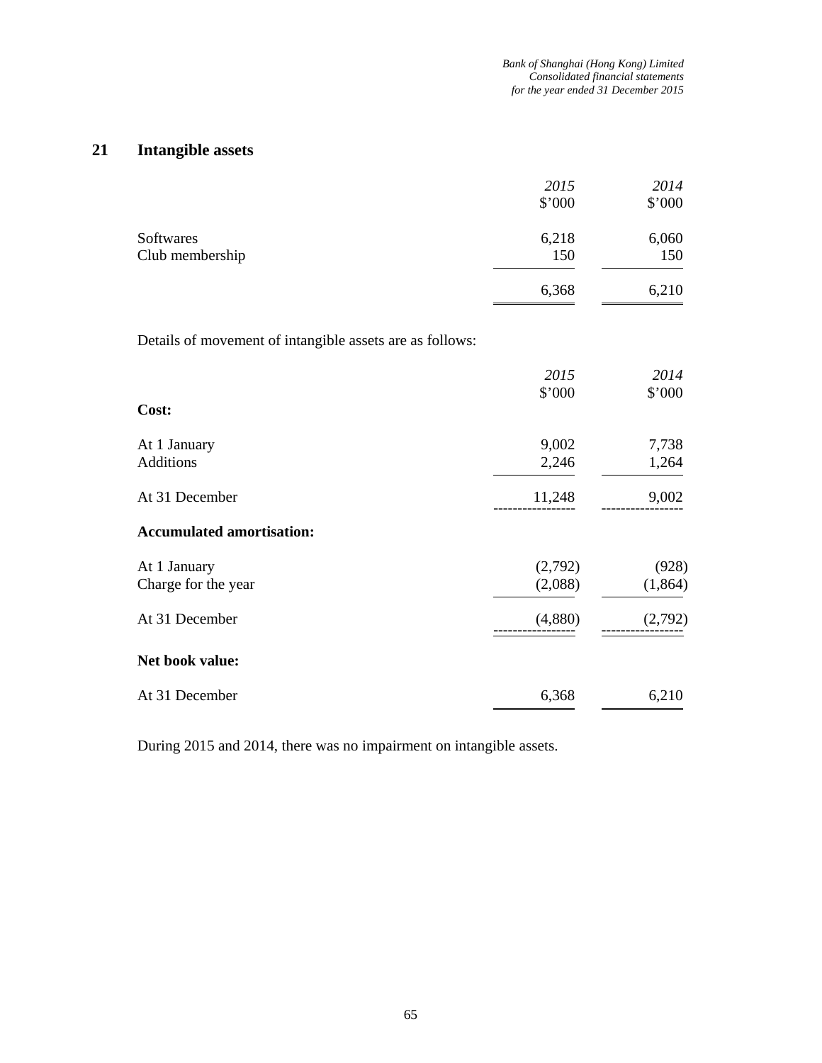## 21 Intangible assets

| | *2015* | *2014* |
|---|---|---|
| | $'000 | $'000 |
| Softwares | 6,218 | 6,060 |
| Club membership | 150 | 150 |
| | 6,368 | 6,210 |

Details of movement of intangible assets are as follows:

| | *2015* | *2014* |
|---|---|---|
| | $'000 | $'000 |
| **Cost:** | | |
| At 1 January | 9,002 | 7,738 |
| Additions | 2,246 | 1,264 |
| At 31 December | 11,248 | 9,002 |
| **Accumulated amortisation:** | | |
| At 1 January | (2,792) | (928) |
| Charge for the year | (2,088) | (1,864) |
| At 31 December | (4,880) | (2,792) |
| **Net book value:** | | |
| At 31 December | 6,368 | 6,210 |

During 2015 and 2014, there was no impairment on intangible assets.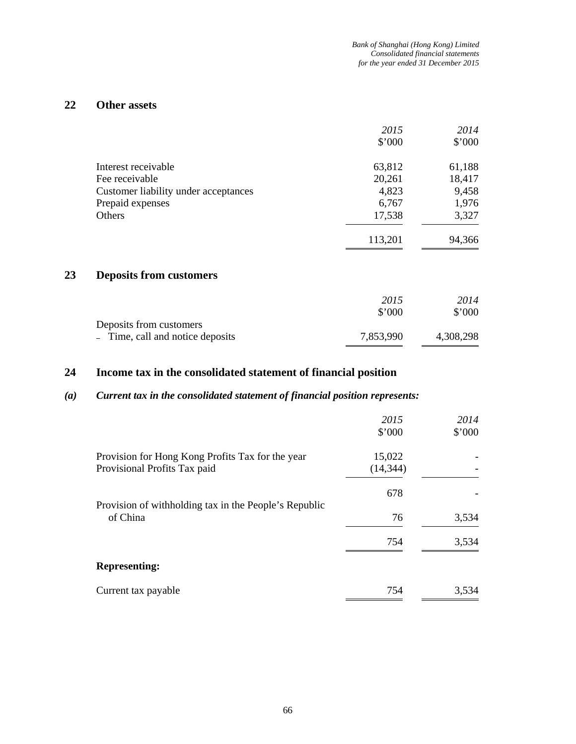## 22 Other assets

| | *2015* | *2014* |
|---|---|---|
| | $'000 | $'000 |
| Interest receivable | 63,812 | 61,188 |
| Fee receivable | 20,261 | 18,417 |
| Customer liability under acceptances | 4,823 | 9,458 |
| Prepaid expenses | 6,767 | 1,976 |
| Others | 17,538 | 3,327 |
| | 113,201 | 94,366 |

## 23 Deposits from customers

| | *2015* | *2014* |
|---|---|---|
| | $'000 | $'000 |
| Deposits from customers | | |
| – Time, call and notice deposits | 7,853,990 | 4,308,298 |

## 24 Income tax in the consolidated statement of financial position

### *(a) Current tax in the consolidated statement of financial position represents:*

| | *2015* | *2014* |
|---|---|---|
| | $'000 | $'000 |
| Provision for Hong Kong Profits Tax for the year | 15,022 | - |
| Provisional Profits Tax paid | (14,344) | - |
| | 678 | - |
| Provision of withholding tax in the People's Republic of China | 76 | 3,534 |
| | 754 | 3,534 |
| **Representing:** | | |
| Current tax payable | 754 | 3,534 |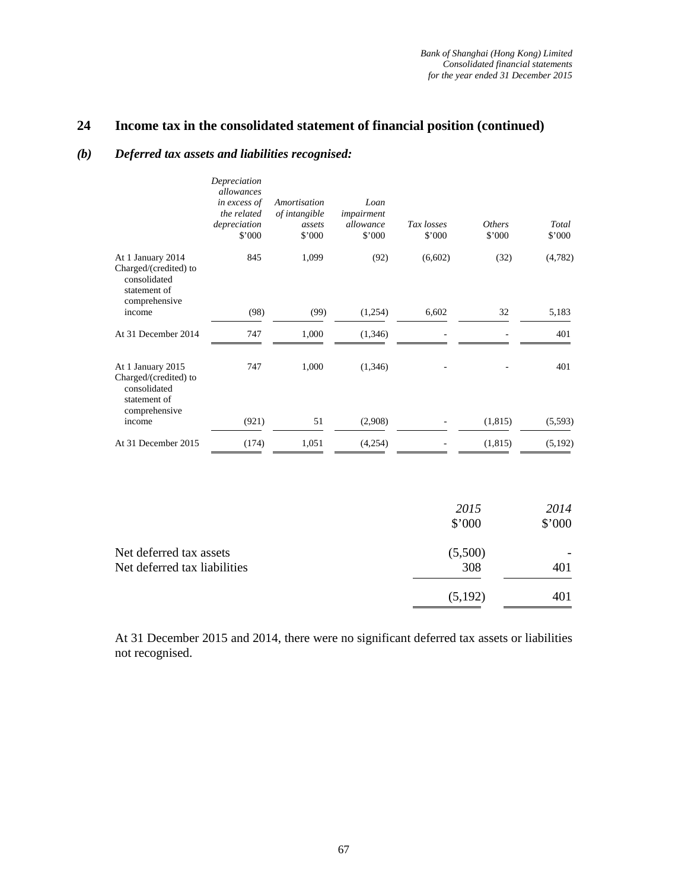## 24 Income tax in the consolidated statement of financial position (continued)

### *(b) Deferred tax assets and liabilities recognised:*

| | *Depreciation allowances in excess of the related depreciation* $'000 | *Amortisation of intangible assets* $'000 | *Loan impairment allowance* $'000 | *Tax losses* $'000 | *Others* $'000 | *Total* $'000 |
|---|---|---|---|---|---|---|
| At 1 January 2014 | 845 | 1,099 | (92) | (6,602) | (32) | (4,782) |
| Charged/(credited) to consolidated statement of comprehensive income | (98) | (99) | (1,254) | 6,602 | 32 | 5,183 |
| At 31 December 2014 | 747 | 1,000 | (1,346) | - | - | 401 |
| At 1 January 2015 | 747 | 1,000 | (1,346) | - | - | 401 |
| Charged/(credited) to consolidated statement of comprehensive income | (921) | 51 | (2,908) | - | (1,815) | (5,593) |
| At 31 December 2015 | (174) | 1,051 | (4,254) | - | (1,815) | (5,192) |

| | *2015* $'000 | *2014* $'000 |
|---|---|---|
| Net deferred tax assets | (5,500) | - |
| Net deferred tax liabilities | 308 | 401 |
| | (5,192) | 401 |

At 31 December 2015 and 2014, there were no significant deferred tax assets or liabilities not recognised.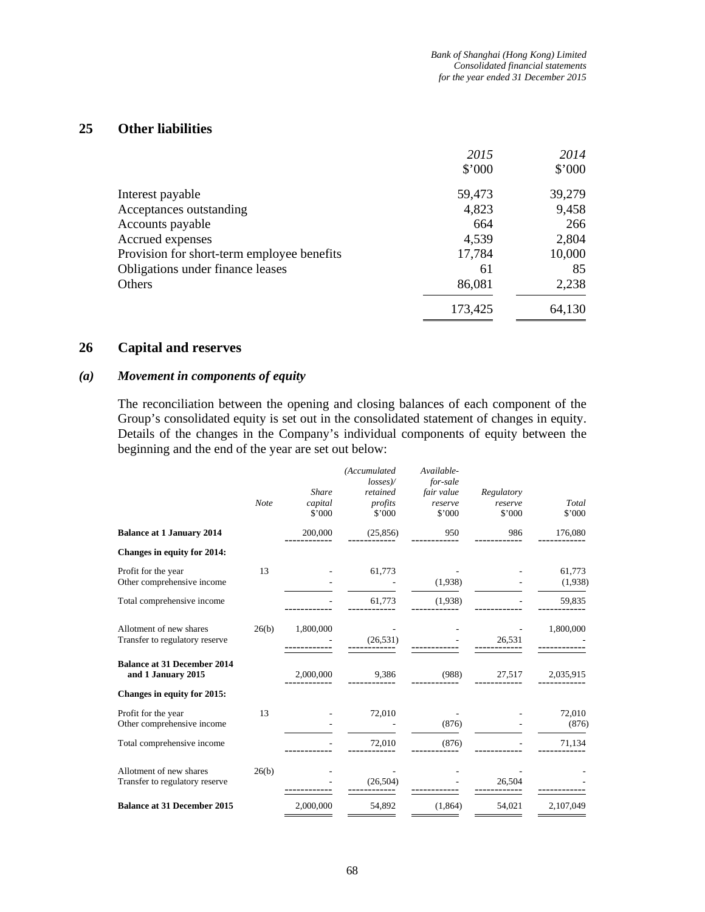## 25 Other liabilities

| | 2015 | 2014 |
|---|---|---|
| | $'000 | $'000 |
| Interest payable | 59,473 | 39,279 |
| Acceptances outstanding | 4,823 | 9,458 |
| Accounts payable | 664 | 266 |
| Accrued expenses | 4,539 | 2,804 |
| Provision for short-term employee benefits | 17,784 | 10,000 |
| Obligations under finance leases | 61 | 85 |
| Others | 86,081 | 2,238 |
| | 173,425 | 64,130 |

## 26 Capital and reserves

### *(a) Movement in components of equity*

The reconciliation between the opening and closing balances of each component of the Group's consolidated equity is set out in the consolidated statement of changes in equity. Details of the changes in the Company's individual components of equity between the beginning and the end of the year are set out below:

| | Note | Share capital $'000 | (Accumulated losses)/ retained profits $'000 | Available-for-sale fair value reserve $'000 | Regulatory reserve $'000 | Total $'000 |
|---|---|---|---|---|---|---|
| **Balance at 1 January 2014** | | 200,000 | (25,856) | 950 | 986 | 176,080 |
| **Changes in equity for 2014:** | | | | | | |
| Profit for the year | 13 | - | 61,773 | - | - | 61,773 |
| Other comprehensive income | | - | - | (1,938) | - | (1,938) |
| Total comprehensive income | | - | 61,773 | (1,938) | - | 59,835 |
| Allotment of new shares | 26(b) | 1,800,000 | - | - | - | 1,800,000 |
| Transfer to regulatory reserve | | - | (26,531) | - | 26,531 | - |
| **Balance at 31 December 2014 and 1 January 2015** | | 2,000,000 | 9,386 | (988) | 27,517 | 2,035,915 |
| **Changes in equity for 2015:** | | | | | | |
| Profit for the year | 13 | - | 72,010 | - | - | 72,010 |
| Other comprehensive income | | - | - | (876) | - | (876) |
| Total comprehensive income | | - | 72,010 | (876) | - | 71,134 |
| Allotment of new shares | 26(b) | - | - | - | - | - |
| Transfer to regulatory reserve | | - | (26,504) | - | 26,504 | - |
| **Balance at 31 December 2015** | | 2,000,000 | 54,892 | (1,864) | 54,021 | 2,107,049 |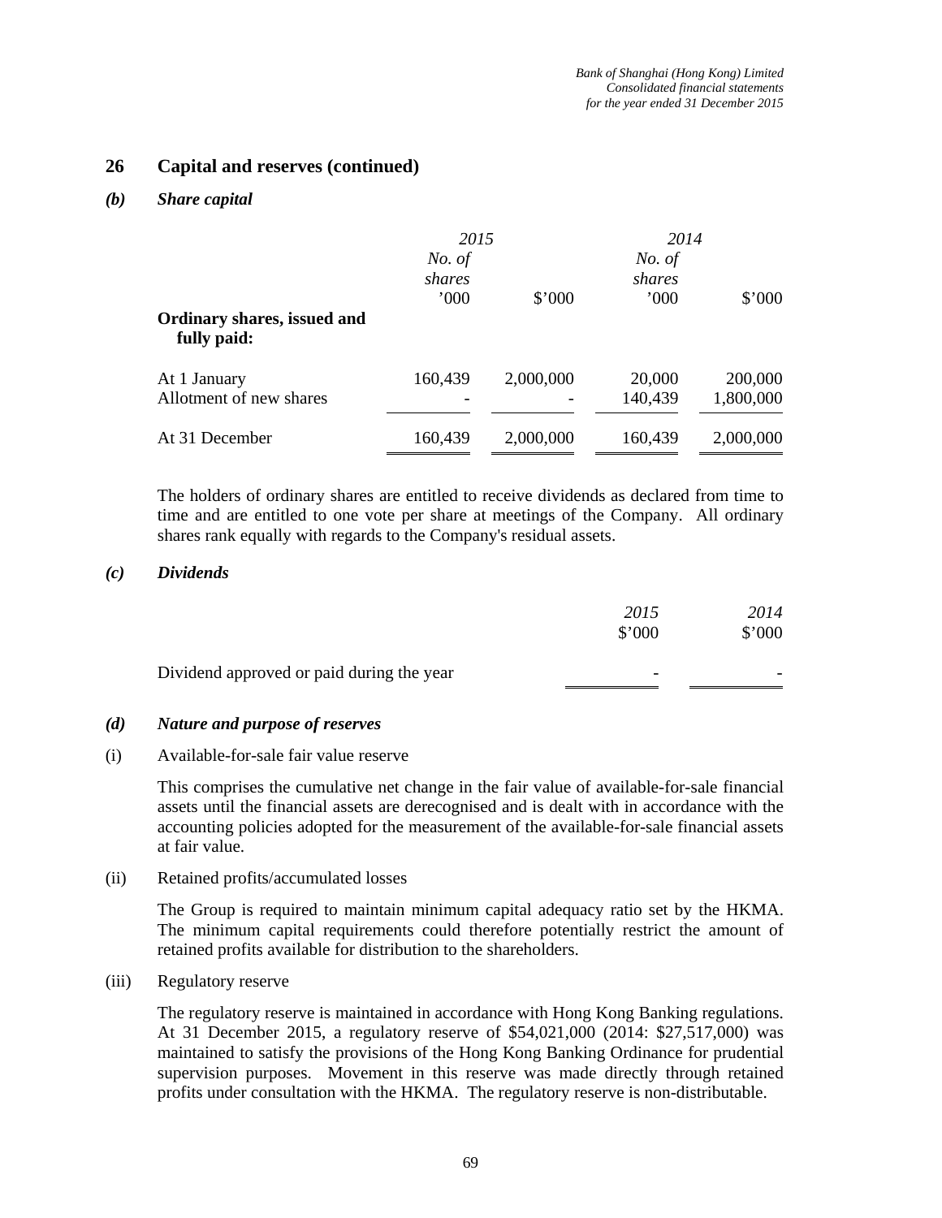## 26 Capital and reserves (continued)

### *(b) Share capital*

| | *2015* | | *2014* | |
|---|---|---|---|---|
| | *No. of shares* ’000 | $’000 | *No. of shares* ’000 | $’000 |
| **Ordinary shares, issued and fully paid:** | | | | |
| At 1 January | 160,439 | 2,000,000 | 20,000 | 200,000 |
| Allotment of new shares | - | - | 140,439 | 1,800,000 |
| At 31 December | 160,439 | 2,000,000 | 160,439 | 2,000,000 |

The holders of ordinary shares are entitled to receive dividends as declared from time to time and are entitled to one vote per share at meetings of the Company. All ordinary shares rank equally with regards to the Company's residual assets.

### *(c) Dividends*

| | *2015* $’000 | *2014* $’000 |
|---|---|---|
| Dividend approved or paid during the year | - | - |

### *(d) Nature and purpose of reserves*

(i) Available-for-sale fair value reserve

This comprises the cumulative net change in the fair value of available-for-sale financial assets until the financial assets are derecognised and is dealt with in accordance with the accounting policies adopted for the measurement of the available-for-sale financial assets at fair value.

(ii) Retained profits/accumulated losses

The Group is required to maintain minimum capital adequacy ratio set by the HKMA. The minimum capital requirements could therefore potentially restrict the amount of retained profits available for distribution to the shareholders.

(iii) Regulatory reserve

The regulatory reserve is maintained in accordance with Hong Kong Banking regulations. At 31 December 2015, a regulatory reserve of $54,021,000 (2014: $27,517,000) was maintained to satisfy the provisions of the Hong Kong Banking Ordinance for prudential supervision purposes. Movement in this reserve was made directly through retained profits under consultation with the HKMA. The regulatory reserve is non-distributable.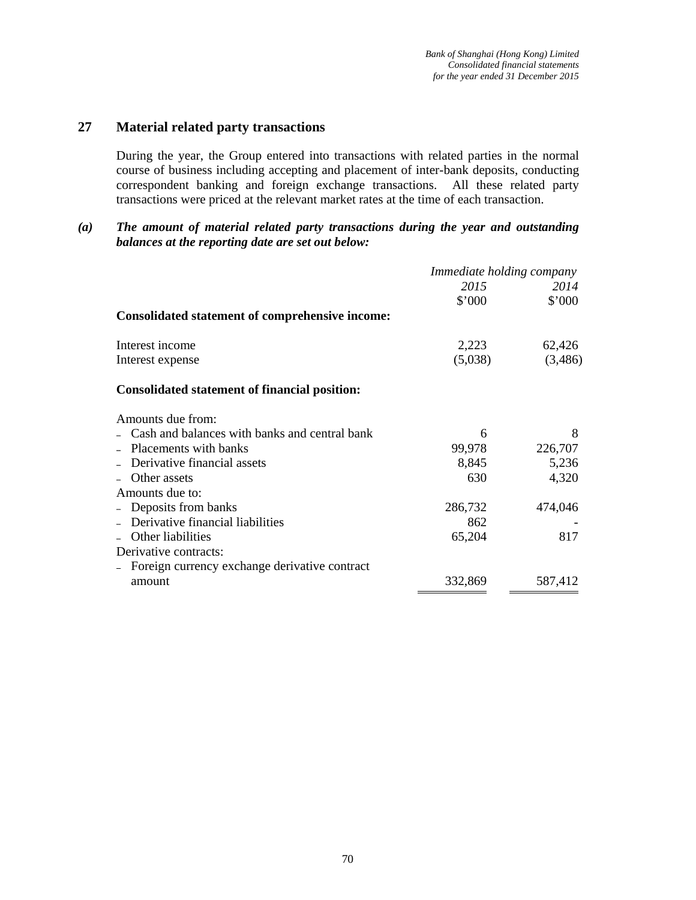## 27 Material related party transactions

During the year, the Group entered into transactions with related parties in the normal course of business including accepting and placement of inter-bank deposits, conducting correspondent banking and foreign exchange transactions. All these related party transactions were priced at the relevant market rates at the time of each transaction.

### *(a) The amount of material related party transactions during the year and outstanding balances at the reporting date are set out below:*

| | *Immediate holding company* | |
|---|---|---|
| | *2015* | *2014* |
| | $'000 | $'000 |
| **Consolidated statement of comprehensive income:** | | |
| Interest income | 2,223 | 62,426 |
| Interest expense | (5,038) | (3,486) |
| **Consolidated statement of financial position:** | | |
| Amounts due from: | | |
| – Cash and balances with banks and central bank | 6 | 8 |
| – Placements with banks | 99,978 | 226,707 |
| – Derivative financial assets | 8,845 | 5,236 |
| – Other assets | 630 | 4,320 |
| Amounts due to: | | |
| – Deposits from banks | 286,732 | 474,046 |
| – Derivative financial liabilities | 862 | - |
| – Other liabilities | 65,204 | 817 |
| Derivative contracts: | | |
| – Foreign currency exchange derivative contract amount | 332,869 | 587,412 |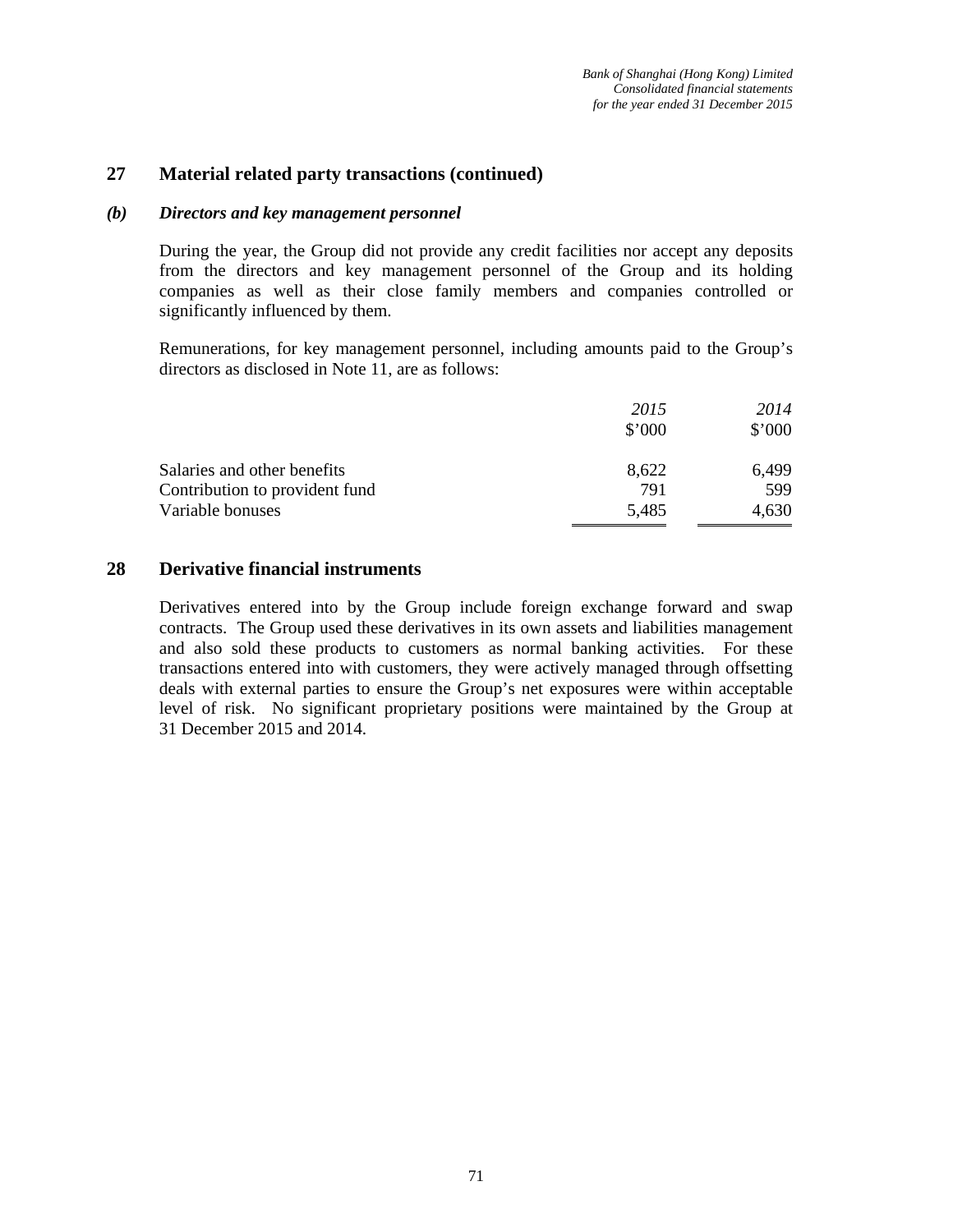## 27 Material related party transactions (continued)

### *(b) Directors and key management personnel*

During the year, the Group did not provide any credit facilities nor accept any deposits from the directors and key management personnel of the Group and its holding companies as well as their close family members and companies controlled or significantly influenced by them.

Remunerations, for key management personnel, including amounts paid to the Group's directors as disclosed in Note 11, are as follows:

| | *2015* | *2014* |
|---|---|---|
| | $'000 | $'000 |
| Salaries and other benefits | 8,622 | 6,499 |
| Contribution to provident fund | 791 | 599 |
| Variable bonuses | 5,485 | 4,630 |

## 28 Derivative financial instruments

Derivatives entered into by the Group include foreign exchange forward and swap contracts. The Group used these derivatives in its own assets and liabilities management and also sold these products to customers as normal banking activities. For these transactions entered into with customers, they were actively managed through offsetting deals with external parties to ensure the Group's net exposures were within acceptable level of risk. No significant proprietary positions were maintained by the Group at 31 December 2015 and 2014.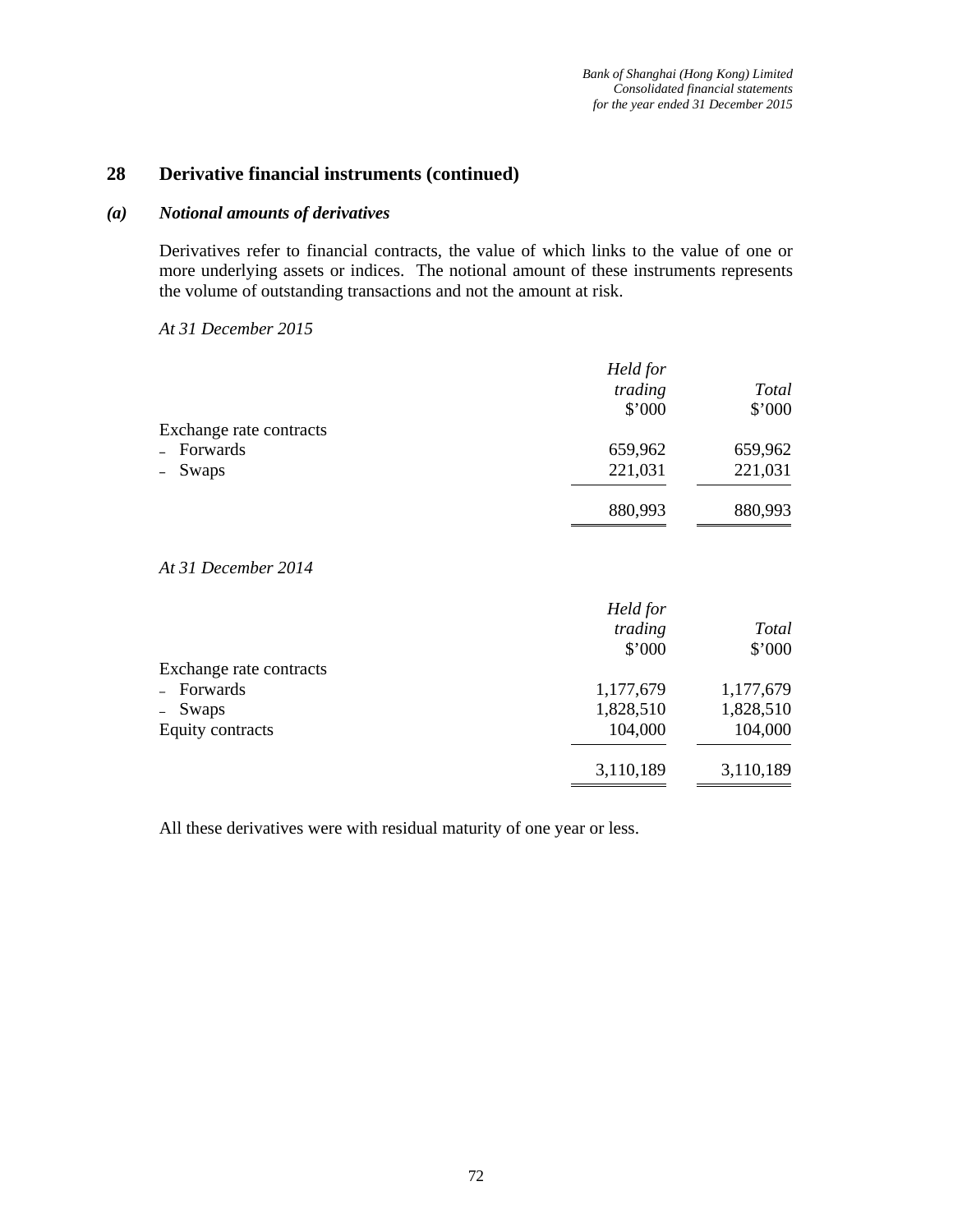## 28 Derivative financial instruments (continued)

### *(a) Notional amounts of derivatives*

Derivatives refer to financial contracts, the value of which links to the value of one or more underlying assets or indices. The notional amount of these instruments represents the volume of outstanding transactions and not the amount at risk.

*At 31 December 2015*

| | *Held for trading* $'000 | *Total* $'000 |
|---|---|---|
| Exchange rate contracts | | |
| – Forwards | 659,962 | 659,962 |
| – Swaps | 221,031 | 221,031 |
| | 880,993 | 880,993 |

*At 31 December 2014*

| | *Held for trading* $'000 | *Total* $'000 |
|---|---|---|
| Exchange rate contracts | | |
| – Forwards | 1,177,679 | 1,177,679 |
| – Swaps | 1,828,510 | 1,828,510 |
| Equity contracts | 104,000 | 104,000 |
| | 3,110,189 | 3,110,189 |

All these derivatives were with residual maturity of one year or less.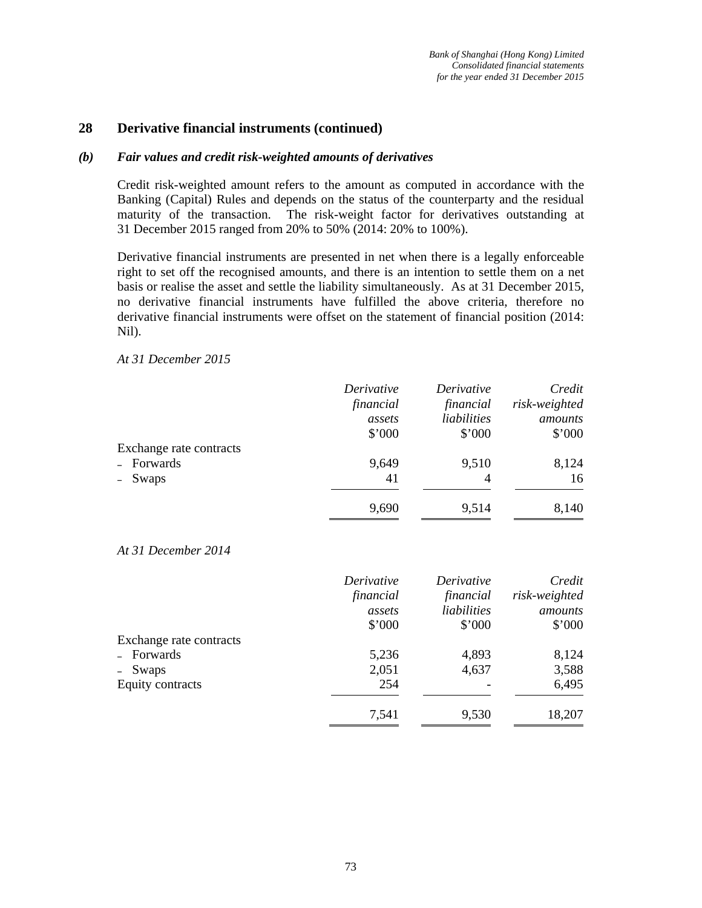## 28 Derivative financial instruments (continued)

### *(b) Fair values and credit risk-weighted amounts of derivatives*

Credit risk-weighted amount refers to the amount as computed in accordance with the Banking (Capital) Rules and depends on the status of the counterparty and the residual maturity of the transaction. The risk-weight factor for derivatives outstanding at 31 December 2015 ranged from 20% to 50% (2014: 20% to 100%).

Derivative financial instruments are presented in net when there is a legally enforceable right to set off the recognised amounts, and there is an intention to settle them on a net basis or realise the asset and settle the liability simultaneously. As at 31 December 2015, no derivative financial instruments have fulfilled the above criteria, therefore no derivative financial instruments were offset on the statement of financial position (2014: Nil).

*At 31 December 2015*

| | *Derivative financial assets* \$'000 | *Derivative financial liabilities* \$'000 | *Credit risk-weighted amounts* \$'000 |
|---|---|---|---|
| Exchange rate contracts | | | |
| – Forwards | 9,649 | 9,510 | 8,124 |
| – Swaps | 41 | 4 | 16 |
| | 9,690 | 9,514 | 8,140 |

*At 31 December 2014*

| | *Derivative financial assets* \$'000 | *Derivative financial liabilities* \$'000 | *Credit risk-weighted amounts* \$'000 |
|---|---|---|---|
| Exchange rate contracts | | | |
| – Forwards | 5,236 | 4,893 | 8,124 |
| – Swaps | 2,051 | 4,637 | 3,588 |
| Equity contracts | 254 | - | 6,495 |
| | 7,541 | 9,530 | 18,207 |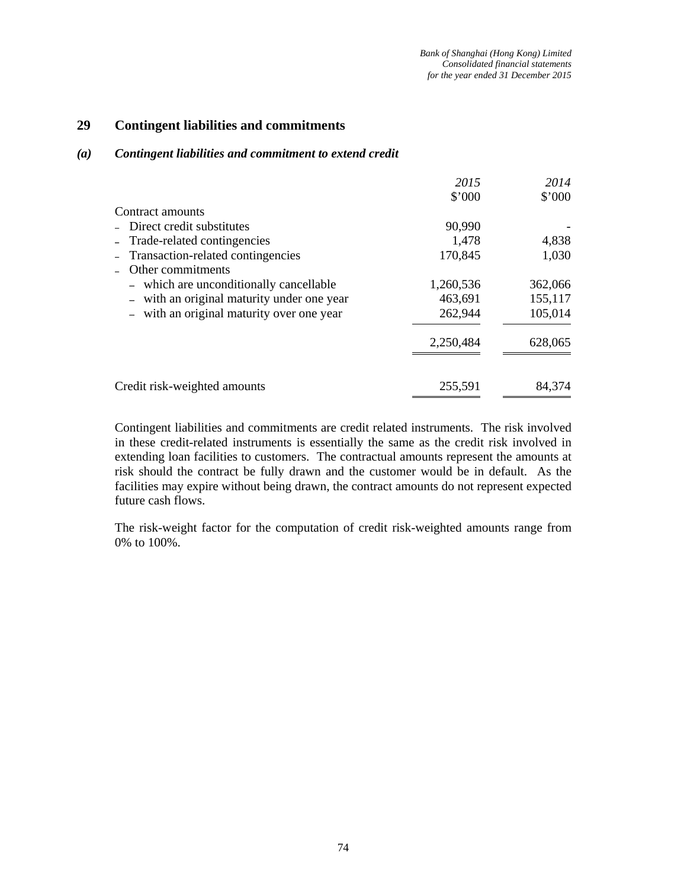## 29 Contingent liabilities and commitments

### *(a) Contingent liabilities and commitment to extend credit*

| | *2015* | *2014* |
|---|---|---|
| | $'000 | $'000 |
| Contract amounts | | |
| – Direct credit substitutes | 90,990 | - |
| – Trade-related contingencies | 1,478 | 4,838 |
| – Transaction-related contingencies | 170,845 | 1,030 |
| – Other commitments | | |
| – which are unconditionally cancellable | 1,260,536 | 362,066 |
| – with an original maturity under one year | 463,691 | 155,117 |
| – with an original maturity over one year | 262,944 | 105,014 |
| | 2,250,484 | 628,065 |
| Credit risk-weighted amounts | 255,591 | 84,374 |

Contingent liabilities and commitments are credit related instruments. The risk involved in these credit-related instruments is essentially the same as the credit risk involved in extending loan facilities to customers. The contractual amounts represent the amounts at risk should the contract be fully drawn and the customer would be in default. As the facilities may expire without being drawn, the contract amounts do not represent expected future cash flows.

The risk-weight factor for the computation of credit risk-weighted amounts range from 0% to 100%.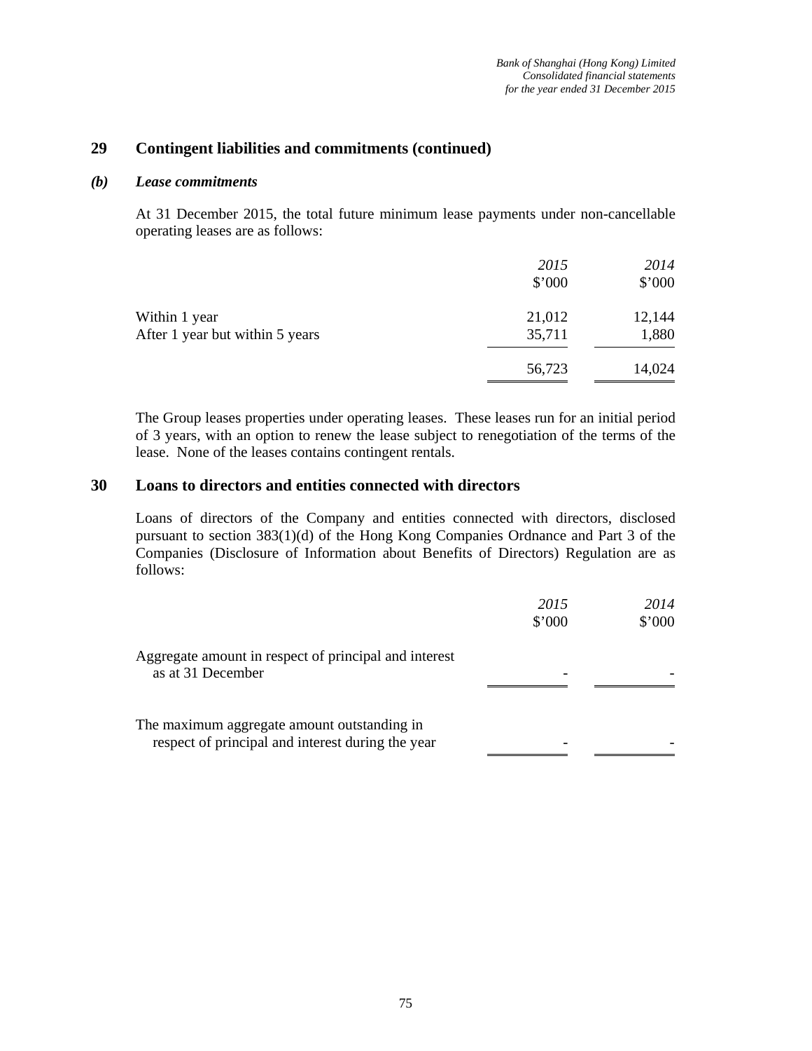## 29 Contingent liabilities and commitments (continued)

### *(b) Lease commitments*

At 31 December 2015, the total future minimum lease payments under non-cancellable operating leases are as follows:

| | *2015* | *2014* |
|---|---|---|
| | $'000 | $'000 |
| Within 1 year | 21,012 | 12,144 |
| After 1 year but within 5 years | 35,711 | 1,880 |
| | 56,723 | 14,024 |

The Group leases properties under operating leases. These leases run for an initial period of 3 years, with an option to renew the lease subject to renegotiation of the terms of the lease. None of the leases contains contingent rentals.

## 30 Loans to directors and entities connected with directors

Loans of directors of the Company and entities connected with directors, disclosed pursuant to section 383(1)(d) of the Hong Kong Companies Ordnance and Part 3 of the Companies (Disclosure of Information about Benefits of Directors) Regulation are as follows:

| | *2015* | *2014* |
|---|---|---|
| | $'000 | $'000 |
| Aggregate amount in respect of principal and interest as at 31 December | - | - |
| The maximum aggregate amount outstanding in respect of principal and interest during the year | - | - |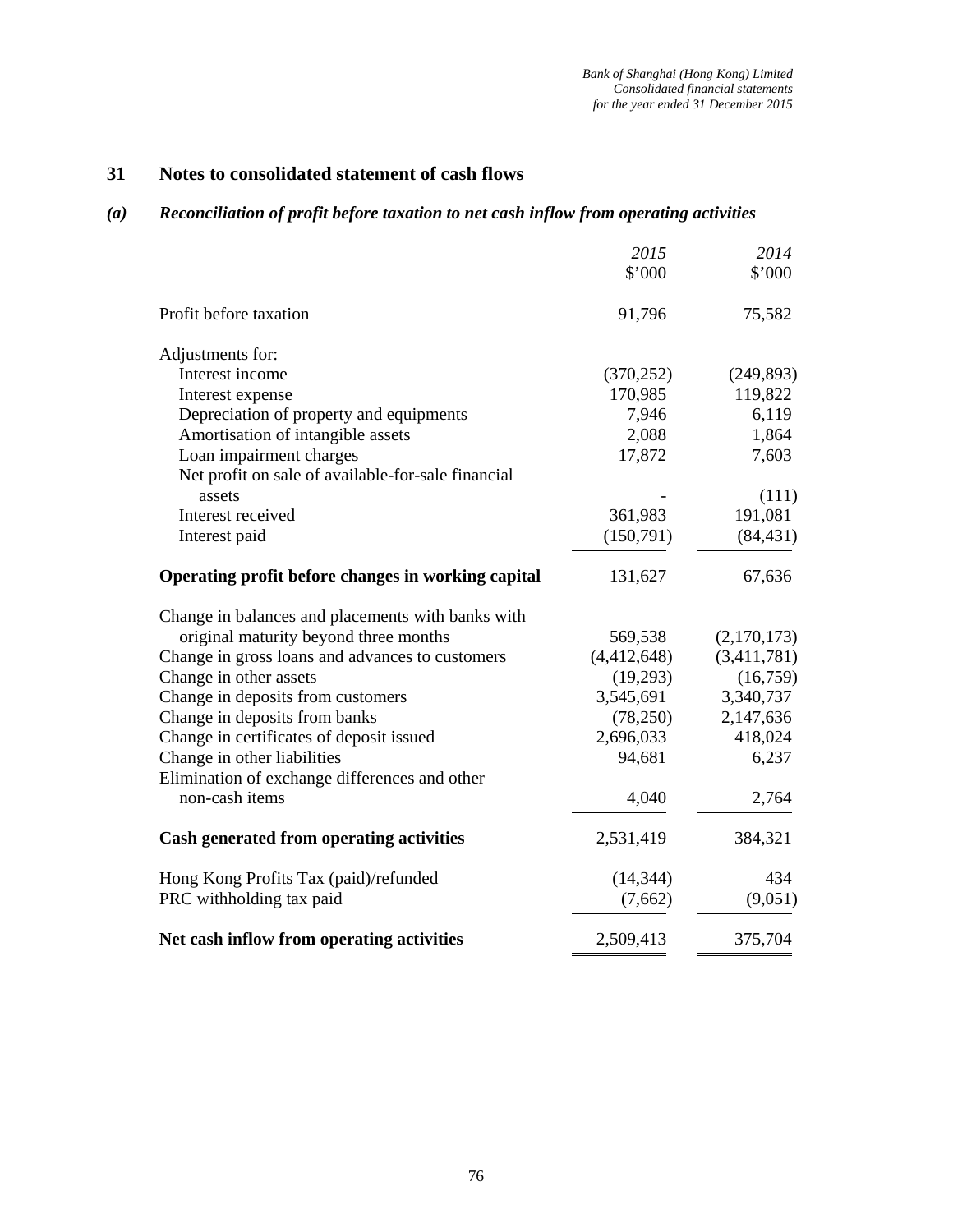# 31 Notes to consolidated statement of cash flows

## *(a) Reconciliation of profit before taxation to net cash inflow from operating activities*

| | *2015* | *2014* |
|---|---|---|
| | $'000 | $'000 |
| Profit before taxation | 91,796 | 75,582 |
| Adjustments for: | | |
| Interest income | (370,252) | (249,893) |
| Interest expense | 170,985 | 119,822 |
| Depreciation of property and equipments | 7,946 | 6,119 |
| Amortisation of intangible assets | 2,088 | 1,864 |
| Loan impairment charges | 17,872 | 7,603 |
| Net profit on sale of available-for-sale financial assets | - | (111) |
| Interest received | 361,983 | 191,081 |
| Interest paid | (150,791) | (84,431) |
| **Operating profit before changes in working capital** | 131,627 | 67,636 |
| Change in balances and placements with banks with original maturity beyond three months | 569,538 | (2,170,173) |
| Change in gross loans and advances to customers | (4,412,648) | (3,411,781) |
| Change in other assets | (19,293) | (16,759) |
| Change in deposits from customers | 3,545,691 | 3,340,737 |
| Change in deposits from banks | (78,250) | 2,147,636 |
| Change in certificates of deposit issued | 2,696,033 | 418,024 |
| Change in other liabilities | 94,681 | 6,237 |
| Elimination of exchange differences and other non-cash items | 4,040 | 2,764 |
| **Cash generated from operating activities** | 2,531,419 | 384,321 |
| Hong Kong Profits Tax (paid)/refunded | (14,344) | 434 |
| PRC withholding tax paid | (7,662) | (9,051) |
| **Net cash inflow from operating activities** | 2,509,413 | 375,704 |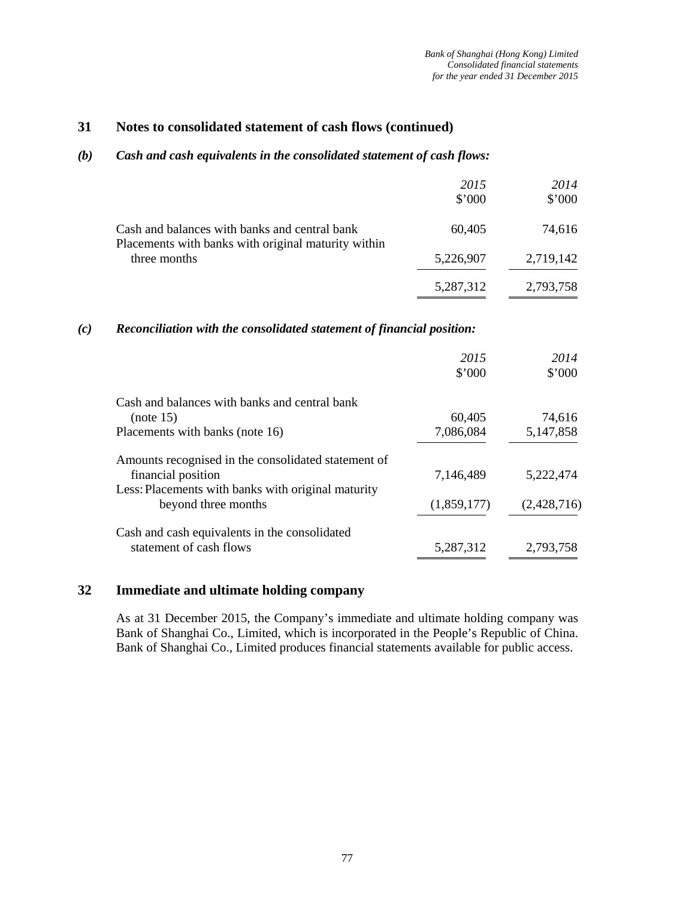## 31 Notes to consolidated statement of cash flows (continued)

### *(b) Cash and cash equivalents in the consolidated statement of cash flows:*

| | *2015* $'000 | *2014* $'000 |
|---|---|---|
| Cash and balances with banks and central bank | 60,405 | 74,616 |
| Placements with banks with original maturity within three months | 5,226,907 | 2,719,142 |
| | 5,287,312 | 2,793,758 |

### *(c) Reconciliation with the consolidated statement of financial position:*

| | *2015* $'000 | *2014* $'000 |
|---|---|---|
| Cash and balances with banks and central bank (note 15) | 60,405 | 74,616 |
| Placements with banks (note 16) | 7,086,084 | 5,147,858 |
| Amounts recognised in the consolidated statement of financial position | 7,146,489 | 5,222,474 |
| Less: Placements with banks with original maturity beyond three months | (1,859,177) | (2,428,716) |
| Cash and cash equivalents in the consolidated statement of cash flows | 5,287,312 | 2,793,758 |

## 32 Immediate and ultimate holding company

As at 31 December 2015, the Company's immediate and ultimate holding company was Bank of Shanghai Co., Limited, which is incorporated in the People's Republic of China. Bank of Shanghai Co., Limited produces financial statements available for public access.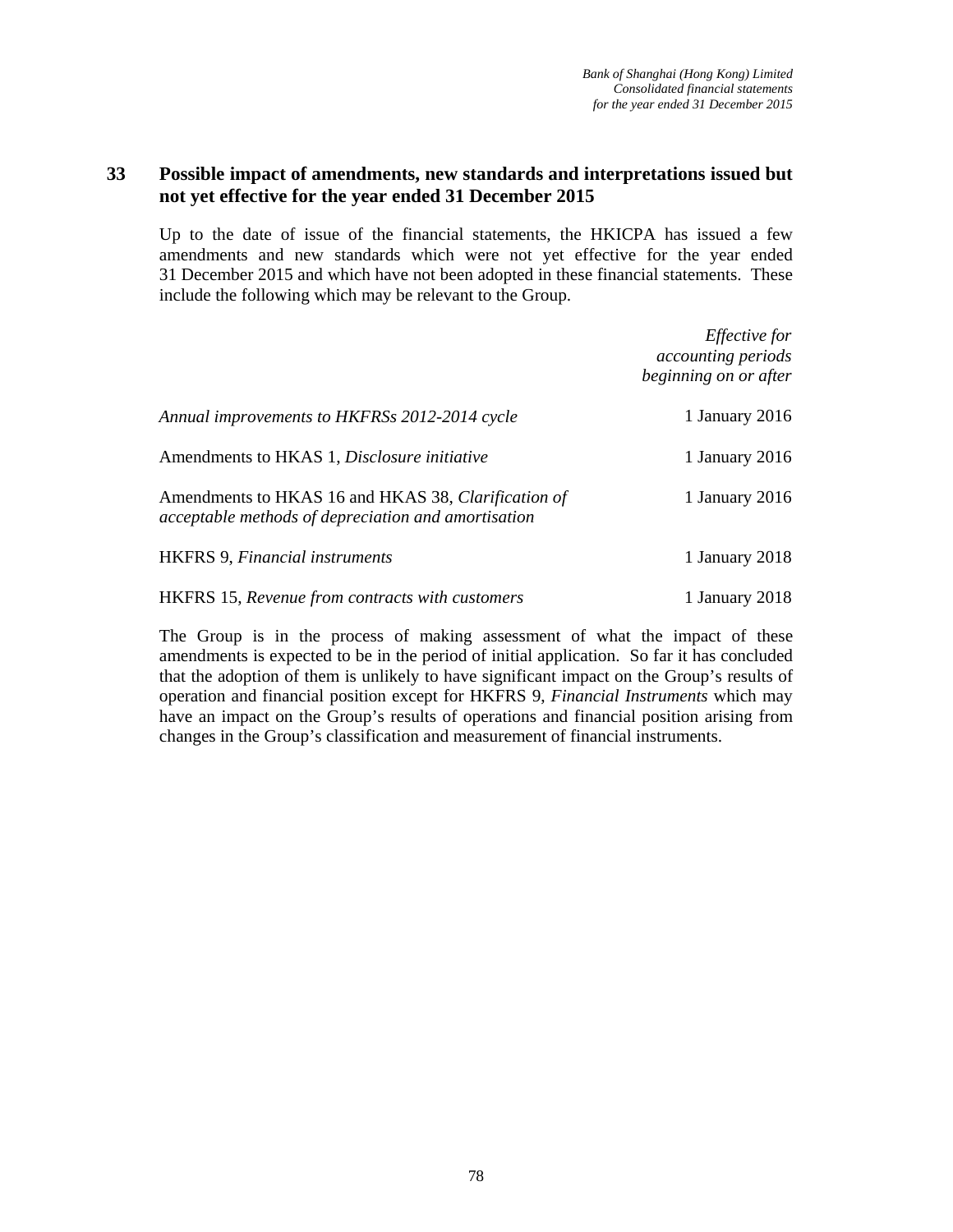## 33 Possible impact of amendments, new standards and interpretations issued but not yet effective for the year ended 31 December 2015

Up to the date of issue of the financial statements, the HKICPA has issued a few amendments and new standards which were not yet effective for the year ended 31 December 2015 and which have not been adopted in these financial statements. These include the following which may be relevant to the Group.

| | *Effective for accounting periods beginning on or after* |
|---|---|
| *Annual improvements to HKFRSs 2012-2014 cycle* | 1 January 2016 |
| Amendments to HKAS 1, *Disclosure initiative* | 1 January 2016 |
| Amendments to HKAS 16 and HKAS 38, *Clarification of acceptable methods of depreciation and amortisation* | 1 January 2016 |
| HKFRS 9, *Financial instruments* | 1 January 2018 |
| HKFRS 15, *Revenue from contracts with customers* | 1 January 2018 |

The Group is in the process of making assessment of what the impact of these amendments is expected to be in the period of initial application. So far it has concluded that the adoption of them is unlikely to have significant impact on the Group's results of operation and financial position except for HKFRS 9, *Financial Instruments* which may have an impact on the Group's results of operations and financial position arising from changes in the Group's classification and measurement of financial instruments.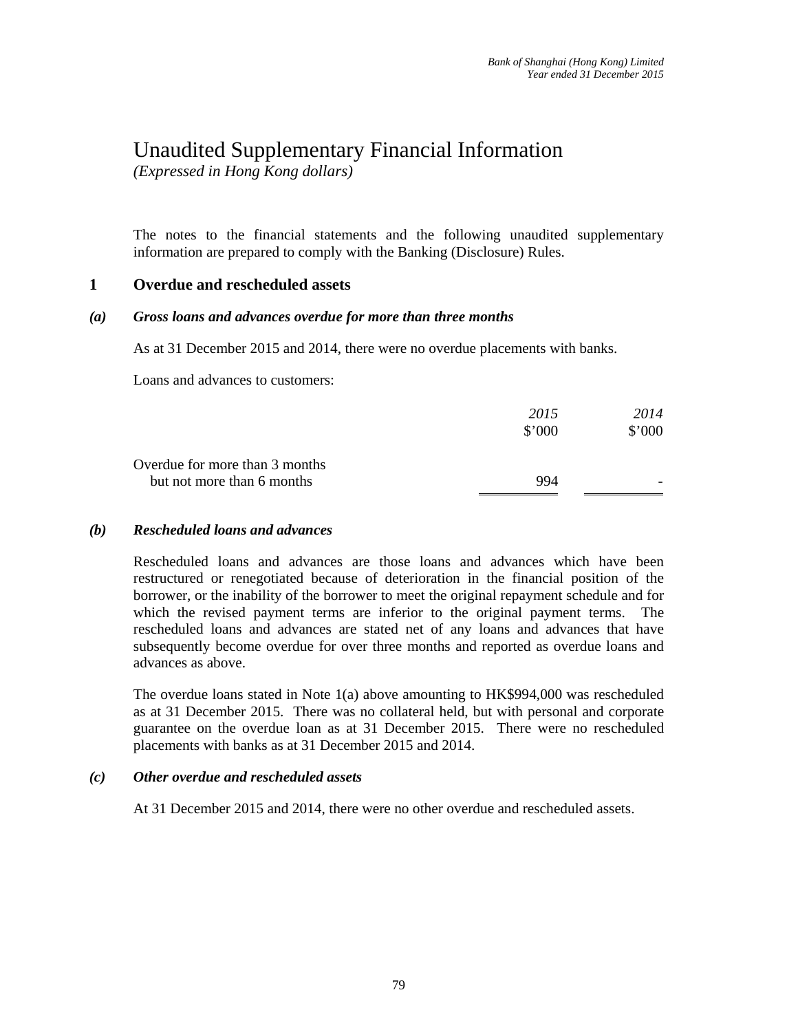# Unaudited Supplementary Financial Information

*(Expressed in Hong Kong dollars)*

The notes to the financial statements and the following unaudited supplementary information are prepared to comply with the Banking (Disclosure) Rules.

## 1 Overdue and rescheduled assets

### *(a) Gross loans and advances overdue for more than three months*

As at 31 December 2015 and 2014, there were no overdue placements with banks.

Loans and advances to customers:

| | *2015* \$'000 | *2014* \$'000 |
|---|---|---|
| Overdue for more than 3 months but not more than 6 months | 994 | - |

### *(b) Rescheduled loans and advances*

Rescheduled loans and advances are those loans and advances which have been restructured or renegotiated because of deterioration in the financial position of the borrower, or the inability of the borrower to meet the original repayment schedule and for which the revised payment terms are inferior to the original payment terms. The rescheduled loans and advances are stated net of any loans and advances that have subsequently become overdue for over three months and reported as overdue loans and advances as above.

The overdue loans stated in Note 1(a) above amounting to HK$994,000 was rescheduled as at 31 December 2015. There was no collateral held, but with personal and corporate guarantee on the overdue loan as at 31 December 2015. There were no rescheduled placements with banks as at 31 December 2015 and 2014.

### *(c) Other overdue and rescheduled assets*

At 31 December 2015 and 2014, there were no other overdue and rescheduled assets.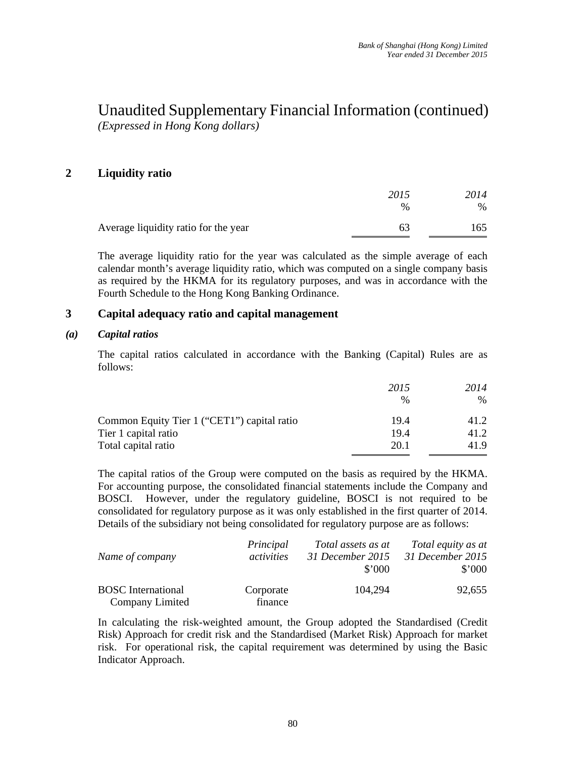# Unaudited Supplementary Financial Information (continued)

*(Expressed in Hong Kong dollars)*

## 2 Liquidity ratio

| | *2015* | *2014* |
|---|---|---|
| | % | % |
| Average liquidity ratio for the year | 63 | 165 |

The average liquidity ratio for the year was calculated as the simple average of each calendar month's average liquidity ratio, which was computed on a single company basis as required by the HKMA for its regulatory purposes, and was in accordance with the Fourth Schedule to the Hong Kong Banking Ordinance.

## 3 Capital adequacy ratio and capital management

### *(a) Capital ratios*

The capital ratios calculated in accordance with the Banking (Capital) Rules are as follows:

| | *2015* | *2014* |
|---|---|---|
| | % | % |
| Common Equity Tier 1 ("CET1") capital ratio | 19.4 | 41.2 |
| Tier 1 capital ratio | 19.4 | 41.2 |
| Total capital ratio | 20.1 | 41.9 |

The capital ratios of the Group were computed on the basis as required by the HKMA. For accounting purpose, the consolidated financial statements include the Company and BOSCI. However, under the regulatory guideline, BOSCI is not required to be consolidated for regulatory purpose as it was only established in the first quarter of 2014. Details of the subsidiary not being consolidated for regulatory purpose are as follows:

| *Name of company* | *Principal activities* | *Total assets as at 31 December 2015* | *Total equity as at 31 December 2015* |
|---|---|---|---|
| | | $'000 | $'000 |
| BOSC International Company Limited | Corporate finance | 104,294 | 92,655 |

In calculating the risk-weighted amount, the Group adopted the Standardised (Credit Risk) Approach for credit risk and the Standardised (Market Risk) Approach for market risk. For operational risk, the capital requirement was determined by using the Basic Indicator Approach.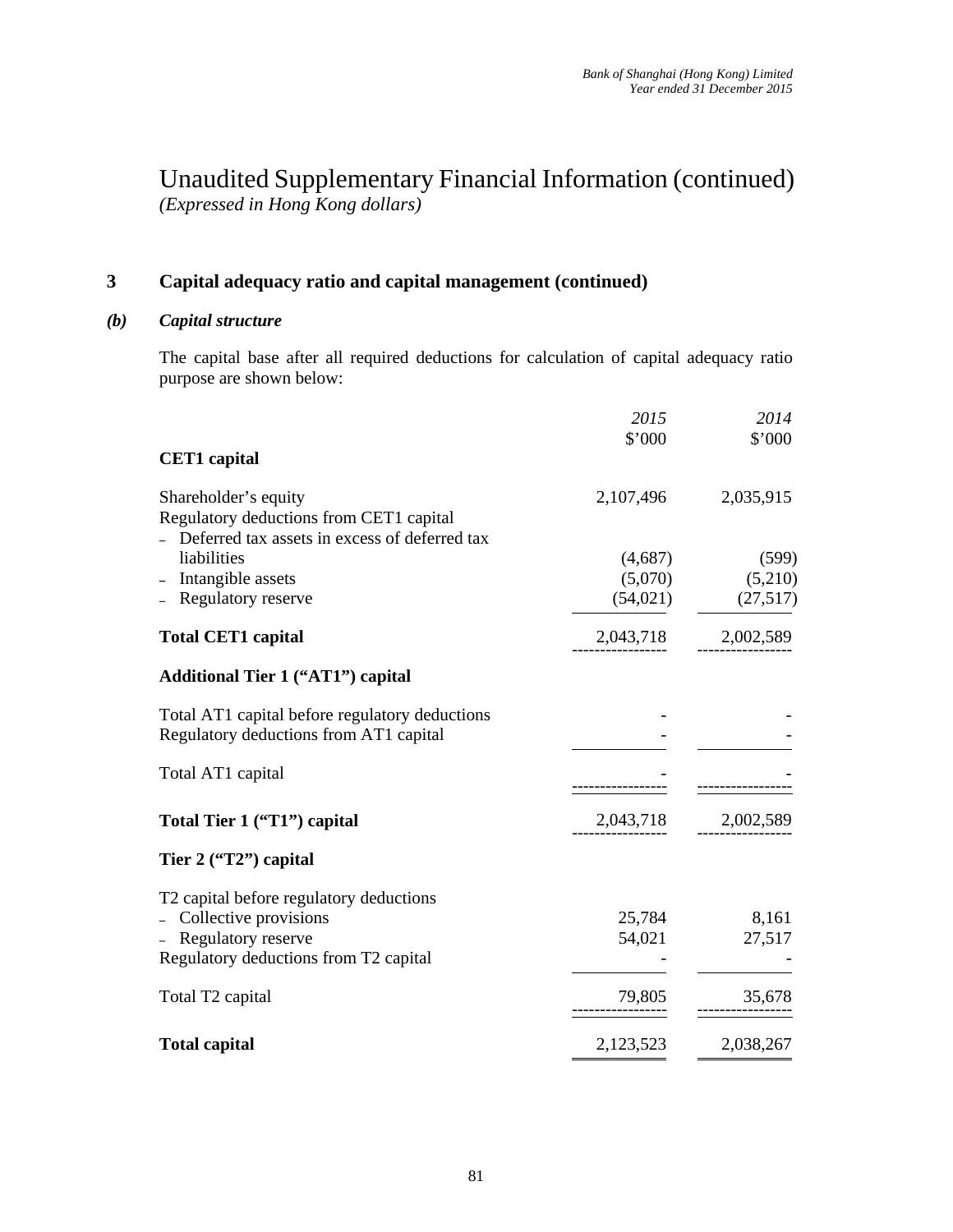# Unaudited Supplementary Financial Information (continued)

*(Expressed in Hong Kong dollars)*

## 3 Capital adequacy ratio and capital management (continued)

### *(b) Capital structure*

The capital base after all required deductions for calculation of capital adequacy ratio purpose are shown below:

| | *2015* | *2014* |
|---|---|---|
| | \$'000 | \$'000 |
| **CET1 capital** | | |
| Shareholder's equity | 2,107,496 | 2,035,915 |
| Regulatory deductions from CET1 capital | | |
| – Deferred tax assets in excess of deferred tax liabilities | (4,687) | (599) |
| – Intangible assets | (5,070) | (5,210) |
| – Regulatory reserve | (54,021) | (27,517) |
| **Total CET1 capital** | 2,043,718 | 2,002,589 |
| **Additional Tier 1 ("AT1") capital** | | |
| Total AT1 capital before regulatory deductions | - | - |
| Regulatory deductions from AT1 capital | - | - |
| Total AT1 capital | - | - |
| **Total Tier 1 ("T1") capital** | 2,043,718 | 2,002,589 |
| **Tier 2 ("T2") capital** | | |
| T2 capital before regulatory deductions | | |
| – Collective provisions | 25,784 | 8,161 |
| – Regulatory reserve | 54,021 | 27,517 |
| Regulatory deductions from T2 capital | - | - |
| Total T2 capital | 79,805 | 35,678 |
| **Total capital** | 2,123,523 | 2,038,267 |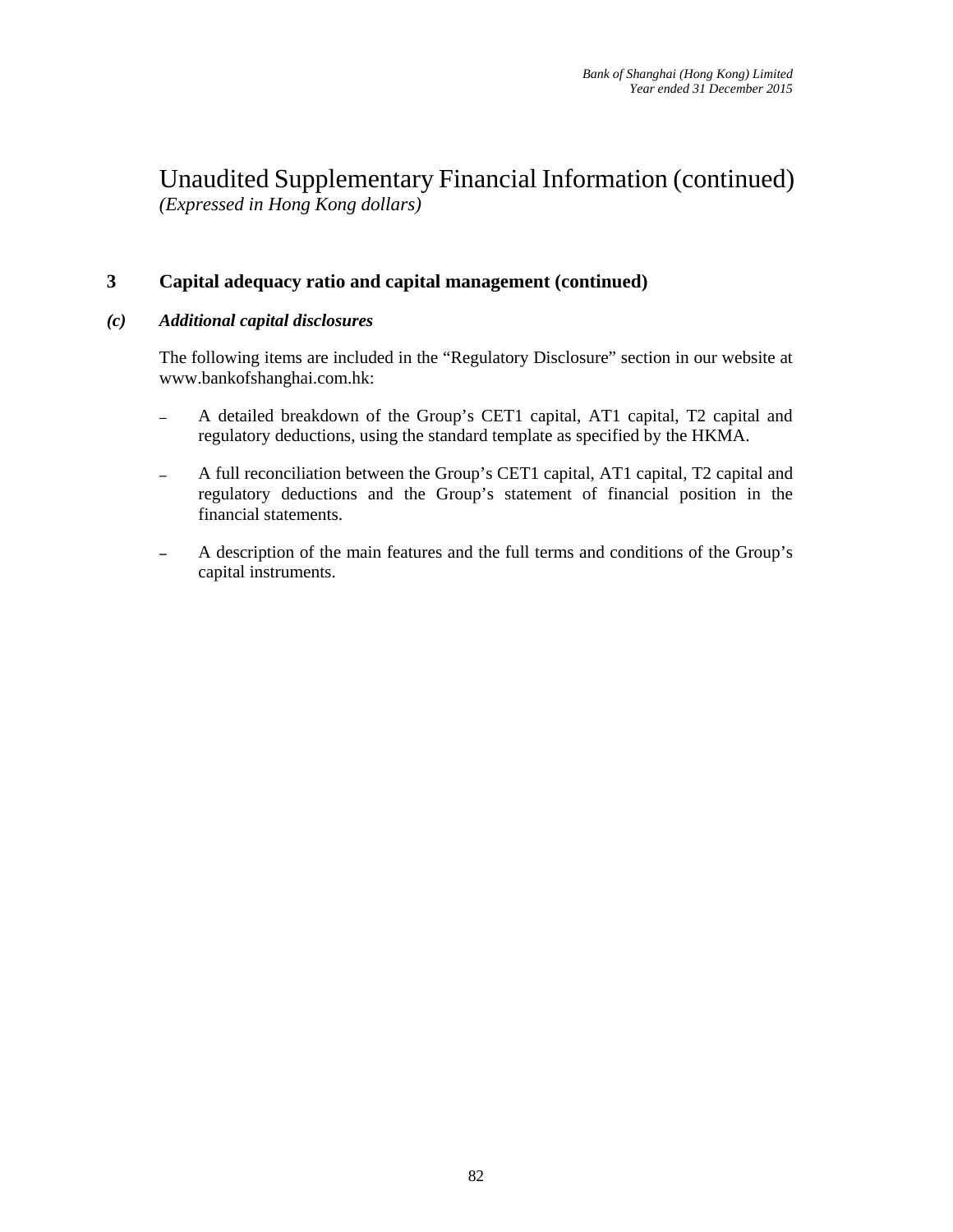# Unaudited Supplementary Financial Information (continued)

*(Expressed in Hong Kong dollars)*

## 3 Capital adequacy ratio and capital management (continued)

### *(c) Additional capital disclosures*

The following items are included in the "Regulatory Disclosure" section in our website at www.bankofshanghai.com.hk:

- A detailed breakdown of the Group's CET1 capital, AT1 capital, T2 capital and regulatory deductions, using the standard template as specified by the HKMA.
- A full reconciliation between the Group's CET1 capital, AT1 capital, T2 capital and regulatory deductions and the Group's statement of financial position in the financial statements.
- A description of the main features and the full terms and conditions of the Group's capital instruments.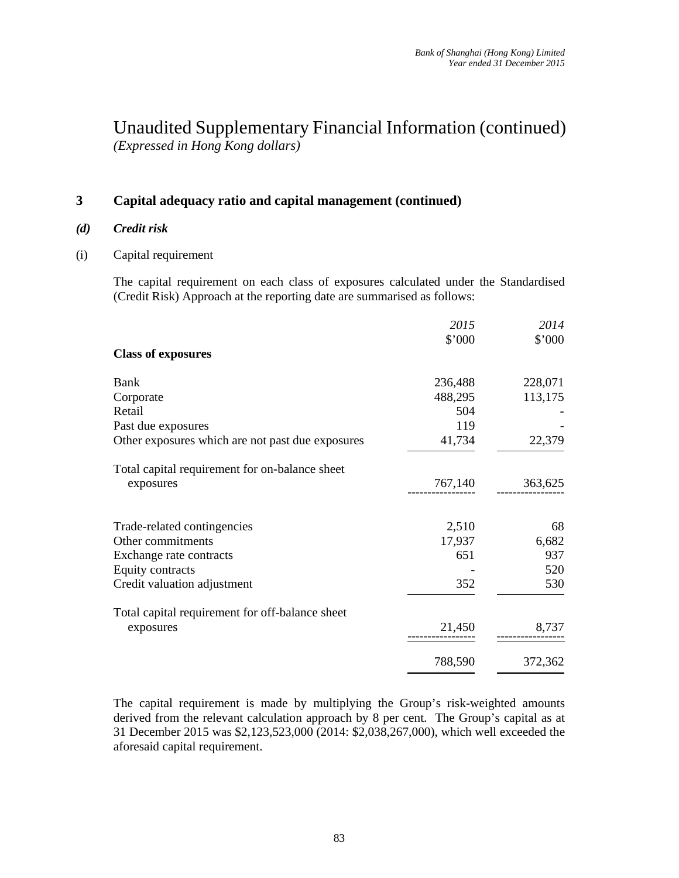# Unaudited Supplementary Financial Information (continued)

*(Expressed in Hong Kong dollars)*

## 3 Capital adequacy ratio and capital management (continued)

### *(d) Credit risk*

(i) Capital requirement

The capital requirement on each class of exposures calculated under the Standardised (Credit Risk) Approach at the reporting date are summarised as follows:

| | *2015* | *2014* |
|---|---|---|
| | $'000 | $'000 |
| **Class of exposures** | | |
| Bank | 236,488 | 228,071 |
| Corporate | 488,295 | 113,175 |
| Retail | 504 | - |
| Past due exposures | 119 | - |
| Other exposures which are not past due exposures | 41,734 | 22,379 |
| Total capital requirement for on-balance sheet exposures | 767,140 | 363,625 |
| Trade-related contingencies | 2,510 | 68 |
| Other commitments | 17,937 | 6,682 |
| Exchange rate contracts | 651 | 937 |
| Equity contracts | - | 520 |
| Credit valuation adjustment | 352 | 530 |
| Total capital requirement for off-balance sheet exposures | 21,450 | 8,737 |
| | 788,590 | 372,362 |

The capital requirement is made by multiplying the Group's risk-weighted amounts derived from the relevant calculation approach by 8 per cent. The Group's capital as at 31 December 2015 was $2,123,523,000 (2014: $2,038,267,000), which well exceeded the aforesaid capital requirement.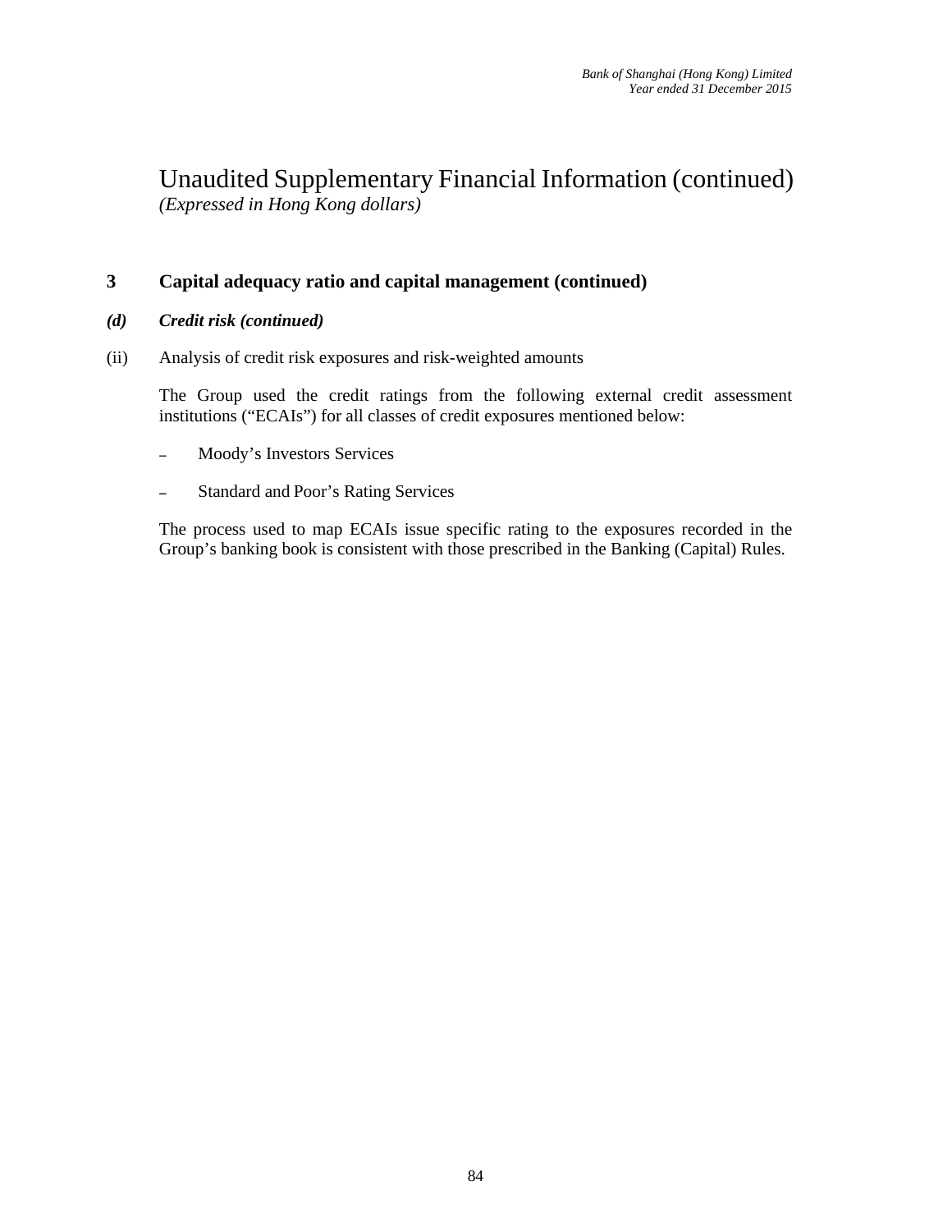# Unaudited Supplementary Financial Information (continued)

*(Expressed in Hong Kong dollars)*

## 3 Capital adequacy ratio and capital management (continued)

### *(d) Credit risk (continued)*

(ii) Analysis of credit risk exposures and risk-weighted amounts

The Group used the credit ratings from the following external credit assessment institutions ("ECAIs") for all classes of credit exposures mentioned below:

- Moody's Investors Services
- Standard and Poor's Rating Services

The process used to map ECAIs issue specific rating to the exposures recorded in the Group's banking book is consistent with those prescribed in the Banking (Capital) Rules.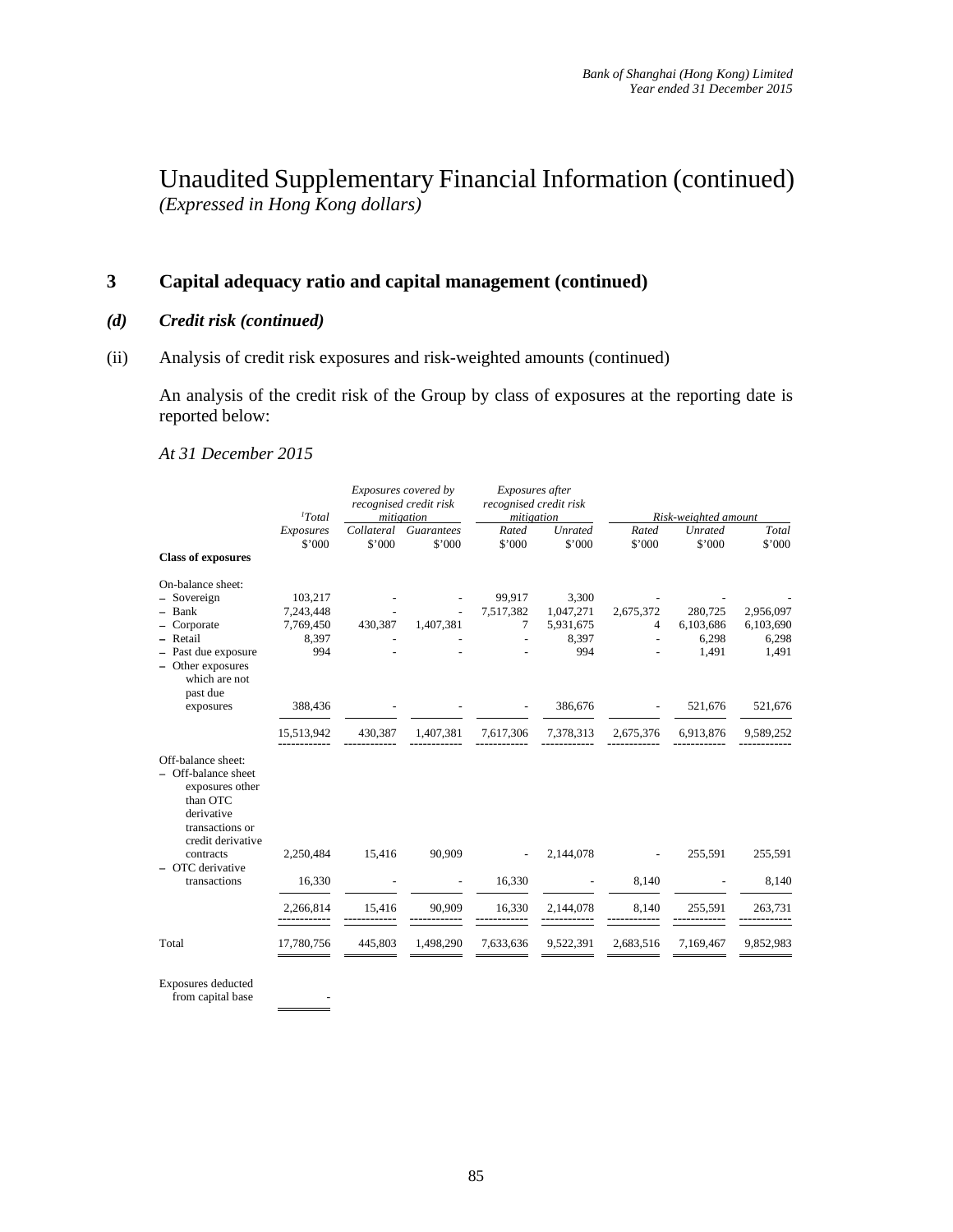# Unaudited Supplementary Financial Information (continued)

*(Expressed in Hong Kong dollars)*

## 3 Capital adequacy ratio and capital management (continued)

### *(d) Credit risk (continued)*

(ii) Analysis of credit risk exposures and risk-weighted amounts (continued)

An analysis of the credit risk of the Group by class of exposures at the reporting date is reported below:

*At 31 December 2015*

| | [1]Total | *Exposures covered by recognised credit risk mitigation* | | *Exposures after recognised credit risk mitigation* | | *Risk-weighted amount* | | |
|---|---|---|---|---|---|---|---|---|
| | *Exposures* | *Collateral* | *Guarantees* | *Rated* | *Unrated* | *Rated* | *Unrated* | *Total* |
| | $'000 | $'000 | $'000 | $'000 | $'000 | $'000 | $'000 | $'000 |
| **Class of exposures** | | | | | | | | |
| On-balance sheet: | | | | | | | | |
| – Sovereign | 103,217 | - | - | 99,917 | 3,300 | - | - | - |
| – Bank | 7,243,448 | - | - | 7,517,382 | 1,047,271 | 2,675,372 | 280,725 | 2,956,097 |
| – Corporate | 7,769,450 | 430,387 | 1,407,381 | 7 | 5,931,675 | 4 | 6,103,686 | 6,103,690 |
| – Retail | 8,397 | - | - | - | 8,397 | - | 6,298 | 6,298 |
| – Past due exposure | 994 | - | - | - | 994 | - | 1,491 | 1,491 |
| – Other exposures which are not past due exposures | 388,436 | - | - | - | 386,676 | - | 521,676 | 521,676 |
| | 15,513,942 | 430,387 | 1,407,381 | 7,617,306 | 7,378,313 | 2,675,376 | 6,913,876 | 9,589,252 |
| Off-balance sheet: | | | | | | | | |
| – Off-balance sheet exposures other than OTC derivative transactions or credit derivative contracts | 2,250,484 | 15,416 | 90,909 | - | 2,144,078 | - | 255,591 | 255,591 |
| – OTC derivative transactions | 16,330 | - | - | 16,330 | - | 8,140 | - | 8,140 |
| | 2,266,814 | 15,416 | 90,909 | 16,330 | 2,144,078 | 8,140 | 255,591 | 263,731 |
| Total | 17,780,756 | 445,803 | 1,498,290 | 7,633,636 | 9,522,391 | 2,683,516 | 7,169,467 | 9,852,983 |
| Exposures deducted from capital base | - | | | | | | | |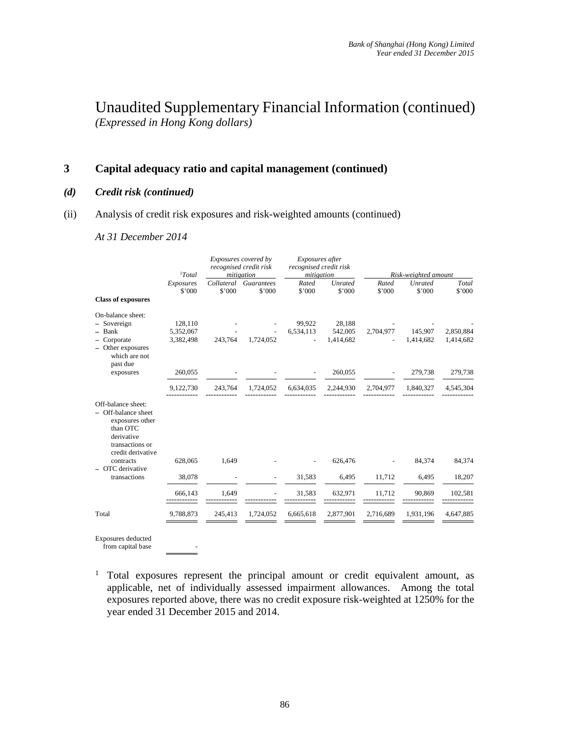# Unaudited Supplementary Financial Information (continued)

*(Expressed in Hong Kong dollars)*

## 3 Capital adequacy ratio and capital management (continued)

### *(d) Credit risk (continued)*

(ii) Analysis of credit risk exposures and risk-weighted amounts (continued)

*At 31 December 2014*

| | [1]*Total* | *Exposures covered by recognised credit risk mitigation* | | *Exposures after recognised credit risk mitigation* | | *Risk-weighted amount* | | |
|---|---|---|---|---|---|---|---|---|
| | *Exposures* $'000 | *Collateral* $'000 | *Guarantees* $'000 | *Rated* $'000 | *Unrated* $'000 | *Rated* $'000 | *Unrated* $'000 | *Total* $'000 |
| **Class of exposures** | | | | | | | | |
| On-balance sheet: | | | | | | | | |
| – Sovereign | 128,110 | - | - | 99,922 | 28,188 | - | - | - |
| – Bank | 5,352,067 | - | - | 6,534,113 | 542,005 | 2,704,977 | 145,907 | 2,850,884 |
| – Corporate | 3,382,498 | 243,764 | 1,724,052 | - | 1,414,682 | - | 1,414,682 | 1,414,682 |
| – Other exposures which are not past due exposures | 260,055 | - | - | - | 260,055 | - | 279,738 | 279,738 |
| | 9,122,730 | 243,764 | 1,724,052 | 6,634,035 | 2,244,930 | 2,704,977 | 1,840,327 | 4,545,304 |
| Off-balance sheet: | | | | | | | | |
| – Off-balance sheet exposures other than OTC derivative transactions or credit derivative contracts | 628,065 | 1,649 | - | - | 626,476 | - | 84,374 | 84,374 |
| – OTC derivative transactions | 38,078 | - | - | 31,583 | 6,495 | 11,712 | 6,495 | 18,207 |
| | 666,143 | 1,649 | - | 31,583 | 632,971 | 11,712 | 90,869 | 102,581 |
| Total | 9,788,873 | 245,413 | 1,724,052 | 6,665,618 | 2,877,901 | 2,716,689 | 1,931,196 | 4,647,885 |
| Exposures deducted from capital base | - | | | | | | | |

[1] Total exposures represent the principal amount or credit equivalent amount, as applicable, net of individually assessed impairment allowances. Among the total exposures reported above, there was no credit exposure risk-weighted at 1250% for the year ended 31 December 2015 and 2014.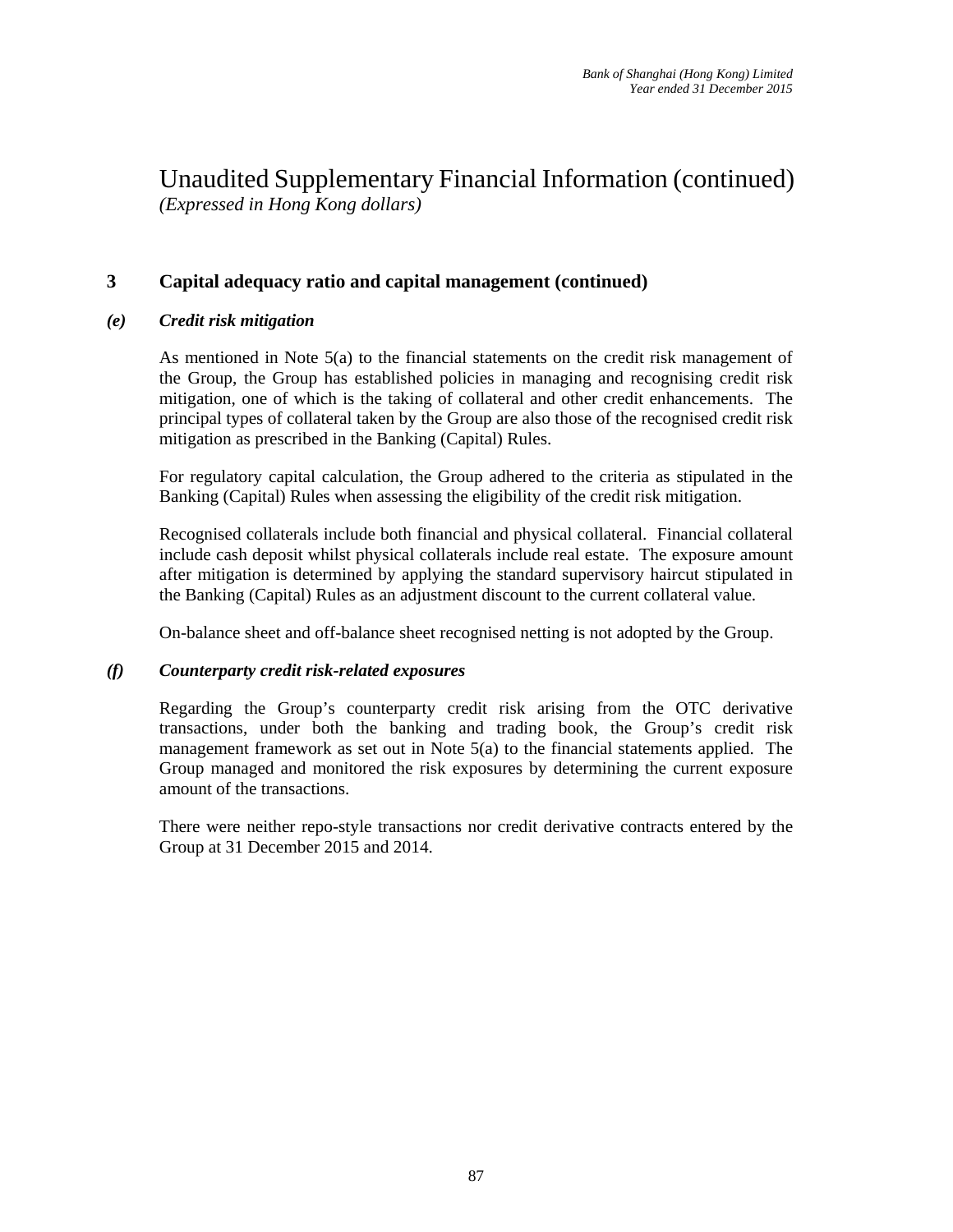# Unaudited Supplementary Financial Information (continued)

*(Expressed in Hong Kong dollars)*

## 3 Capital adequacy ratio and capital management (continued)

### *(e) Credit risk mitigation*

As mentioned in Note 5(a) to the financial statements on the credit risk management of the Group, the Group has established policies in managing and recognising credit risk mitigation, one of which is the taking of collateral and other credit enhancements. The principal types of collateral taken by the Group are also those of the recognised credit risk mitigation as prescribed in the Banking (Capital) Rules.

For regulatory capital calculation, the Group adhered to the criteria as stipulated in the Banking (Capital) Rules when assessing the eligibility of the credit risk mitigation.

Recognised collaterals include both financial and physical collateral. Financial collateral include cash deposit whilst physical collaterals include real estate. The exposure amount after mitigation is determined by applying the standard supervisory haircut stipulated in the Banking (Capital) Rules as an adjustment discount to the current collateral value.

On-balance sheet and off-balance sheet recognised netting is not adopted by the Group.

### *(f) Counterparty credit risk-related exposures*

Regarding the Group's counterparty credit risk arising from the OTC derivative transactions, under both the banking and trading book, the Group's credit risk management framework as set out in Note 5(a) to the financial statements applied. The Group managed and monitored the risk exposures by determining the current exposure amount of the transactions.

There were neither repo-style transactions nor credit derivative contracts entered by the Group at 31 December 2015 and 2014.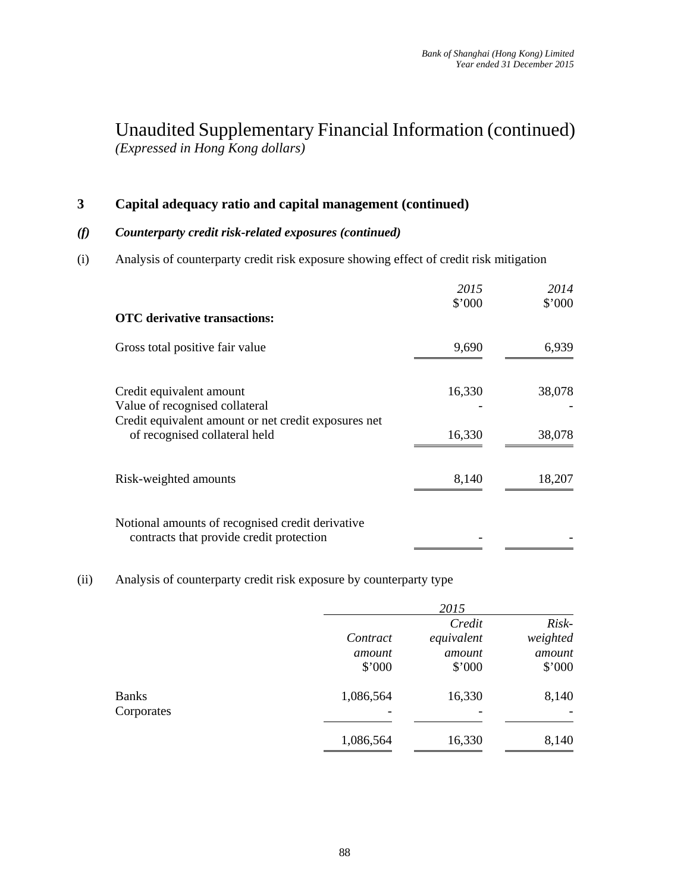# Unaudited Supplementary Financial Information (continued)

*(Expressed in Hong Kong dollars)*

## 3 Capital adequacy ratio and capital management (continued)

### *(f) Counterparty credit risk-related exposures (continued)*

(i) Analysis of counterparty credit risk exposure showing effect of credit risk mitigation

| | *2015* $'000 | *2014* $'000 |
|---|---|---|
| **OTC derivative transactions:** | | |
| Gross total positive fair value | 9,690 | 6,939 |
| Credit equivalent amount | 16,330 | 38,078 |
| Value of recognised collateral | - | - |
| Credit equivalent amount or net credit exposures net of recognised collateral held | 16,330 | 38,078 |
| Risk-weighted amounts | 8,140 | 18,207 |
| Notional amounts of recognised credit derivative contracts that provide credit protection | - | - |

(ii) Analysis of counterparty credit risk exposure by counterparty type

| | *2015* | | |
|---|---|---|---|
| | *Contract amount* $'000 | *Credit equivalent amount* $'000 | *Risk-weighted amount* $'000 |
| Banks | 1,086,564 | 16,330 | 8,140 |
| Corporates | - | - | - |
| | 1,086,564 | 16,330 | 8,140 |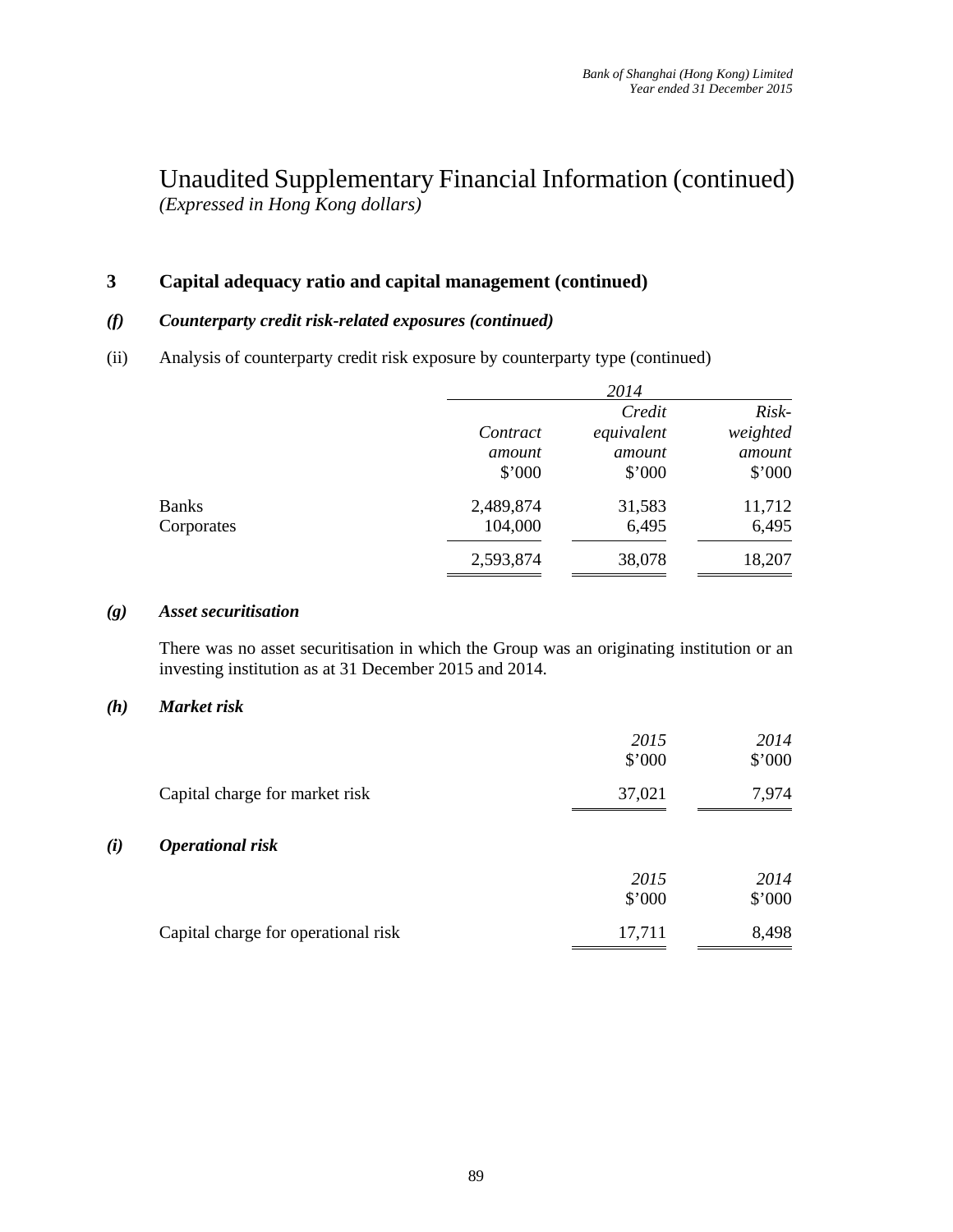# Unaudited Supplementary Financial Information (continued)

*(Expressed in Hong Kong dollars)*

## 3 Capital adequacy ratio and capital management (continued)

### *(f) Counterparty credit risk-related exposures (continued)*

(ii) Analysis of counterparty credit risk exposure by counterparty type (continued)

| | *2014* | | |
|---|---|---|---|
| | *Contract amount* | *Credit equivalent amount* | *Risk-weighted amount* |
| | \$'000 | \$'000 | \$'000 |
| Banks | 2,489,874 | 31,583 | 11,712 |
| Corporates | 104,000 | 6,495 | 6,495 |
| | 2,593,874 | 38,078 | 18,207 |

### *(g) Asset securitisation*

There was no asset securitisation in which the Group was an originating institution or an investing institution as at 31 December 2015 and 2014.

### *(h) Market risk*

| | *2015* | *2014* |
|---|---|---|
| | \$'000 | \$'000 |
| Capital charge for market risk | 37,021 | 7,974 |

### *(i) Operational risk*

| | *2015* | *2014* |
|---|---|---|
| | \$'000 | \$'000 |
| Capital charge for operational risk | 17,711 | 8,498 |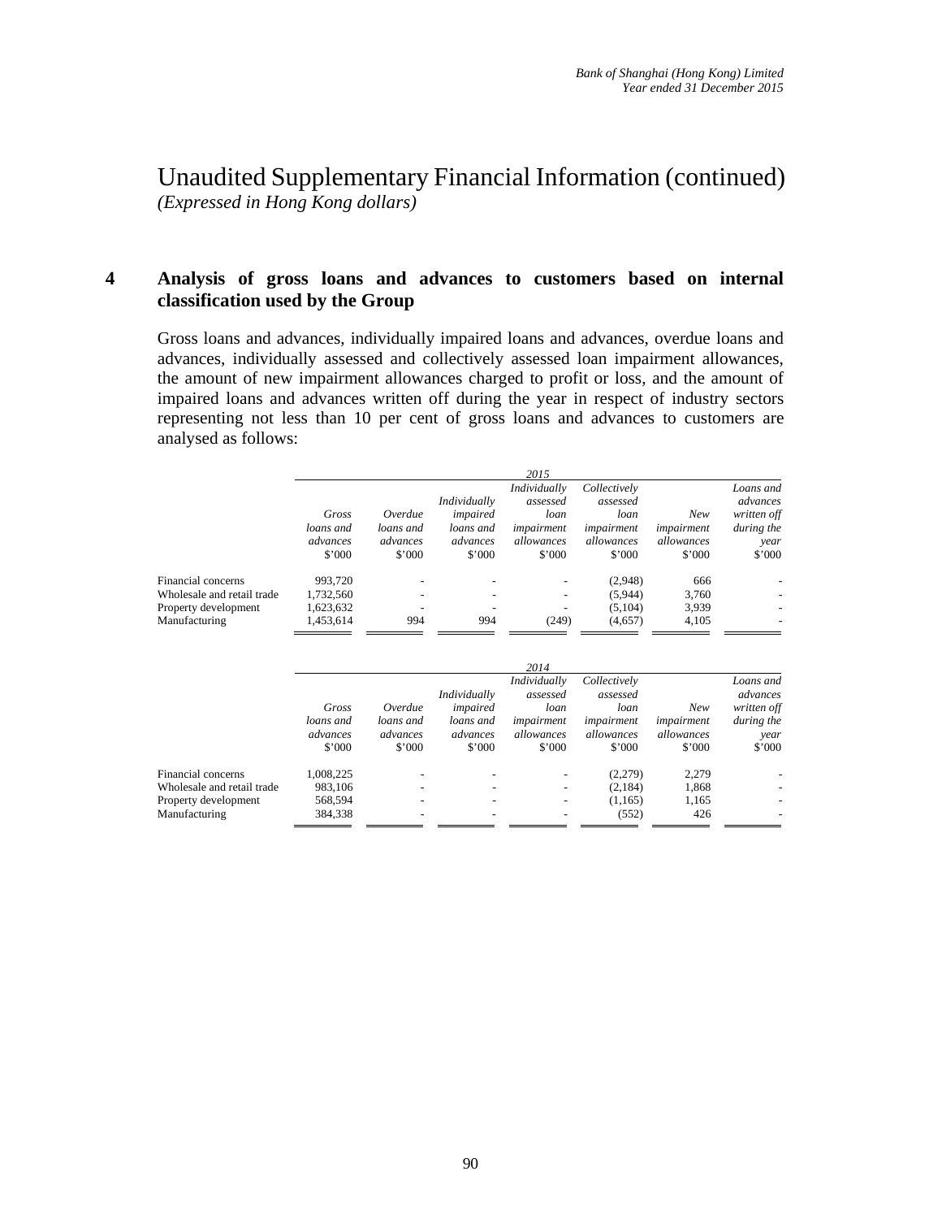# Unaudited Supplementary Financial Information (continued)

*(Expressed in Hong Kong dollars)*

## 4 Analysis of gross loans and advances to customers based on internal classification used by the Group

Gross loans and advances, individually impaired loans and advances, overdue loans and advances, individually assessed and collectively assessed loan impairment allowances, the amount of new impairment allowances charged to profit or loss, and the amount of impaired loans and advances written off during the year in respect of industry sectors representing not less than 10 per cent of gross loans and advances to customers are analysed as follows:

| | 2015 | | | | | | |
|---|---|---|---|---|---|---|---|
| | *Gross loans and advances* | *Overdue loans and advances* | *Individually impaired loans and advances* | *Individually assessed loan impairment allowances* | *Collectively assessed loan impairment allowances* | *New impairment allowances* | *Loans and advances written off during the year* |
| | $'000 | $'000 | $'000 | $'000 | $'000 | $'000 | $'000 |
| Financial concerns | 993,720 | - | - | - | (2,948) | 666 | - |
| Wholesale and retail trade | 1,732,560 | - | - | - | (5,944) | 3,760 | - |
| Property development | 1,623,632 | - | - | - | (5,104) | 3,939 | - |
| Manufacturing | 1,453,614 | 994 | 994 | (249) | (4,657) | 4,105 | - |

| | 2014 | | | | | | |
|---|---|---|---|---|---|---|---|
| | *Gross loans and advances* | *Overdue loans and advances* | *Individually impaired loans and advances* | *Individually assessed impairment allowances* | *Collectively assessed loan impairment allowances* | *New impairment allowances* | *Loans and advances written off during the year* |
| | $'000 | $'000 | $'000 | $'000 | $'000 | $'000 | $'000 |
| Financial concerns | 1,008,225 | - | - | - | (2,279) | 2,279 | - |
| Wholesale and retail trade | 983,106 | - | - | - | (2,184) | 1,868 | - |
| Property development | 568,594 | - | - | - | (1,165) | 1,165 | - |
| Manufacturing | 384,338 | - | - | - | (552) | 426 | - |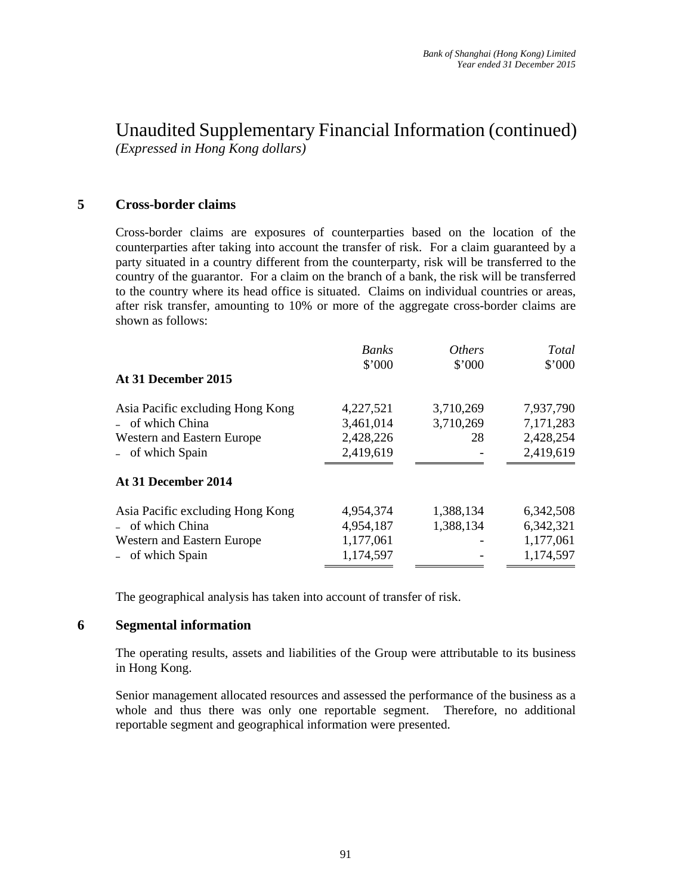# Unaudited Supplementary Financial Information (continued)

*(Expressed in Hong Kong dollars)*

## 5 Cross-border claims

Cross-border claims are exposures of counterparties based on the location of the counterparties after taking into account the transfer of risk. For a claim guaranteed by a party situated in a country different from the counterparty, risk will be transferred to the country of the guarantor. For a claim on the branch of a bank, the risk will be transferred to the country where its head office is situated. Claims on individual countries or areas, after risk transfer, amounting to 10% or more of the aggregate cross-border claims are shown as follows:

| | *Banks* $'000 | *Others* $'000 | *Total* $'000 |
|---|---|---|---|
| **At 31 December 2015** | | | |
| Asia Pacific excluding Hong Kong | 4,227,521 | 3,710,269 | 7,937,790 |
| – of which China | 3,461,014 | 3,710,269 | 7,171,283 |
| Western and Eastern Europe | 2,428,226 | 28 | 2,428,254 |
| – of which Spain | 2,419,619 | - | 2,419,619 |
| **At 31 December 2014** | | | |
| Asia Pacific excluding Hong Kong | 4,954,374 | 1,388,134 | 6,342,508 |
| – of which China | 4,954,187 | 1,388,134 | 6,342,321 |
| Western and Eastern Europe | 1,177,061 | - | 1,177,061 |
| – of which Spain | 1,174,597 | - | 1,174,597 |

The geographical analysis has taken into account of transfer of risk.

## 6 Segmental information

The operating results, assets and liabilities of the Group were attributable to its business in Hong Kong.

Senior management allocated resources and assessed the performance of the business as a whole and thus there was only one reportable segment. Therefore, no additional reportable segment and geographical information were presented.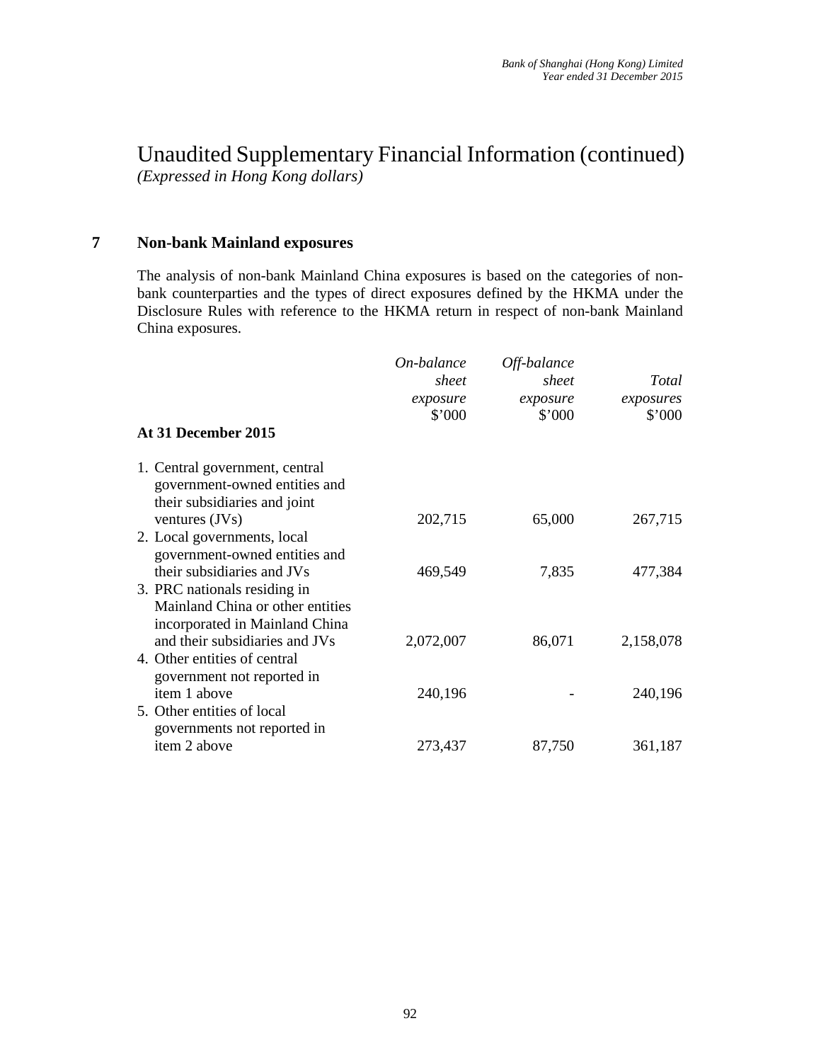# Unaudited Supplementary Financial Information (continued)

*(Expressed in Hong Kong dollars)*

## 7 Non-bank Mainland exposures

The analysis of non-bank Mainland China exposures is based on the categories of non-bank counterparties and the types of direct exposures defined by the HKMA under the Disclosure Rules with reference to the HKMA return in respect of non-bank Mainland China exposures.

| **At 31 December 2015** | *On-balance sheet exposure* $'000 | *Off-balance sheet exposure* $'000 | *Total exposures* $'000 |
|---|---|---|---|
| 1. Central government, central government-owned entities and their subsidiaries and joint ventures (JVs) | 202,715 | 65,000 | 267,715 |
| 2. Local governments, local government-owned entities and their subsidiaries and JVs | 469,549 | 7,835 | 477,384 |
| 3. PRC nationals residing in Mainland China or other entities incorporated in Mainland China and their subsidiaries and JVs | 2,072,007 | 86,071 | 2,158,078 |
| 4. Other entities of central government not reported in item 1 above | 240,196 | - | 240,196 |
| 5. Other entities of local governments not reported in item 2 above | 273,437 | 87,750 | 361,187 |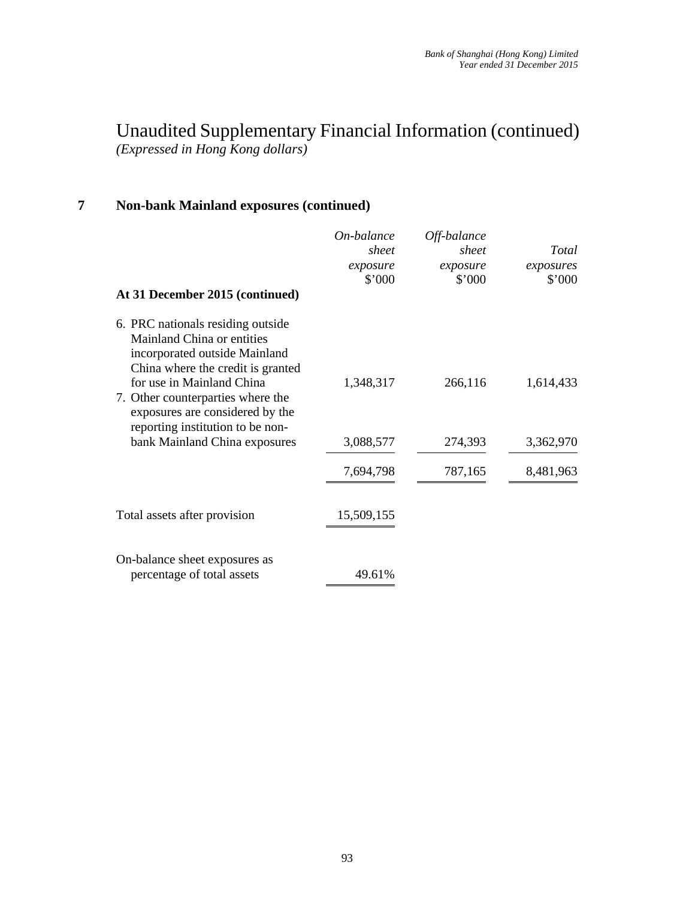# Unaudited Supplementary Financial Information (continued)

*(Expressed in Hong Kong dollars)*

## 7 Non-bank Mainland exposures (continued)

| | *On-balance sheet exposure* $'000 | *Off-balance sheet exposure* $'000 | *Total exposures* $'000 |
|---|---|---|---|
| **At 31 December 2015 (continued)** | | | |
| 6. PRC nationals residing outside Mainland China or entities incorporated outside Mainland China where the credit is granted for use in Mainland China | 1,348,317 | 266,116 | 1,614,433 |
| 7. Other counterparties where the exposures are considered by the reporting institution to be non-bank Mainland China exposures | 3,088,577 | 274,393 | 3,362,970 |
| | 7,694,798 | 787,165 | 8,481,963 |
| Total assets after provision | 15,509,155 | | |
| On-balance sheet exposures as percentage of total assets | 49.61% | | |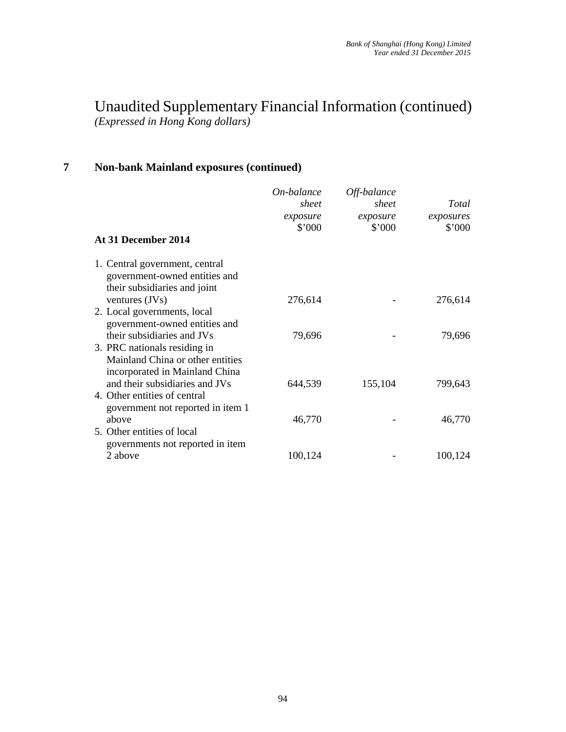# Unaudited Supplementary Financial Information (continued)

*(Expressed in Hong Kong dollars)*

## 7 Non-bank Mainland exposures (continued)

| At 31 December 2014 | *On-balance sheet exposure* $'000 | *Off-balance sheet exposure* $'000 | *Total exposures* $'000 |
|---|---|---|---|
| 1. Central government, central government-owned entities and their subsidiaries and joint ventures (JVs) | 276,614 | - | 276,614 |
| 2. Local governments, local government-owned entities and their subsidiaries and JVs | 79,696 | - | 79,696 |
| 3. PRC nationals residing in Mainland China or other entities incorporated in Mainland China and their subsidiaries and JVs | 644,539 | 155,104 | 799,643 |
| 4. Other entities of central government not reported in item 1 above | 46,770 | - | 46,770 |
| 5. Other entities of local governments not reported in item 2 above | 100,124 | - | 100,124 |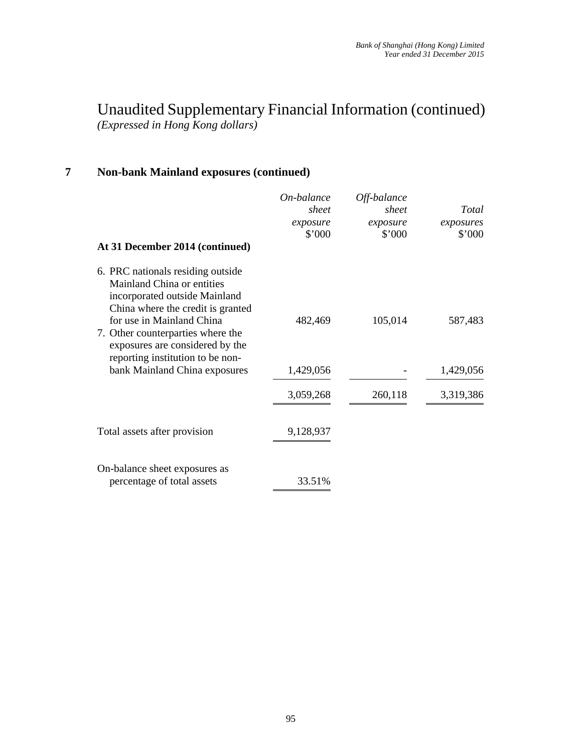# Unaudited Supplementary Financial Information (continued)

*(Expressed in Hong Kong dollars)*

## 7 Non-bank Mainland exposures (continued)

| | *On-balance sheet exposure* $'000 | *Off-balance sheet exposure* $'000 | *Total exposures* $'000 |
|---|---|---|---|
| **At 31 December 2014 (continued)** | | | |
| 6. PRC nationals residing outside Mainland China or entities incorporated outside Mainland China where the credit is granted for use in Mainland China | 482,469 | 105,014 | 587,483 |
| 7. Other counterparties where the exposures are considered by the reporting institution to be non-bank Mainland China exposures | 1,429,056 | - | 1,429,056 |
| | 3,059,268 | 260,118 | 3,319,386 |
| Total assets after provision | 9,128,937 | | |
| On-balance sheet exposures as percentage of total assets | 33.51% | | |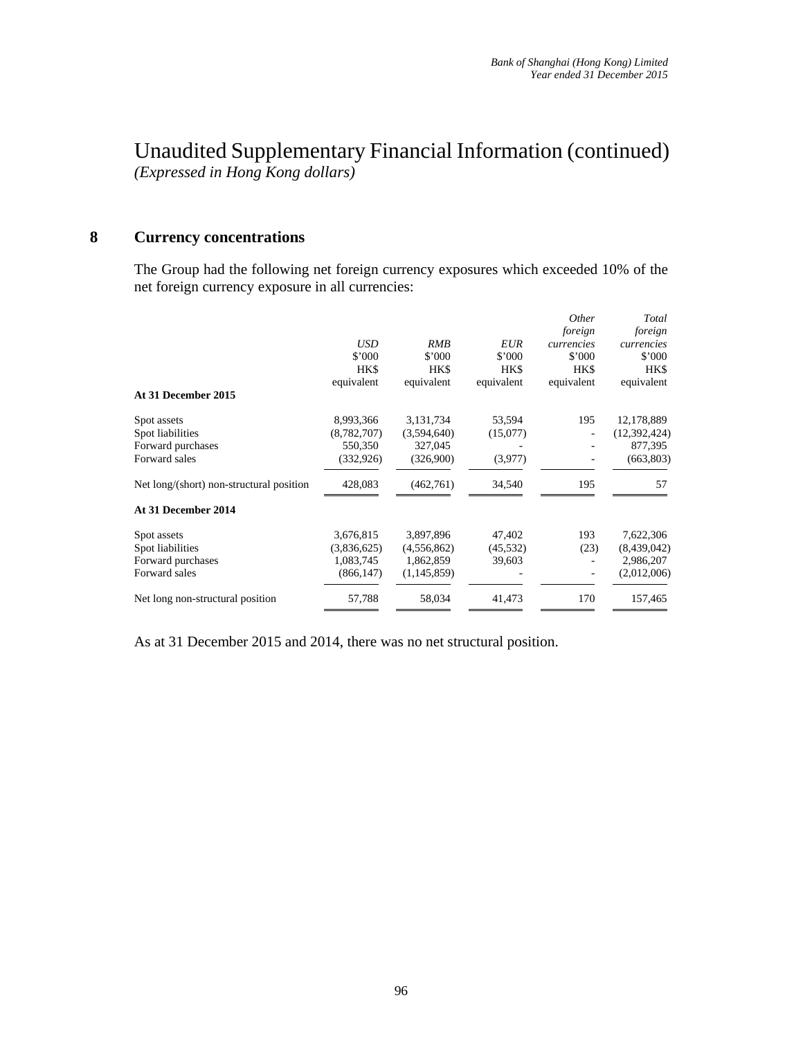# Unaudited Supplementary Financial Information (continued)

*(Expressed in Hong Kong dollars)*

## 8 Currency concentrations

The Group had the following net foreign currency exposures which exceeded 10% of the net foreign currency exposure in all currencies:

| | *USD* $'000 HK$ equivalent | *RMB* $'000 HK$ equivalent | *EUR* $'000 HK$ equivalent | *Other foreign currencies* $'000 HK$ equivalent | *Total foreign currencies* $'000 HK$ equivalent |
|---|---|---|---|---|---|
| **At 31 December 2015** | | | | | |
| Spot assets | 8,993,366 | 3,131,734 | 53,594 | 195 | 12,178,889 |
| Spot liabilities | (8,782,707) | (3,594,640) | (15,077) | - | (12,392,424) |
| Forward purchases | 550,350 | 327,045 | - | - | 877,395 |
| Forward sales | (332,926) | (326,900) | (3,977) | - | (663,803) |
| Net long/(short) non-structural position | 428,083 | (462,761) | 34,540 | 195 | 57 |
| **At 31 December 2014** | | | | | |
| Spot assets | 3,676,815 | 3,897,896 | 47,402 | 193 | 7,622,306 |
| Spot liabilities | (3,836,625) | (4,556,862) | (45,532) | (23) | (8,439,042) |
| Forward purchases | 1,083,745 | 1,862,859 | 39,603 | - | 2,986,207 |
| Forward sales | (866,147) | (1,145,859) | - | - | (2,012,006) |
| Net long non-structural position | 57,788 | 58,034 | 41,473 | 170 | 157,465 |

As at 31 December 2015 and 2014, there was no net structural position.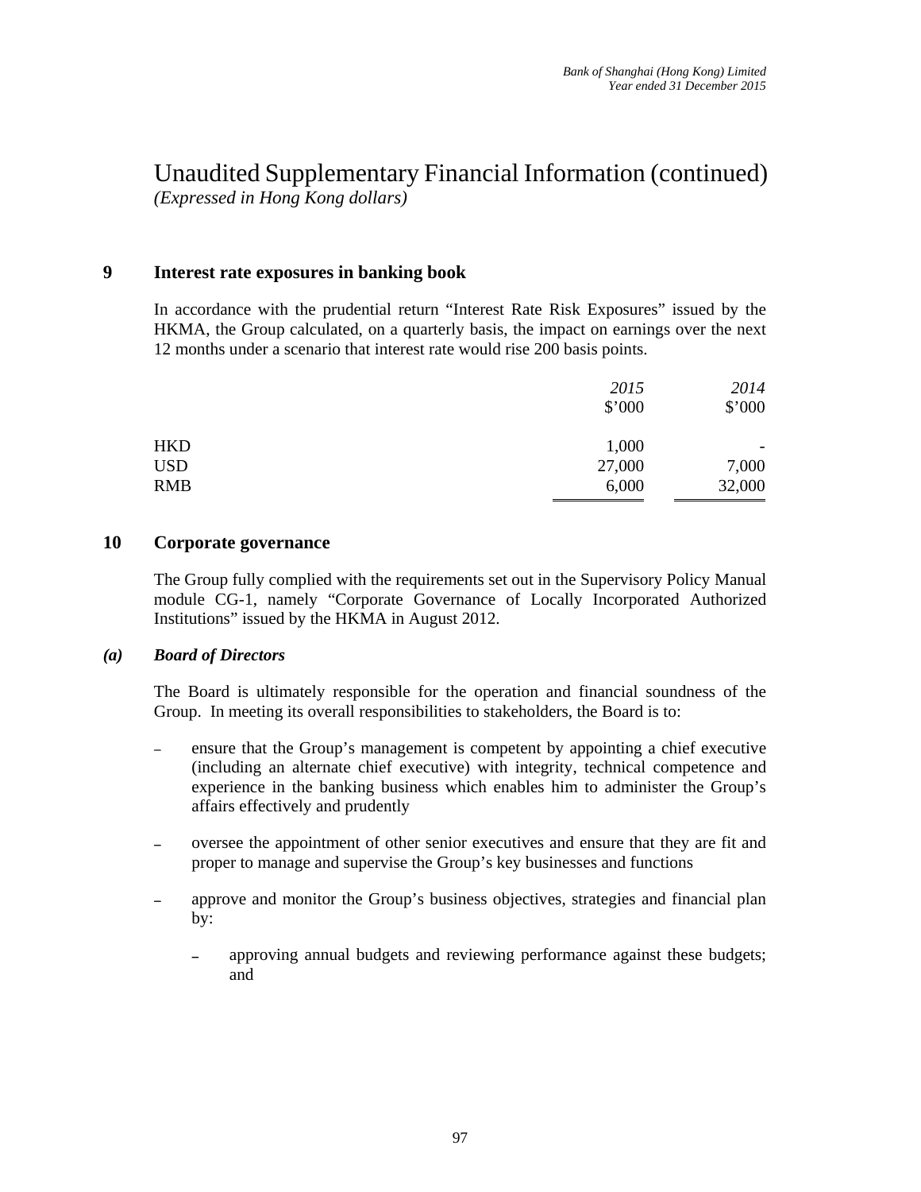# Unaudited Supplementary Financial Information (continued)

*(Expressed in Hong Kong dollars)*

## 9 Interest rate exposures in banking book

In accordance with the prudential return "Interest Rate Risk Exposures" issued by the HKMA, the Group calculated, on a quarterly basis, the impact on earnings over the next 12 months under a scenario that interest rate would rise 200 basis points.

| | *2015* | *2014* |
|---|---|---|
| | $'000 | $'000 |
| HKD | 1,000 | - |
| USD | 27,000 | 7,000 |
| RMB | 6,000 | 32,000 |

## 10 Corporate governance

The Group fully complied with the requirements set out in the Supervisory Policy Manual module CG-1, namely "Corporate Governance of Locally Incorporated Authorized Institutions" issued by the HKMA in August 2012.

### *(a) Board of Directors*

The Board is ultimately responsible for the operation and financial soundness of the Group. In meeting its overall responsibilities to stakeholders, the Board is to:

- ensure that the Group's management is competent by appointing a chief executive (including an alternate chief executive) with integrity, technical competence and experience in the banking business which enables him to administer the Group's affairs effectively and prudently
- oversee the appointment of other senior executives and ensure that they are fit and proper to manage and supervise the Group's key businesses and functions
- approve and monitor the Group's business objectives, strategies and financial plan by:
  - approving annual budgets and reviewing performance against these budgets; and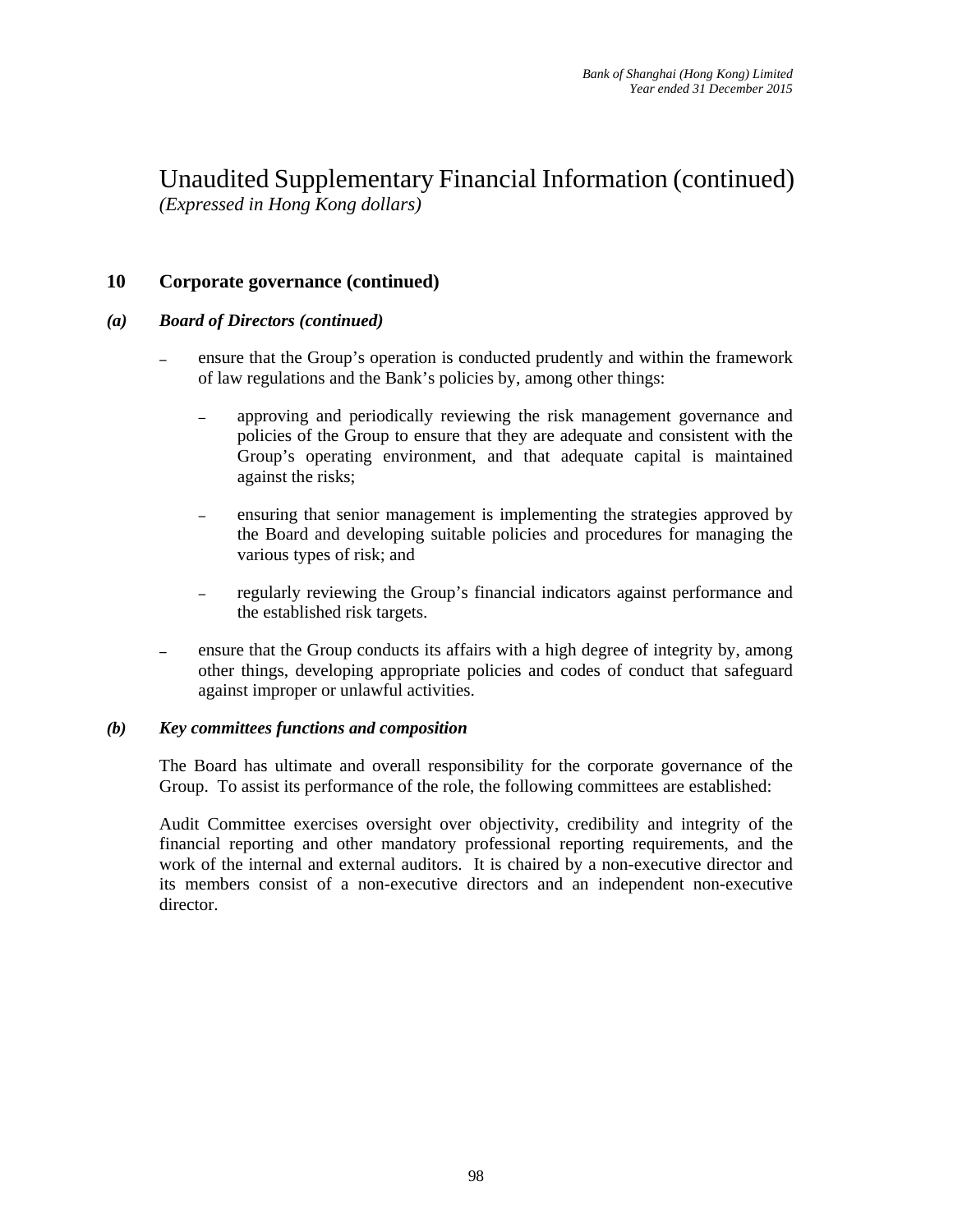# Unaudited Supplementary Financial Information (continued)

*(Expressed in Hong Kong dollars)*

## 10 Corporate governance (continued)

### *(a) Board of Directors (continued)*

- ensure that the Group's operation is conducted prudently and within the framework of law regulations and the Bank's policies by, among other things:
  - approving and periodically reviewing the risk management governance and policies of the Group to ensure that they are adequate and consistent with the Group's operating environment, and that adequate capital is maintained against the risks;
  - ensuring that senior management is implementing the strategies approved by the Board and developing suitable policies and procedures for managing the various types of risk; and
  - regularly reviewing the Group's financial indicators against performance and the established risk targets.
- ensure that the Group conducts its affairs with a high degree of integrity by, among other things, developing appropriate policies and codes of conduct that safeguard against improper or unlawful activities.

### *(b) Key committees functions and composition*

The Board has ultimate and overall responsibility for the corporate governance of the Group. To assist its performance of the role, the following committees are established:

Audit Committee exercises oversight over objectivity, credibility and integrity of the financial reporting and other mandatory professional reporting requirements, and the work of the internal and external auditors. It is chaired by a non-executive director and its members consist of a non-executive directors and an independent non-executive director.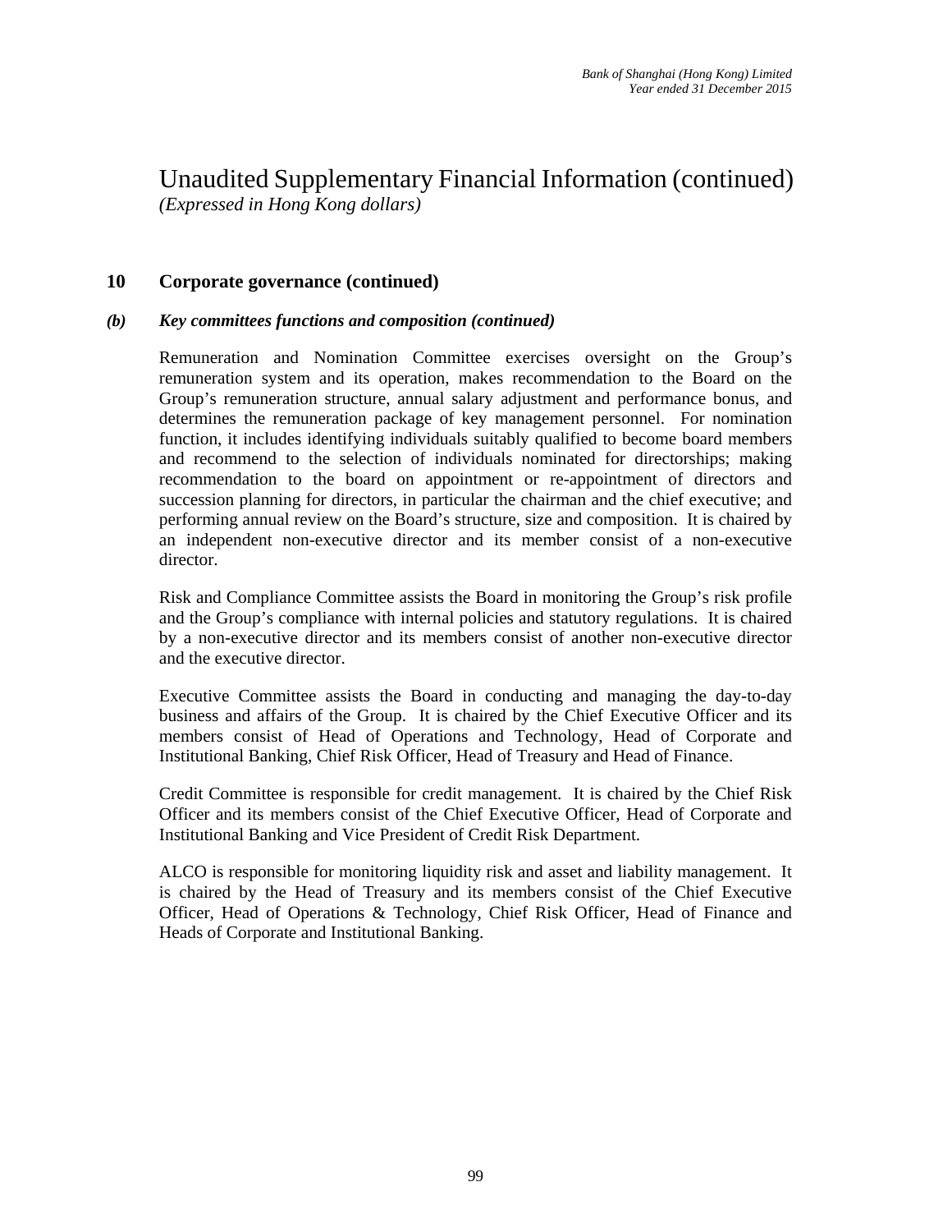# Unaudited Supplementary Financial Information (continued)

*(Expressed in Hong Kong dollars)*

## 10 Corporate governance (continued)

### *(b) Key committees functions and composition (continued)*

Remuneration and Nomination Committee exercises oversight on the Group's remuneration system and its operation, makes recommendation to the Board on the Group's remuneration structure, annual salary adjustment and performance bonus, and determines the remuneration package of key management personnel. For nomination function, it includes identifying individuals suitably qualified to become board members and recommend to the selection of individuals nominated for directorships; making recommendation to the board on appointment or re-appointment of directors and succession planning for directors, in particular the chairman and the chief executive; and performing annual review on the Board's structure, size and composition. It is chaired by an independent non-executive director and its member consist of a non-executive director.

Risk and Compliance Committee assists the Board in monitoring the Group's risk profile and the Group's compliance with internal policies and statutory regulations. It is chaired by a non-executive director and its members consist of another non-executive director and the executive director.

Executive Committee assists the Board in conducting and managing the day-to-day business and affairs of the Group. It is chaired by the Chief Executive Officer and its members consist of Head of Operations and Technology, Head of Corporate and Institutional Banking, Chief Risk Officer, Head of Treasury and Head of Finance.

Credit Committee is responsible for credit management. It is chaired by the Chief Risk Officer and its members consist of the Chief Executive Officer, Head of Corporate and Institutional Banking and Vice President of Credit Risk Department.

ALCO is responsible for monitoring liquidity risk and asset and liability management. It is chaired by the Head of Treasury and its members consist of the Chief Executive Officer, Head of Operations & Technology, Chief Risk Officer, Head of Finance and Heads of Corporate and Institutional Banking.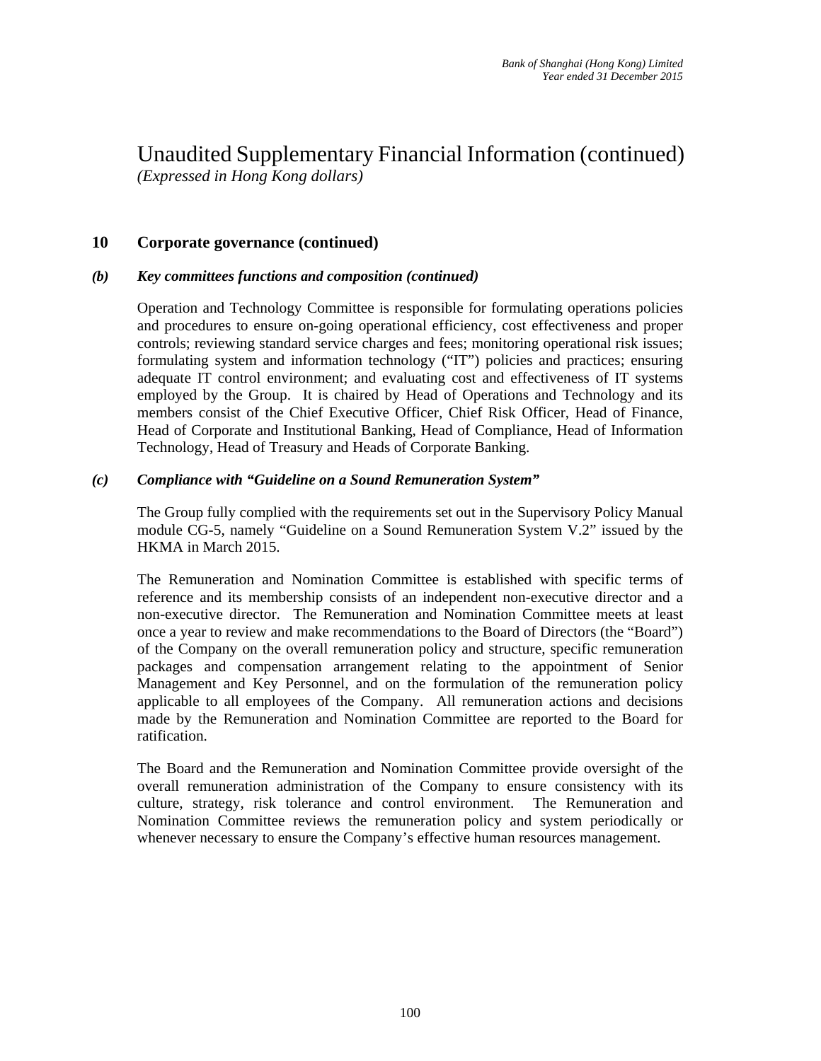# Unaudited Supplementary Financial Information (continued)

*(Expressed in Hong Kong dollars)*

## 10 Corporate governance (continued)

### *(b) Key committees functions and composition (continued)*

Operation and Technology Committee is responsible for formulating operations policies and procedures to ensure on-going operational efficiency, cost effectiveness and proper controls; reviewing standard service charges and fees; monitoring operational risk issues; formulating system and information technology ("IT") policies and practices; ensuring adequate IT control environment; and evaluating cost and effectiveness of IT systems employed by the Group. It is chaired by Head of Operations and Technology and its members consist of the Chief Executive Officer, Chief Risk Officer, Head of Finance, Head of Corporate and Institutional Banking, Head of Compliance, Head of Information Technology, Head of Treasury and Heads of Corporate Banking.

### *(c) Compliance with "Guideline on a Sound Remuneration System"*

The Group fully complied with the requirements set out in the Supervisory Policy Manual module CG-5, namely "Guideline on a Sound Remuneration System V.2" issued by the HKMA in March 2015.

The Remuneration and Nomination Committee is established with specific terms of reference and its membership consists of an independent non-executive director and a non-executive director. The Remuneration and Nomination Committee meets at least once a year to review and make recommendations to the Board of Directors (the "Board") of the Company on the overall remuneration policy and structure, specific remuneration packages and compensation arrangement relating to the appointment of Senior Management and Key Personnel, and on the formulation of the remuneration policy applicable to all employees of the Company. All remuneration actions and decisions made by the Remuneration and Nomination Committee are reported to the Board for ratification.

The Board and the Remuneration and Nomination Committee provide oversight of the overall remuneration administration of the Company to ensure consistency with its culture, strategy, risk tolerance and control environment. The Remuneration and Nomination Committee reviews the remuneration policy and system periodically or whenever necessary to ensure the Company's effective human resources management.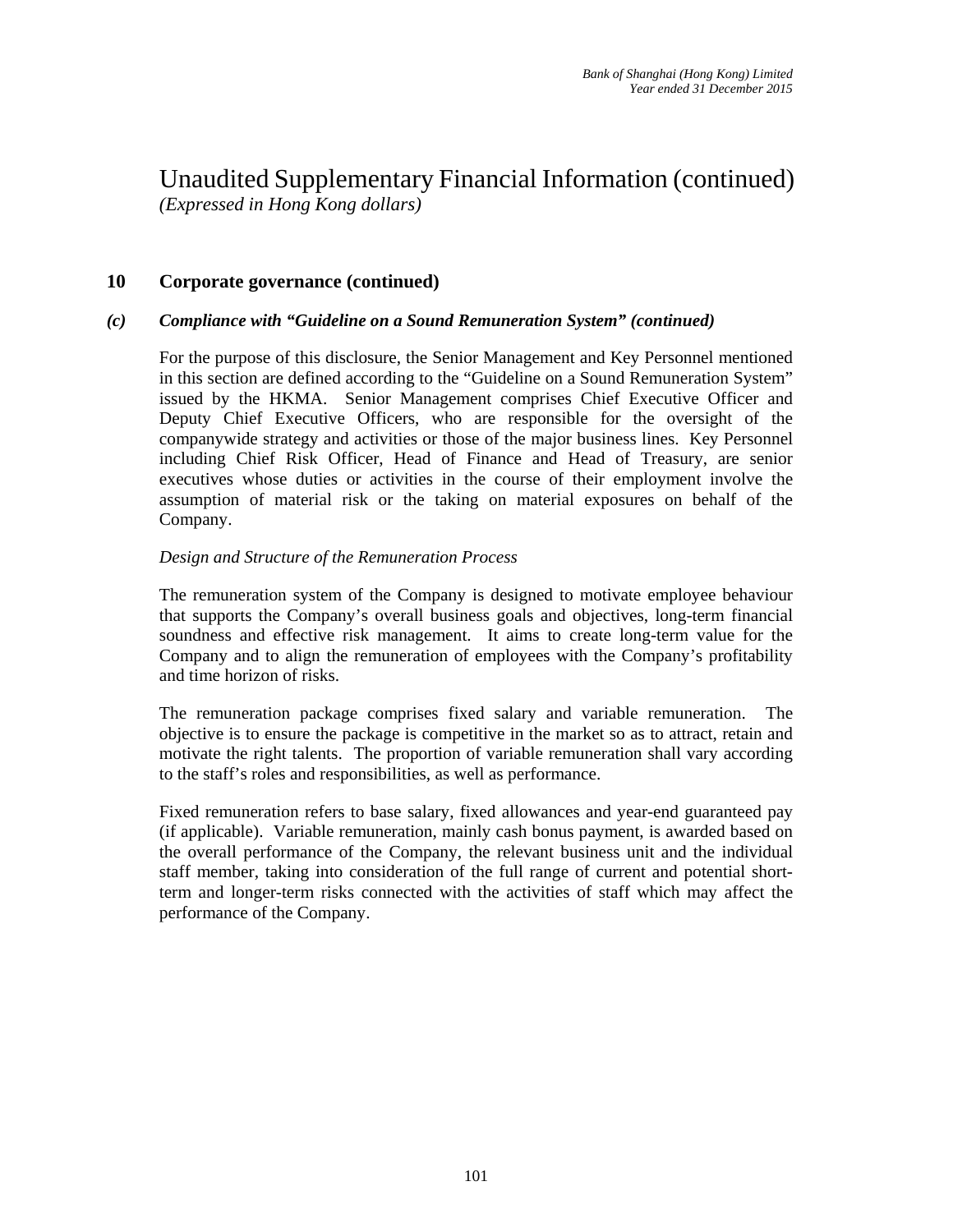# Unaudited Supplementary Financial Information (continued)

*(Expressed in Hong Kong dollars)*

## 10 Corporate governance (continued)

### *(c) Compliance with "Guideline on a Sound Remuneration System" (continued)*

For the purpose of this disclosure, the Senior Management and Key Personnel mentioned in this section are defined according to the "Guideline on a Sound Remuneration System" issued by the HKMA. Senior Management comprises Chief Executive Officer and Deputy Chief Executive Officers, who are responsible for the oversight of the companywide strategy and activities or those of the major business lines. Key Personnel including Chief Risk Officer, Head of Finance and Head of Treasury, are senior executives whose duties or activities in the course of their employment involve the assumption of material risk or the taking on material exposures on behalf of the Company.

*Design and Structure of the Remuneration Process*

The remuneration system of the Company is designed to motivate employee behaviour that supports the Company's overall business goals and objectives, long-term financial soundness and effective risk management. It aims to create long-term value for the Company and to align the remuneration of employees with the Company's profitability and time horizon of risks.

The remuneration package comprises fixed salary and variable remuneration. The objective is to ensure the package is competitive in the market so as to attract, retain and motivate the right talents. The proportion of variable remuneration shall vary according to the staff's roles and responsibilities, as well as performance.

Fixed remuneration refers to base salary, fixed allowances and year-end guaranteed pay (if applicable). Variable remuneration, mainly cash bonus payment, is awarded based on the overall performance of the Company, the relevant business unit and the individual staff member, taking into consideration of the full range of current and potential short-term and longer-term risks connected with the activities of staff which may affect the performance of the Company.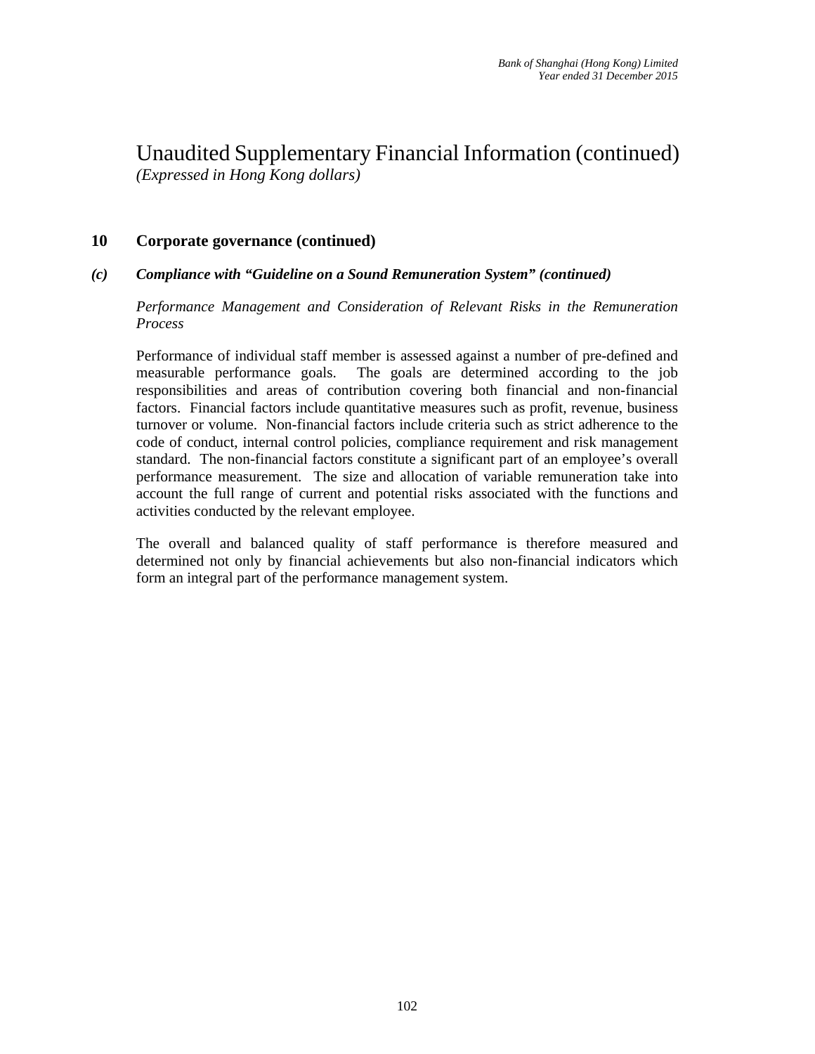# Unaudited Supplementary Financial Information (continued)

*(Expressed in Hong Kong dollars)*

## 10 Corporate governance (continued)

### *(c) Compliance with "Guideline on a Sound Remuneration System" (continued)*

*Performance Management and Consideration of Relevant Risks in the Remuneration Process*

Performance of individual staff member is assessed against a number of pre-defined and measurable performance goals. The goals are determined according to the job responsibilities and areas of contribution covering both financial and non-financial factors. Financial factors include quantitative measures such as profit, revenue, business turnover or volume. Non-financial factors include criteria such as strict adherence to the code of conduct, internal control policies, compliance requirement and risk management standard. The non-financial factors constitute a significant part of an employee's overall performance measurement. The size and allocation of variable remuneration take into account the full range of current and potential risks associated with the functions and activities conducted by the relevant employee.

The overall and balanced quality of staff performance is therefore measured and determined not only by financial achievements but also non-financial indicators which form an integral part of the performance management system.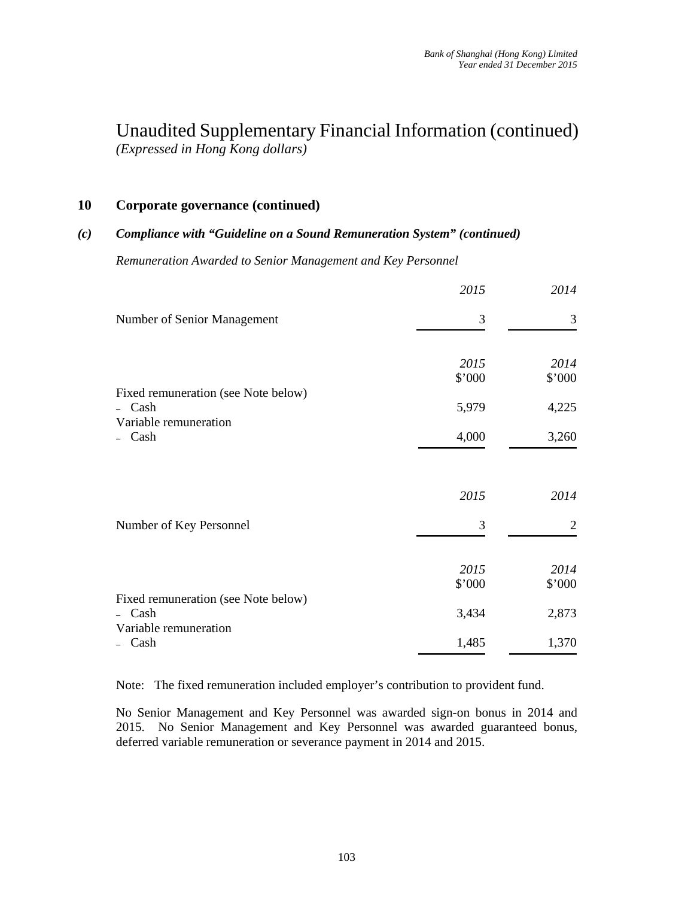# Unaudited Supplementary Financial Information (continued)

*(Expressed in Hong Kong dollars)*

## 10 Corporate governance (continued)

### *(c) Compliance with "Guideline on a Sound Remuneration System" (continued)*

*Remuneration Awarded to Senior Management and Key Personnel*

| | *2015* | *2014* |
|---|---|---|
| Number of Senior Management | 3 | 3 |

| | *2015* $'000 | *2014* $'000 |
|---|---|---|
| Fixed remuneration (see Note below) | | |
| – Cash | 5,979 | 4,225 |
| Variable remuneration | | |
| – Cash | 4,000 | 3,260 |

| | *2015* | *2014* |
|---|---|---|
| Number of Key Personnel | 3 | 2 |

| | *2015* $'000 | *2014* $'000 |
|---|---|---|
| Fixed remuneration (see Note below) | | |
| – Cash | 3,434 | 2,873 |
| Variable remuneration | | |
| – Cash | 1,485 | 1,370 |

Note: The fixed remuneration included employer's contribution to provident fund.

No Senior Management and Key Personnel was awarded sign-on bonus in 2014 and 2015. No Senior Management and Key Personnel was awarded guaranteed bonus, deferred variable remuneration or severance payment in 2014 and 2015.